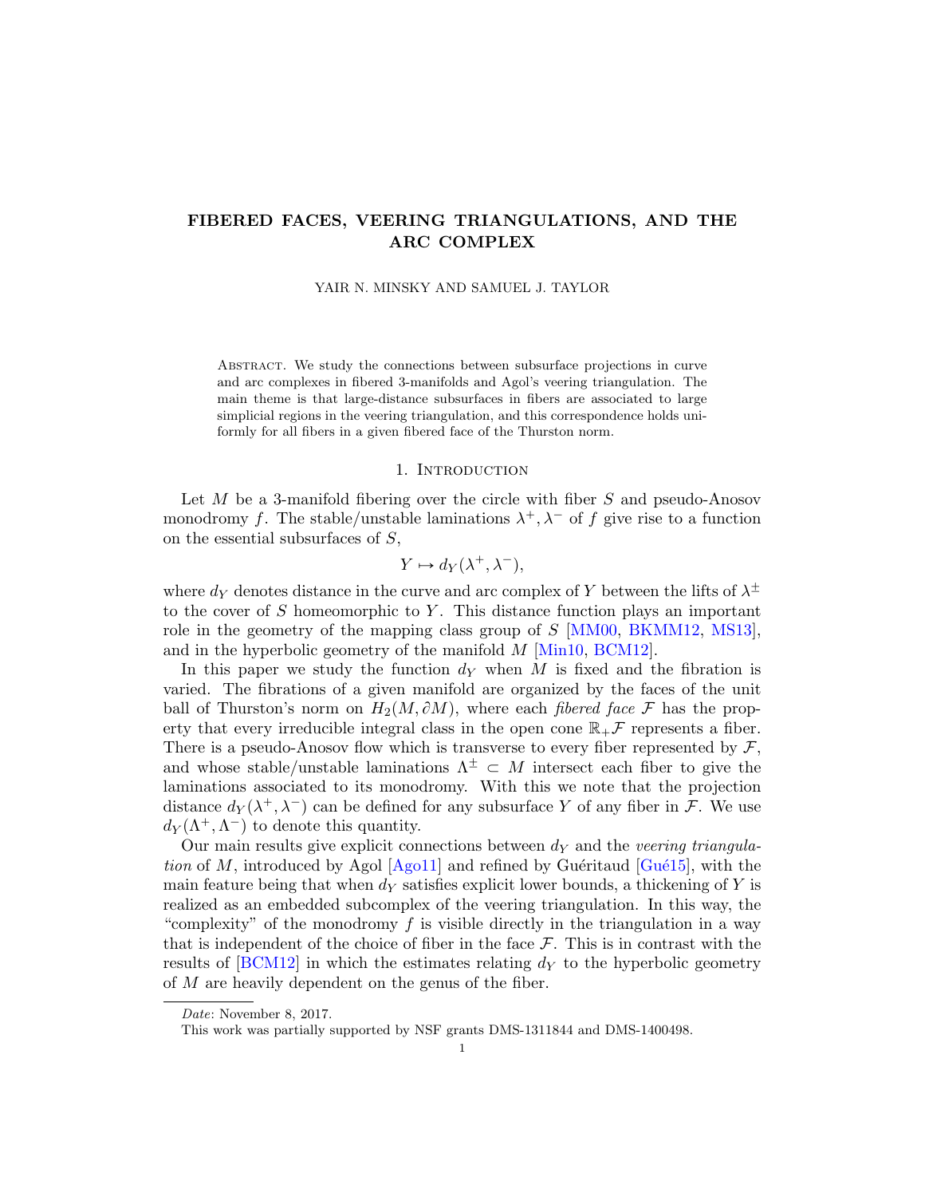# FIBERED FACES, VEERING TRIANGULATIONS, AND THE ARC COMPLEX

YAIR N. MINSKY AND SAMUEL J. TAYLOR

Abstract. We study the connections between subsurface projections in curve and arc complexes in fibered 3-manifolds and Agol's veering triangulation. The main theme is that large-distance subsurfaces in fibers are associated to large simplicial regions in the veering triangulation, and this correspondence holds uniformly for all fibers in a given fibered face of the Thurston norm.

## 1. Introduction

Let $M$ be a 3-manifold fibering over the circle with fiber $S$ and pseudo-Anosov monodromy $f$. The stable/unstable laminations $\lambda^+, \lambda^-$ of $f$ give rise to a function on the essential subsurfaces of $S$,

$$Y \mapsto d_Y(\lambda^+, \lambda^-),$$

where $d_Y$ denotes distance in the curve and arc complex of $Y$ between the lifts of $\lambda^\pm$ to the cover of $S$ homeomorphic to $Y$. This distance function plays an important role in the geometry of the mapping class group of $S$ [MM00, BKMM12, MS13], and in the hyperbolic geometry of the manifold $M$ [Min10, BCM12].

In this paper we study the function $d_Y$ when $M$ is fixed and the fibration is varied. The fibrations of a given manifold are organized by the faces of the unit ball of Thurston's norm on $H_2(M, \partial M)$, where each *fibered face* $\mathcal{F}$ has the property that every irreducible integral class in the open cone $\mathbb{R}_+\mathcal{F}$ represents a fiber. There is a pseudo-Anosov flow which is transverse to every fiber represented by $\mathcal{F}$, and whose stable/unstable laminations $\Lambda^\pm \subset M$ intersect each fiber to give the laminations associated to its monodromy. With this we note that the projection distance $d_Y(\lambda^+, \lambda^-)$ can be defined for any subsurface $Y$ of any fiber in $\mathcal{F}$. We use $d_Y(\Lambda^+, \Lambda^-)$ to denote this quantity.

Our main results give explicit connections between $d_Y$ and the *veering triangulation* of $M$, introduced by Agol [Ago11] and refined by Guéritaud [Gué15], with the main feature being that when $d_Y$ satisfies explicit lower bounds, a thickening of $Y$ is realized as an embedded subcomplex of the veering triangulation. In this way, the "complexity" of the monodromy $f$ is visible directly in the triangulation in a way that is independent of the choice of fiber in the face $\mathcal{F}$. This is in contrast with the results of [BCM12] in which the estimates relating $d_Y$ to the hyperbolic geometry of $M$ are heavily dependent on the genus of the fiber.

*Date*: November 8, 2017.

This work was partially supported by NSF grants DMS-1311844 and DMS-1400498.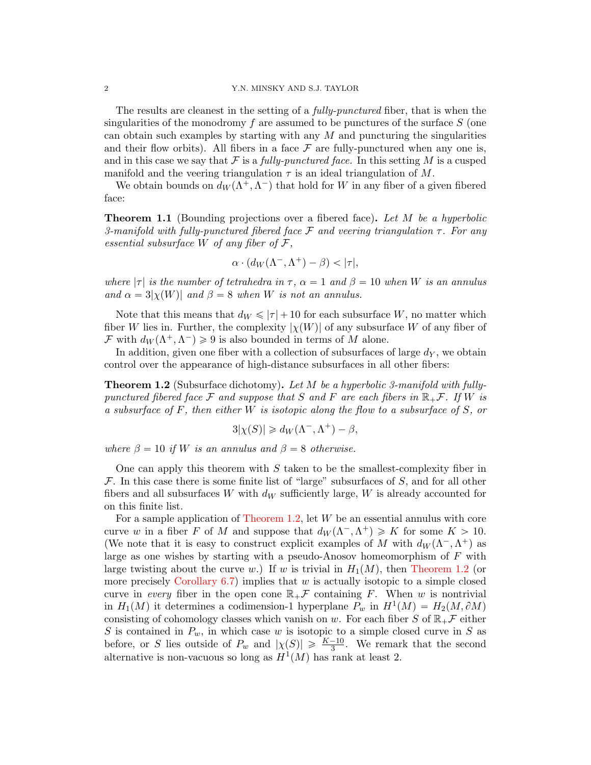The results are cleanest in the setting of a *fully-punctured* fiber, that is when the singularities of the monodromy $f$ are assumed to be punctures of the surface $S$ (one can obtain such examples by starting with any $M$ and puncturing the singularities and their flow orbits). All fibers in a face $\mathcal{F}$ are fully-punctured when any one is, and in this case we say that $\mathcal{F}$ is a *fully-punctured face.* In this setting $M$ is a cusped manifold and the veering triangulation $\tau$ is an ideal triangulation of $M$.

We obtain bounds on $d_W(\Lambda^+, \Lambda^-)$ that hold for $W$ in any fiber of a given fibered face:

**Theorem 1.1** (Bounding projections over a fibered face)**.** *Let $M$ be a hyperbolic 3-manifold with fully-punctured fibered face $\mathcal{F}$ and veering triangulation $\tau$. For any essential subsurface $W$ of any fiber of $\mathcal{F}$,*

$$\alpha \cdot (d_W(\Lambda^-, \Lambda^+) - \beta) < |\tau|,$$

*where $|\tau|$ is the number of tetrahedra in $\tau$, $\alpha = 1$ and $\beta = 10$ when $W$ is an annulus and $\alpha = 3|\chi(W)|$ and $\beta = 8$ when $W$ is not an annulus.*

Note that this means that $d_W \leqslant |\tau| + 10$ for each subsurface $W$, no matter which fiber $W$ lies in. Further, the complexity $|\chi(W)|$ of any subsurface $W$ of any fiber of $\mathcal{F}$ with $d_W(\Lambda^+, \Lambda^-) \geqslant 9$ is also bounded in terms of $M$ alone.

In addition, given one fiber with a collection of subsurfaces of large $d_Y$, we obtain control over the appearance of high-distance subsurfaces in all other fibers:

**Theorem 1.2** (Subsurface dichotomy)**.** *Let $M$ be a hyperbolic 3-manifold with fully-punctured fibered face $\mathcal{F}$ and suppose that $S$ and $F$ are each fibers in $\mathbb{R}_+\mathcal{F}$. If $W$ is a subsurface of $F$, then either $W$ is isotopic along the flow to a subsurface of $S$, or*

$$3|\chi(S)| \geqslant d_W(\Lambda^-, \Lambda^+) - \beta,$$

*where $\beta = 10$ if $W$ is an annulus and $\beta = 8$ otherwise.*

One can apply this theorem with $S$ taken to be the smallest-complexity fiber in $\mathcal{F}$. In this case there is some finite list of "large" subsurfaces of $S$, and for all other fibers and all subsurfaces $W$ with $d_W$ sufficiently large, $W$ is already accounted for on this finite list.

For a sample application of Theorem 1.2, let $W$ be an essential annulus with core curve $w$ in a fiber $F$ of $M$ and suppose that $d_W(\Lambda^-, \Lambda^+) \geqslant K$ for some $K > 10$. (We note that it is easy to construct explicit examples of $M$ with $d_W(\Lambda^-, \Lambda^+)$ as large as one wishes by starting with a pseudo-Anosov homeomorphism of $F$ with large twisting about the curve $w$.) If $w$ is trivial in $H_1(M)$, then Theorem 1.2 (or more precisely Corollary 6.7) implies that $w$ is actually isotopic to a simple closed curve in *every* fiber in the open cone $\mathbb{R}_+\mathcal{F}$ containing $F$. When $w$ is nontrivial in $H_1(M)$ it determines a codimension-1 hyperplane $P_w$ in $H^1(M) = H_2(M, \partial M)$ consisting of cohomology classes which vanish on $w$. For each fiber $S$ of $\mathbb{R}_+\mathcal{F}$ either $S$ is contained in $P_w$, in which case $w$ is isotopic to a simple closed curve in $S$ as before, or $S$ lies outside of $P_w$ and $|\chi(S)| \geqslant \frac{K-10}{3}$. We remark that the second alternative is non-vacuous so long as $H^1(M)$ has rank at least 2.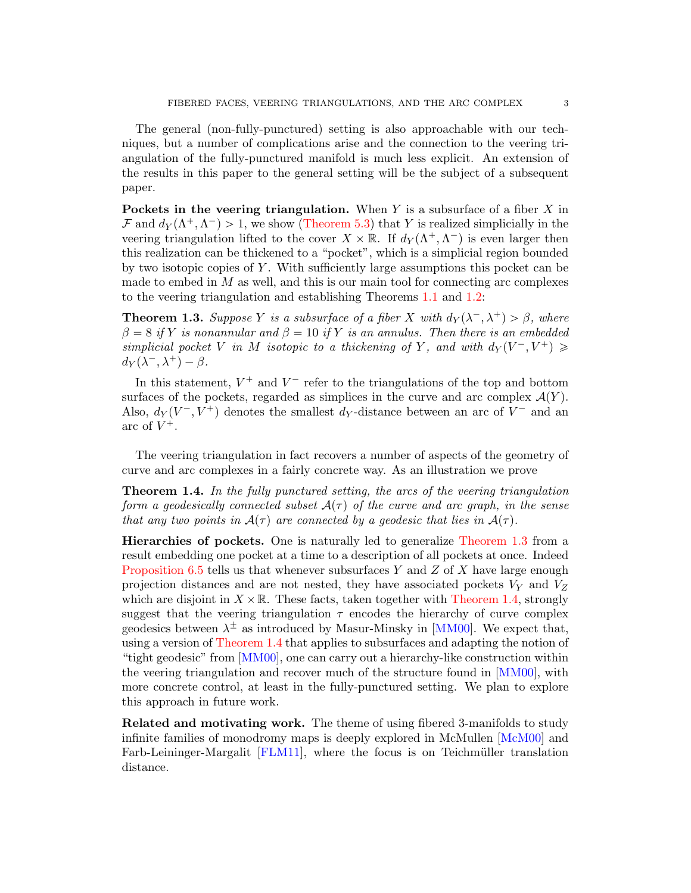The general (non-fully-punctured) setting is also approachable with our techniques, but a number of complications arise and the connection to the veering triangulation of the fully-punctured manifold is much less explicit. An extension of the results in this paper to the general setting will be the subject of a subsequent paper.

**Pockets in the veering triangulation.** When $Y$ is a subsurface of a fiber $X$ in $\mathcal{F}$ and $d_Y(\Lambda^+, \Lambda^-) > 1$, we show (Theorem 5.3) that $Y$ is realized simplicially in the veering triangulation lifted to the cover $X \times \mathbb{R}$. If $d_Y(\Lambda^+, \Lambda^-)$ is even larger then this realization can be thickened to a "pocket", which is a simplicial region bounded by two isotopic copies of $Y$. With sufficiently large assumptions this pocket can be made to embed in $M$ as well, and this is our main tool for connecting arc complexes to the veering triangulation and establishing Theorems 1.1 and 1.2:

**Theorem 1.3.** *Suppose $Y$ is a subsurface of a fiber $X$ with $d_Y(\lambda^-, \lambda^+) > \beta$, where $\beta = 8$ if $Y$ is nonannular and $\beta = 10$ if $Y$ is an annulus. Then there is an embedded simplicial pocket $V$ in $M$ isotopic to a thickening of $Y$, and with $d_Y(V^-, V^+) \geqslant d_Y(\lambda^-, \lambda^+) - \beta$.*

In this statement, $V^+$ and $V^-$ refer to the triangulations of the top and bottom surfaces of the pockets, regarded as simplices in the curve and arc complex $\mathcal{A}(Y)$. Also, $d_Y(V^-, V^+)$ denotes the smallest $d_Y$-distance between an arc of $V^-$ and an arc of $V^+$.

The veering triangulation in fact recovers a number of aspects of the geometry of curve and arc complexes in a fairly concrete way. As an illustration we prove

**Theorem 1.4.** *In the fully punctured setting, the arcs of the veering triangulation form a geodesically connected subset $\mathcal{A}(\tau)$ of the curve and arc graph, in the sense that any two points in $\mathcal{A}(\tau)$ are connected by a geodesic that lies in $\mathcal{A}(\tau)$.*

**Hierarchies of pockets.** One is naturally led to generalize Theorem 1.3 from a result embedding one pocket at a time to a description of all pockets at once. Indeed Proposition 6.5 tells us that whenever subsurfaces $Y$ and $Z$ of $X$ have large enough projection distances and are not nested, they have associated pockets $V_Y$ and $V_Z$ which are disjoint in $X \times \mathbb{R}$. These facts, taken together with Theorem 1.4, strongly suggest that the veering triangulation $\tau$ encodes the hierarchy of curve complex geodesics between $\lambda^\pm$ as introduced by Masur-Minsky in [MM00]. We expect that, using a version of Theorem 1.4 that applies to subsurfaces and adapting the notion of "tight geodesic" from [MM00], one can carry out a hierarchy-like construction within the veering triangulation and recover much of the structure found in [MM00], with more concrete control, at least in the fully-punctured setting. We plan to explore this approach in future work.

**Related and motivating work.** The theme of using fibered 3-manifolds to study infinite families of monodromy maps is deeply explored in McMullen [McM00] and Farb-Leininger-Margalit [FLM11], where the focus is on Teichmüller translation distance.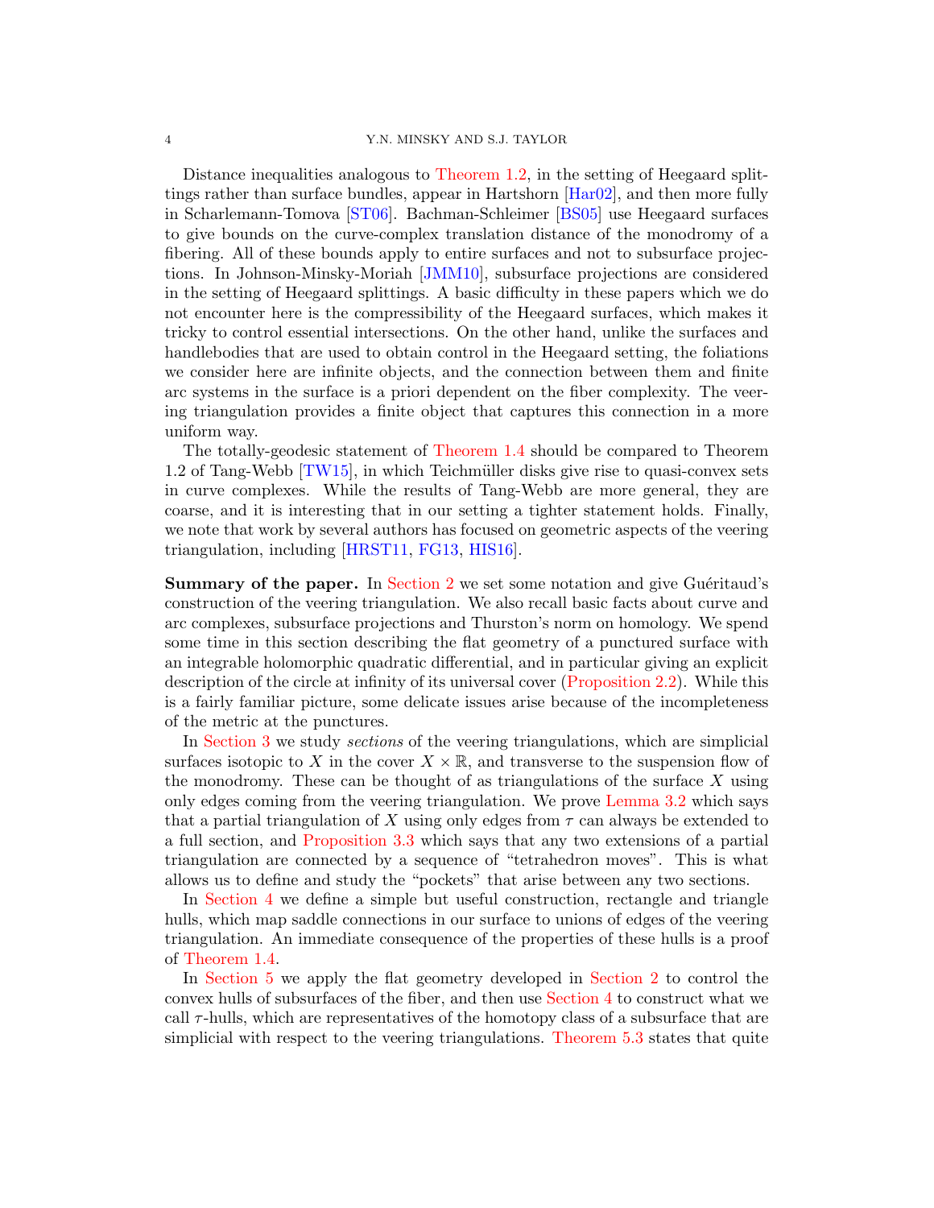Distance inequalities analogous to Theorem 1.2, in the setting of Heegaard splittings rather than surface bundles, appear in Hartshorn [Har02], and then more fully in Scharlemann-Tomova [ST06]. Bachman-Schleimer [BS05] use Heegaard surfaces to give bounds on the curve-complex translation distance of the monodromy of a fibering. All of these bounds apply to entire surfaces and not to subsurface projections. In Johnson-Minsky-Moriah [JMM10], subsurface projections are considered in the setting of Heegaard splittings. A basic difficulty in these papers which we do not encounter here is the compressibility of the Heegaard surfaces, which makes it tricky to control essential intersections. On the other hand, unlike the surfaces and handlebodies that are used to obtain control in the Heegaard setting, the foliations we consider here are infinite objects, and the connection between them and finite arc systems in the surface is a priori dependent on the fiber complexity. The veering triangulation provides a finite object that captures this connection in a more uniform way.

The totally-geodesic statement of Theorem 1.4 should be compared to Theorem 1.2 of Tang-Webb [TW15], in which Teichmüller disks give rise to quasi-convex sets in curve complexes. While the results of Tang-Webb are more general, they are coarse, and it is interesting that in our setting a tighter statement holds. Finally, we note that work by several authors has focused on geometric aspects of the veering triangulation, including [HRST11, FG13, HIS16].

**Summary of the paper.** In Section 2 we set some notation and give Guéritaud's construction of the veering triangulation. We also recall basic facts about curve and arc complexes, subsurface projections and Thurston's norm on homology. We spend some time in this section describing the flat geometry of a punctured surface with an integrable holomorphic quadratic differential, and in particular giving an explicit description of the circle at infinity of its universal cover (Proposition 2.2). While this is a fairly familiar picture, some delicate issues arise because of the incompleteness of the metric at the punctures.

In Section 3 we study *sections* of the veering triangulations, which are simplicial surfaces isotopic to $X$ in the cover $X \times \mathbb{R}$, and transverse to the suspension flow of the monodromy. These can be thought of as triangulations of the surface $X$ using only edges coming from the veering triangulation. We prove Lemma 3.2 which says that a partial triangulation of $X$ using only edges from $\tau$ can always be extended to a full section, and Proposition 3.3 which says that any two extensions of a partial triangulation are connected by a sequence of "tetrahedron moves". This is what allows us to define and study the "pockets" that arise between any two sections.

In Section 4 we define a simple but useful construction, rectangle and triangle hulls, which map saddle connections in our surface to unions of edges of the veering triangulation. An immediate consequence of the properties of these hulls is a proof of Theorem 1.4.

In Section 5 we apply the flat geometry developed in Section 2 to control the convex hulls of subsurfaces of the fiber, and then use Section 4 to construct what we call $\tau$-hulls, which are representatives of the homotopy class of a subsurface that are simplicial with respect to the veering triangulations. Theorem 5.3 states that quite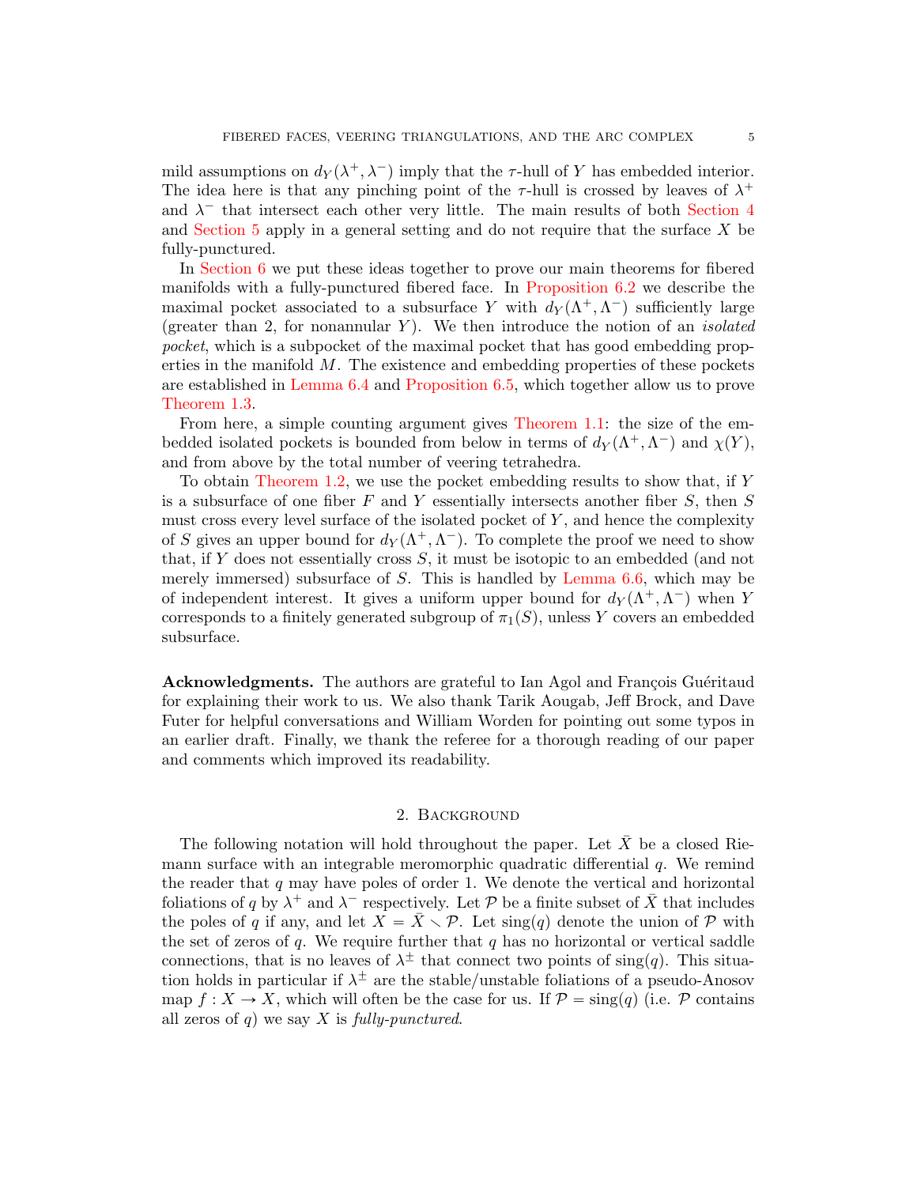mild assumptions on $d_Y(\lambda^+, \lambda^-)$ imply that the $\tau$-hull of $Y$ has embedded interior. The idea here is that any pinching point of the $\tau$-hull is crossed by leaves of $\lambda^+$ and $\lambda^-$ that intersect each other very little. The main results of both Section 4 and Section 5 apply in a general setting and do not require that the surface $X$ be fully-punctured.

In Section 6 we put these ideas together to prove our main theorems for fibered manifolds with a fully-punctured fibered face. In Proposition 6.2 we describe the maximal pocket associated to a subsurface $Y$ with $d_Y(\Lambda^+, \Lambda^-)$ sufficiently large (greater than 2, for nonannular $Y$). We then introduce the notion of an *isolated pocket*, which is a subpocket of the maximal pocket that has good embedding properties in the manifold $M$. The existence and embedding properties of these pockets are established in Lemma 6.4 and Proposition 6.5, which together allow us to prove Theorem 1.3.

From here, a simple counting argument gives Theorem 1.1: the size of the embedded isolated pockets is bounded from below in terms of $d_Y(\Lambda^+, \Lambda^-)$ and $\chi(Y)$, and from above by the total number of veering tetrahedra.

To obtain Theorem 1.2, we use the pocket embedding results to show that, if $Y$ is a subsurface of one fiber $F$ and $Y$ essentially intersects another fiber $S$, then $S$ must cross every level surface of the isolated pocket of $Y$, and hence the complexity of $S$ gives an upper bound for $d_Y(\Lambda^+, \Lambda^-)$. To complete the proof we need to show that, if $Y$ does not essentially cross $S$, it must be isotopic to an embedded (and not merely immersed) subsurface of $S$. This is handled by Lemma 6.6, which may be of independent interest. It gives a uniform upper bound for $d_Y(\Lambda^+, \Lambda^-)$ when $Y$ corresponds to a finitely generated subgroup of $\pi_1(S)$, unless $Y$ covers an embedded subsurface.

**Acknowledgments.** The authors are grateful to Ian Agol and François Guéritaud for explaining their work to us. We also thank Tarik Aougab, Jeff Brock, and Dave Futer for helpful conversations and William Worden for pointing out some typos in an earlier draft. Finally, we thank the referee for a thorough reading of our paper and comments which improved its readability.

## 2. Background

The following notation will hold throughout the paper. Let $\bar{X}$ be a closed Riemann surface with an integrable meromorphic quadratic differential $q$. We remind the reader that $q$ may have poles of order 1. We denote the vertical and horizontal foliations of $q$ by $\lambda^+$ and $\lambda^-$ respectively. Let $\mathcal{P}$ be a finite subset of $\bar{X}$ that includes the poles of $q$ if any, and let $X = \bar{X} \smallsetminus \mathcal{P}$. Let $\mathrm{sing}(q)$ denote the union of $\mathcal{P}$ with the set of zeros of $q$. We require further that $q$ has no horizontal or vertical saddle connections, that is no leaves of $\lambda^\pm$ that connect two points of $\mathrm{sing}(q)$. This situation holds in particular if $\lambda^\pm$ are the stable/unstable foliations of a pseudo-Anosov map $f : X \to X$, which will often be the case for us. If $\mathcal{P} = \mathrm{sing}(q)$ (i.e. $\mathcal{P}$ contains all zeros of $q$) we say $X$ is *fully-punctured*.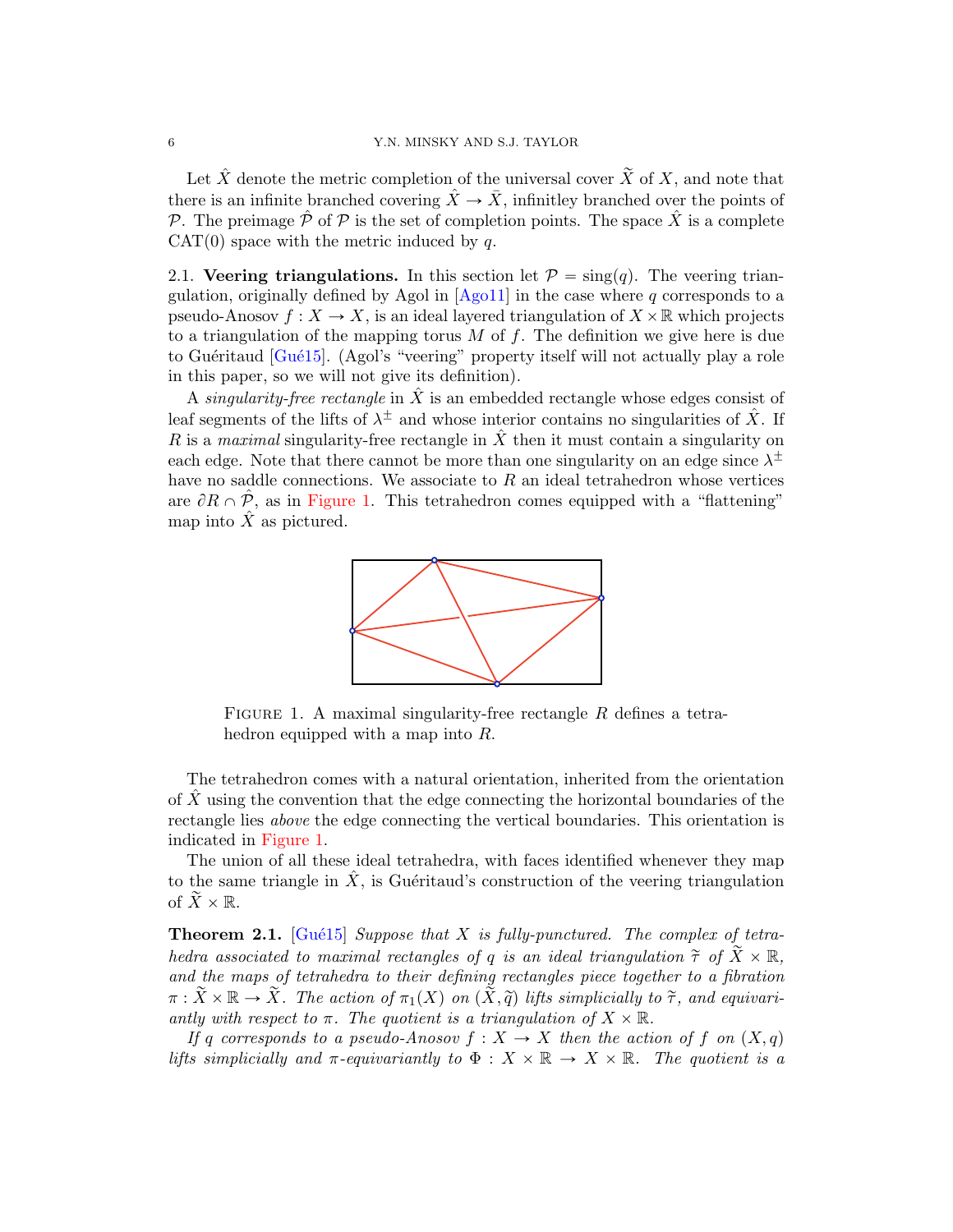Let $\hat{X}$ denote the metric completion of the universal cover $\widetilde{X}$ of $X$, and note that there is an infinite branched covering $\hat{X} \to \bar{X}$, infinitley branched over the points of $\mathcal{P}$. The preimage $\hat{\mathcal{P}}$ of $\mathcal{P}$ is the set of completion points. The space $\hat{X}$ is a complete CAT(0) space with the metric induced by $q$.

**2.1. Veering triangulations.** In this section let $\mathcal{P} = \text{sing}(q)$. The veering triangulation, originally defined by Agol in [Ago11] in the case where $q$ corresponds to a pseudo-Anosov $f : X \to X$, is an ideal layered triangulation of $X \times \mathbb{R}$ which projects to a triangulation of the mapping torus $M$ of $f$. The definition we give here is due to Guéritaud [Gué15]. (Agol's "veering" property itself will not actually play a role in this paper, so we will not give its definition).

A *singularity-free rectangle* in $\hat{X}$ is an embedded rectangle whose edges consist of leaf segments of the lifts of $\lambda^\pm$ and whose interior contains no singularities of $\hat{X}$. If $R$ is a *maximal* singularity-free rectangle in $\hat{X}$ then it must contain a singularity on each edge. Note that there cannot be more than one singularity on an edge since $\lambda^\pm$ have no saddle connections. We associate to $R$ an ideal tetrahedron whose vertices are $\partial R \cap \hat{\mathcal{P}}$, as in Figure 1. This tetrahedron comes equipped with a "flattening" map into $\hat{X}$ as pictured.

FIGURE 1. A maximal singularity-free rectangle $R$ defines a tetrahedron equipped with a map into $R$.

The tetrahedron comes with a natural orientation, inherited from the orientation of $\hat{X}$ using the convention that the edge connecting the horizontal boundaries of the rectangle lies *above* the edge connecting the vertical boundaries. This orientation is indicated in Figure 1.

The union of all these ideal tetrahedra, with faces identified whenever they map to the same triangle in $\hat{X}$, is Guéritaud's construction of the veering triangulation of $\widetilde{X} \times \mathbb{R}$.

**Theorem 2.1.** [Gué15] *Suppose that $X$ is fully-punctured. The complex of tetrahedra associated to maximal rectangles of $q$ is an ideal triangulation $\widetilde{\tau}$ of $\widetilde{X} \times \mathbb{R}$, and the maps of tetrahedra to their defining rectangles piece together to a fibration $\pi : \widetilde{X} \times \mathbb{R} \to \widetilde{X}$. The action of $\pi_1(X)$ on $(\widetilde{X}, \widetilde{q})$ lifts simplicially to $\widetilde{\tau}$, and equivariantly with respect to $\pi$. The quotient is a triangulation of $X \times \mathbb{R}$.*

*If $q$ corresponds to a pseudo-Anosov $f : X \to X$ then the action of $f$ on $(X, q)$ lifts simplicially and $\pi$-equivariantly to $\Phi : X \times \mathbb{R} \to X \times \mathbb{R}$. The quotient is a*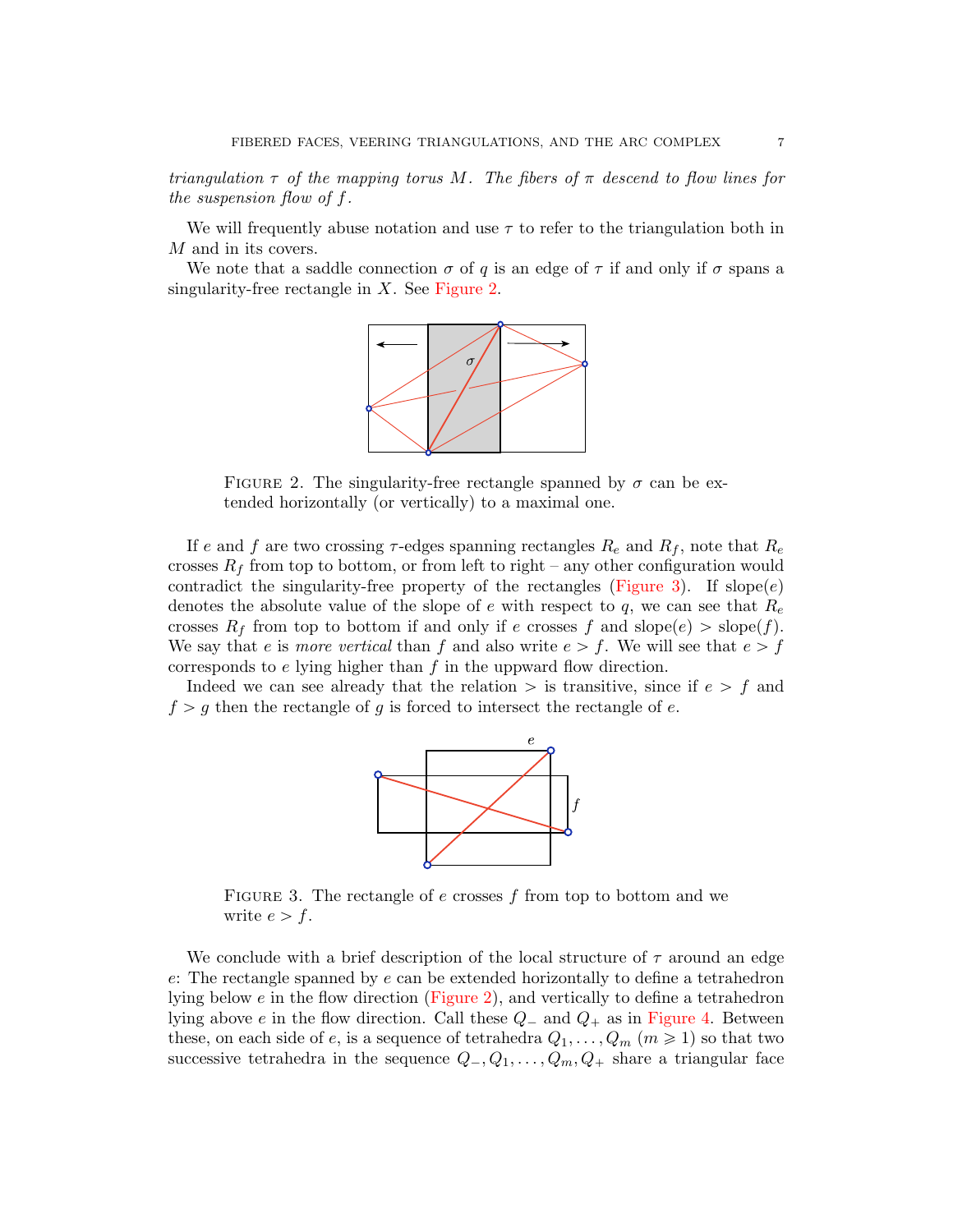*triangulation $\tau$ of the mapping torus $M$. The fibers of $\pi$ descend to flow lines for the suspension flow of $f$.*

We will frequently abuse notation and use $\tau$ to refer to the triangulation both in $M$ and in its covers.

We note that a saddle connection $\sigma$ of $q$ is an edge of $\tau$ if and only if $\sigma$ spans a singularity-free rectangle in $X$. See Figure 2.

FIGURE 2. The singularity-free rectangle spanned by $\sigma$ can be extended horizontally (or vertically) to a maximal one.

If $e$ and $f$ are two crossing $\tau$-edges spanning rectangles $R_e$ and $R_f$, note that $R_e$ crosses $R_f$ from top to bottom, or from left to right – any other configuration would contradict the singularity-free property of the rectangles (Figure 3). If $\text{slope}(e)$ denotes the absolute value of the slope of $e$ with respect to $q$, we can see that $R_e$ crosses $R_f$ from top to bottom if and only if $e$ crosses $f$ and $\text{slope}(e) > \text{slope}(f)$. We say that $e$ is *more vertical* than $f$ and also write $e > f$. We will see that $e > f$ corresponds to $e$ lying higher than $f$ in the uppward flow direction.

Indeed we can see already that the relation $>$ is transitive, since if $e > f$ and $f > g$ then the rectangle of $g$ is forced to intersect the rectangle of $e$.

FIGURE 3. The rectangle of $e$ crosses $f$ from top to bottom and we write $e > f$.

We conclude with a brief description of the local structure of $\tau$ around an edge $e$: The rectangle spanned by $e$ can be extended horizontally to define a tetrahedron lying below $e$ in the flow direction (Figure 2), and vertically to define a tetrahedron lying above $e$ in the flow direction. Call these $Q_-$ and $Q_+$ as in Figure 4. Between these, on each side of $e$, is a sequence of tetrahedra $Q_1, \ldots, Q_m$ ($m \geqslant 1$) so that two successive tetrahedra in the sequence $Q_-, Q_1, \ldots, Q_m, Q_+$ share a triangular face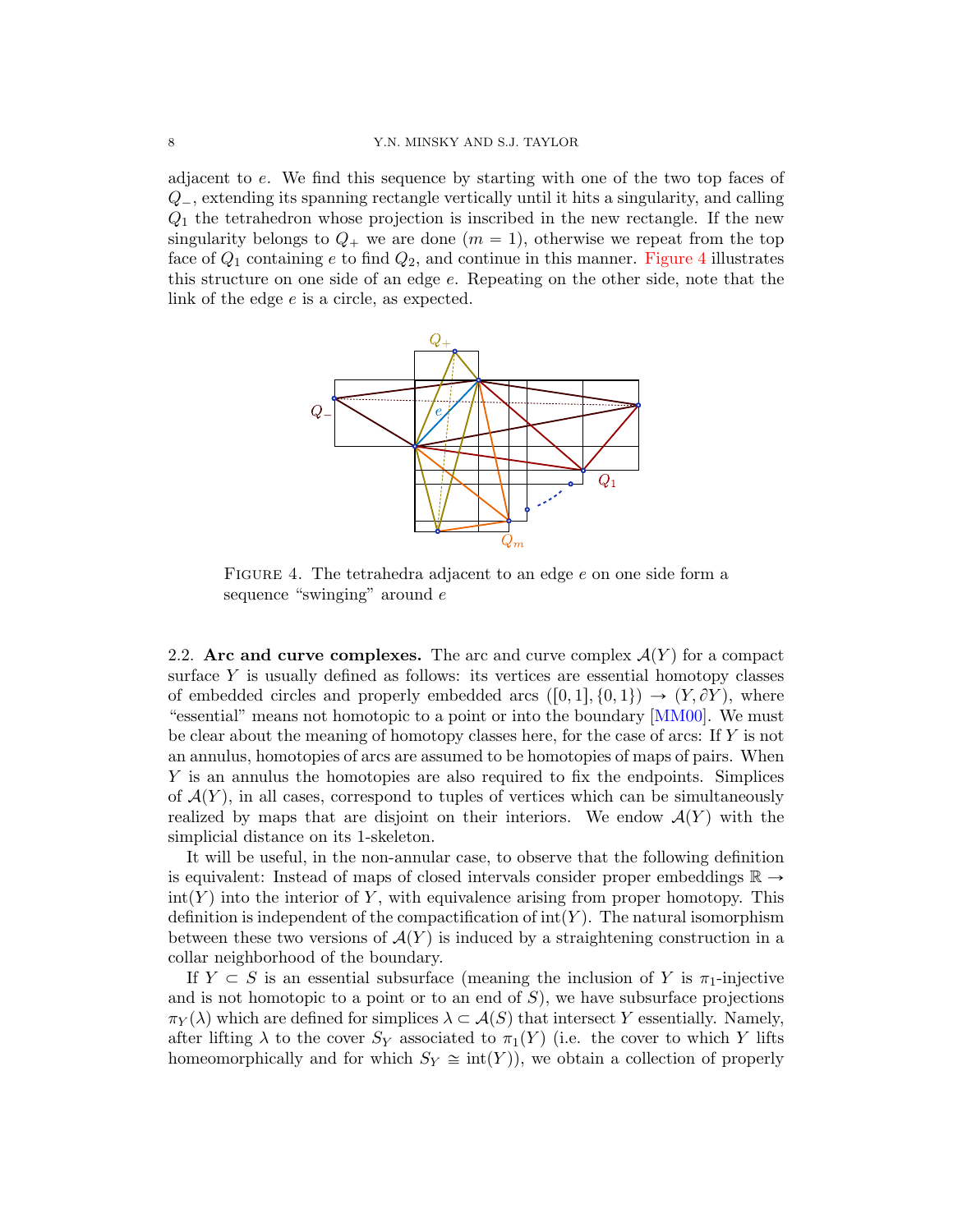adjacent to $e$. We find this sequence by starting with one of the two top faces of $Q_-$, extending its spanning rectangle vertically until it hits a singularity, and calling $Q_1$ the tetrahedron whose projection is inscribed in the new rectangle. If the new singularity belongs to $Q_+$ we are done ($m = 1$), otherwise we repeat from the top face of $Q_1$ containing $e$ to find $Q_2$, and continue in this manner. Figure 4 illustrates this structure on one side of an edge $e$. Repeating on the other side, note that the link of the edge $e$ is a circle, as expected.

FIGURE 4. The tetrahedra adjacent to an edge $e$ on one side form a sequence "swinging" around $e$

### 2.2. Arc and curve complexes.

The arc and curve complex $\mathcal{A}(Y)$ for a compact surface $Y$ is usually defined as follows: its vertices are essential homotopy classes of embedded circles and properly embedded arcs $([0,1], \{0,1\}) \to (Y, \partial Y)$, where "essential" means not homotopic to a point or into the boundary [MM00]. We must be clear about the meaning of homotopy classes here, for the case of arcs: If $Y$ is not an annulus, homotopies of arcs are assumed to be homotopies of maps of pairs. When $Y$ is an annulus the homotopies are also required to fix the endpoints. Simplices of $\mathcal{A}(Y)$, in all cases, correspond to tuples of vertices which can be simultaneously realized by maps that are disjoint on their interiors. We endow $\mathcal{A}(Y)$ with the simplicial distance on its 1-skeleton.

It will be useful, in the non-annular case, to observe that the following definition is equivalent: Instead of maps of closed intervals consider proper embeddings $\mathbb{R} \to \text{int}(Y)$ into the interior of $Y$, with equivalence arising from proper homotopy. This definition is independent of the compactification of $\text{int}(Y)$. The natural isomorphism between these two versions of $\mathcal{A}(Y)$ is induced by a straightening construction in a collar neighborhood of the boundary.

If $Y \subset S$ is an essential subsurface (meaning the inclusion of $Y$ is $\pi_1$-injective and is not homotopic to a point or to an end of $S$), we have subsurface projections $\pi_Y(\lambda)$ which are defined for simplices $\lambda \subset \mathcal{A}(S)$ that intersect $Y$ essentially. Namely, after lifting $\lambda$ to the cover $S_Y$ associated to $\pi_1(Y)$ (i.e. the cover to which $Y$ lifts homeomorphically and for which $S_Y \cong \text{int}(Y)$), we obtain a collection of properly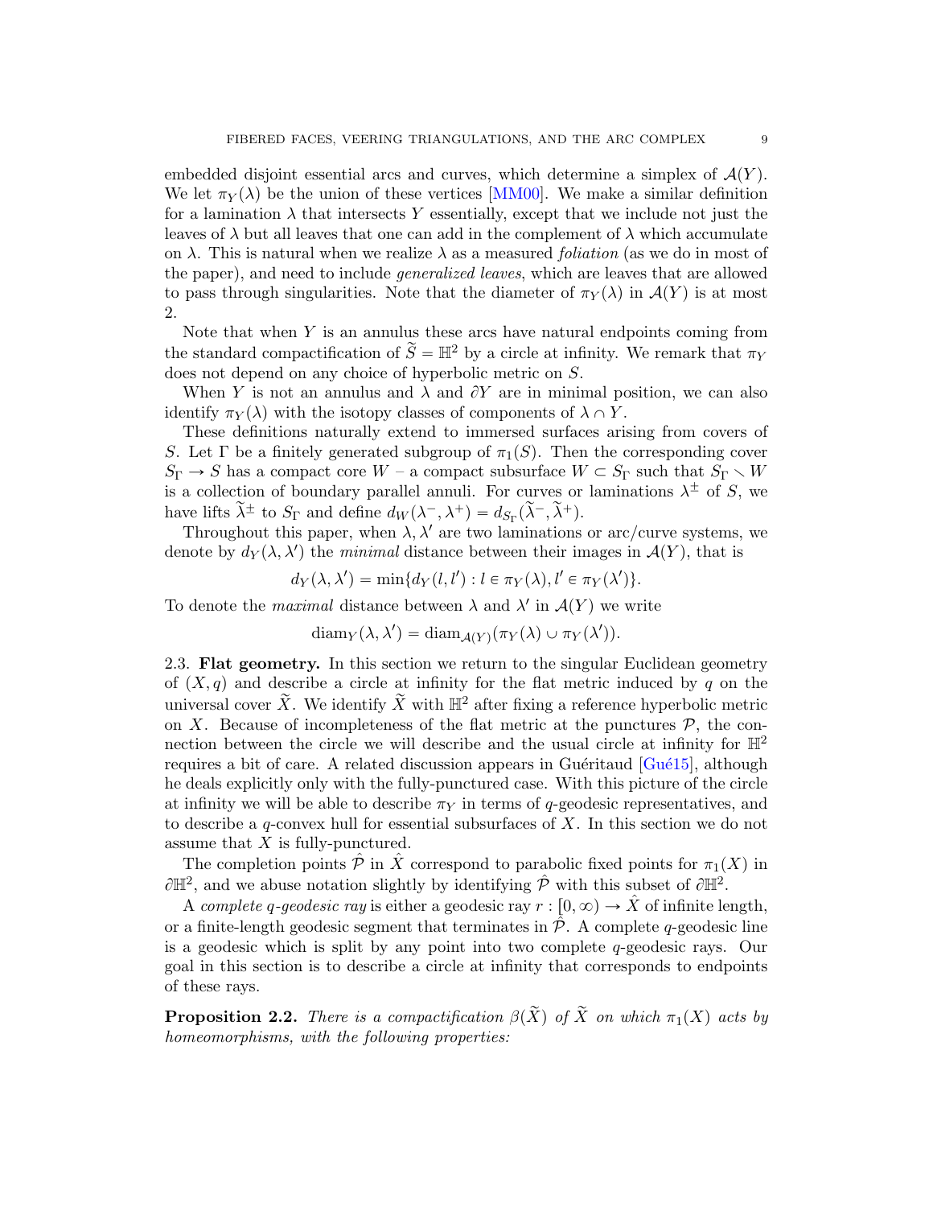embedded disjoint essential arcs and curves, which determine a simplex of $\mathcal{A}(Y)$. We let $\pi_Y(\lambda)$ be the union of these vertices [MM00]. We make a similar definition for a lamination $\lambda$ that intersects $Y$ essentially, except that we include not just the leaves of $\lambda$ but all leaves that one can add in the complement of $\lambda$ which accumulate on $\lambda$. This is natural when we realize $\lambda$ as a measured *foliation* (as we do in most of the paper), and need to include *generalized leaves*, which are leaves that are allowed to pass through singularities. Note that the diameter of $\pi_Y(\lambda)$ in $\mathcal{A}(Y)$ is at most 2.

Note that when $Y$ is an annulus these arcs have natural endpoints coming from the standard compactification of $\widetilde{S} = \mathbb{H}^2$ by a circle at infinity. We remark that $\pi_Y$ does not depend on any choice of hyperbolic metric on $S$.

When $Y$ is not an annulus and $\lambda$ and $\partial Y$ are in minimal position, we can also identify $\pi_Y(\lambda)$ with the isotopy classes of components of $\lambda \cap Y$.

These definitions naturally extend to immersed surfaces arising from covers of $S$. Let $\Gamma$ be a finitely generated subgroup of $\pi_1(S)$. Then the corresponding cover $S_\Gamma \to S$ has a compact core $W$ – a compact subsurface $W \subset S_\Gamma$ such that $S_\Gamma \smallsetminus W$ is a collection of boundary parallel annuli. For curves or laminations $\lambda^\pm$ of $S$, we have lifts $\widetilde{\lambda}^\pm$ to $S_\Gamma$ and define $d_W(\lambda^-, \lambda^+) = d_{S_\Gamma}(\widetilde{\lambda}^-, \widetilde{\lambda}^+)$.

Throughout this paper, when $\lambda, \lambda'$ are two laminations or arc/curve systems, we denote by $d_Y(\lambda, \lambda')$ the *minimal* distance between their images in $\mathcal{A}(Y)$, that is

$$d_Y(\lambda, \lambda') = \min\{d_Y(l, l') : l \in \pi_Y(\lambda), l' \in \pi_Y(\lambda')\}.$$

To denote the *maximal* distance between $\lambda$ and $\lambda'$ in $\mathcal{A}(Y)$ we write

$$\mathrm{diam}_Y(\lambda, \lambda') = \mathrm{diam}_{\mathcal{A}(Y)}(\pi_Y(\lambda) \cup \pi_Y(\lambda')).$$

2.3. **Flat geometry.** In this section we return to the singular Euclidean geometry of $(X, q)$ and describe a circle at infinity for the flat metric induced by $q$ on the universal cover $\widetilde{X}$. We identify $\widetilde{X}$ with $\mathbb{H}^2$ after fixing a reference hyperbolic metric on $X$. Because of incompleteness of the flat metric at the punctures $\mathcal{P}$, the connection between the circle we will describe and the usual circle at infinity for $\mathbb{H}^2$ requires a bit of care. A related discussion appears in Guéritaud [Gué15], although he deals explicitly only with the fully-punctured case. With this picture of the circle at infinity we will be able to describe $\pi_Y$ in terms of $q$-geodesic representatives, and to describe a $q$-convex hull for essential subsurfaces of $X$. In this section we do not assume that $X$ is fully-punctured.

The completion points $\hat{\mathcal{P}}$ in $\hat{X}$ correspond to parabolic fixed points for $\pi_1(X)$ in $\partial\mathbb{H}^2$, and we abuse notation slightly by identifying $\hat{\mathcal{P}}$ with this subset of $\partial\mathbb{H}^2$.

A *complete $q$-geodesic ray* is either a geodesic ray $r : [0, \infty) \to \hat{X}$ of infinite length, or a finite-length geodesic segment that terminates in $\hat{\mathcal{P}}$. A complete $q$-geodesic line is a geodesic which is split by any point into two complete $q$-geodesic rays. Our goal in this section is to describe a circle at infinity that corresponds to endpoints of these rays.

**Proposition 2.2.** *There is a compactification $\beta(\widetilde{X})$ of $\widetilde{X}$ on which $\pi_1(X)$ acts by homeomorphisms, with the following properties:*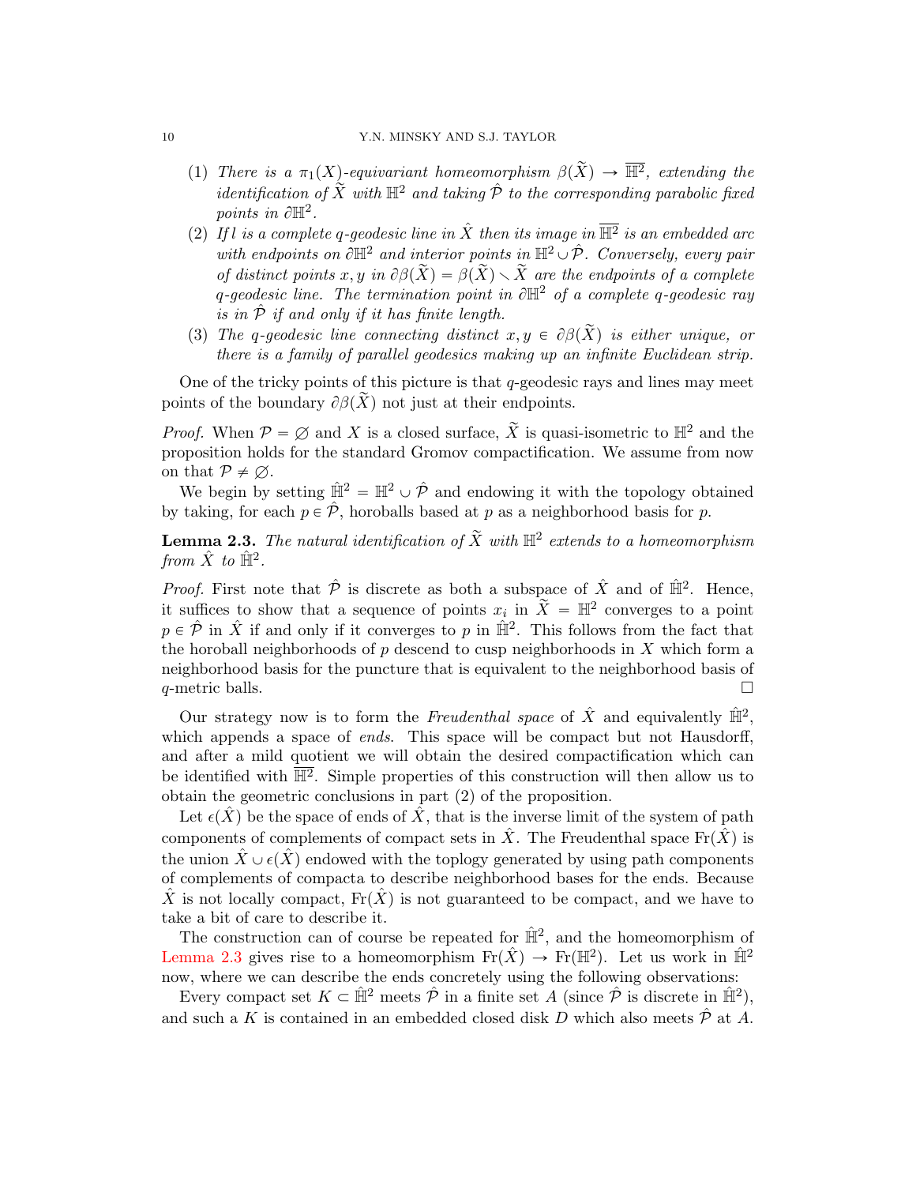(1) *There is a $\pi_1(X)$-equivariant homeomorphism $\beta(\widetilde{X}) \to \overline{\mathbb{H}^2}$, extending the identification of $\widetilde{X}$ with $\mathbb{H}^2$ and taking $\hat{\mathcal{P}}$ to the corresponding parabolic fixed points in $\partial\mathbb{H}^2$.*

(2) *If $l$ is a complete q-geodesic line in $\hat{X}$ then its image in $\overline{\mathbb{H}^2}$ is an embedded arc with endpoints on $\partial\mathbb{H}^2$ and interior points in $\mathbb{H}^2 \cup \hat{\mathcal{P}}$. Conversely, every pair of distinct points $x, y$ in $\partial\beta(\widetilde{X}) = \beta(\widetilde{X}) \smallsetminus \widetilde{X}$ are the endpoints of a complete q-geodesic line. The termination point in $\partial\mathbb{H}^2$ of a complete q-geodesic ray is in $\hat{\mathcal{P}}$ if and only if it has finite length.*

(3) *The q-geodesic line connecting distinct $x, y \in \partial\beta(\widetilde{X})$ is either unique, or there is a family of parallel geodesics making up an infinite Euclidean strip.*

One of the tricky points of this picture is that $q$-geodesic rays and lines may meet points of the boundary $\partial\beta(\widetilde{X})$ not just at their endpoints.

*Proof.* When $\mathcal{P} = \varnothing$ and $X$ is a closed surface, $\widetilde{X}$ is quasi-isometric to $\mathbb{H}^2$ and the proposition holds for the standard Gromov compactification. We assume from now on that $\mathcal{P} \neq \varnothing$.

We begin by setting $\hat{\mathbb{H}}^2 = \mathbb{H}^2 \cup \hat{\mathcal{P}}$ and endowing it with the topology obtained by taking, for each $p \in \hat{\mathcal{P}}$, horoballs based at $p$ as a neighborhood basis for $p$.

**Lemma 2.3.** *The natural identification of $\widetilde{X}$ with $\mathbb{H}^2$ extends to a homeomorphism from $\hat{X}$ to $\hat{\mathbb{H}}^2$.*

*Proof.* First note that $\hat{\mathcal{P}}$ is discrete as both a subspace of $\hat{X}$ and of $\hat{\mathbb{H}}^2$. Hence, it suffices to show that a sequence of points $x_i$ in $\widetilde{X} = \mathbb{H}^2$ converges to a point $p \in \hat{\mathcal{P}}$ in $\hat{X}$ if and only if it converges to $p$ in $\hat{\mathbb{H}}^2$. This follows from the fact that the horoball neighborhoods of $p$ descend to cusp neighborhoods in $X$ which form a neighborhood basis for the puncture that is equivalent to the neighborhood basis of $q$-metric balls. □

Our strategy now is to form the *Freudenthal space* of $\hat{X}$ and equivalently $\hat{\mathbb{H}}^2$, which appends a space of *ends*. This space will be compact but not Hausdorff, and after a mild quotient we will obtain the desired compactification which can be identified with $\overline{\mathbb{H}^2}$. Simple properties of this construction will then allow us to obtain the geometric conclusions in part (2) of the proposition.

Let $\epsilon(\hat{X})$ be the space of ends of $\hat{X}$, that is the inverse limit of the system of path components of complements of compact sets in $\hat{X}$. The Freudenthal space $\mathrm{Fr}(\hat{X})$ is the union $\hat{X} \cup \epsilon(\hat{X})$ endowed with the toplogy generated by using path components of complements of compacta to describe neighborhood bases for the ends. Because $\hat{X}$ is not locally compact, $\mathrm{Fr}(\hat{X})$ is not guaranteed to be compact, and we have to take a bit of care to describe it.

The construction can of course be repeated for $\hat{\mathbb{H}}^2$, and the homeomorphism of Lemma 2.3 gives rise to a homeomorphism $\mathrm{Fr}(\hat{X}) \to \mathrm{Fr}(\mathbb{H}^2)$. Let us work in $\hat{\mathbb{H}}^2$ now, where we can describe the ends concretely using the following observations:

Every compact set $K \subset \hat{\mathbb{H}}^2$ meets $\hat{\mathcal{P}}$ in a finite set $A$ (since $\hat{\mathcal{P}}$ is discrete in $\hat{\mathbb{H}}^2$), and such a $K$ is contained in an embedded closed disk $D$ which also meets $\hat{\mathcal{P}}$ at $A$.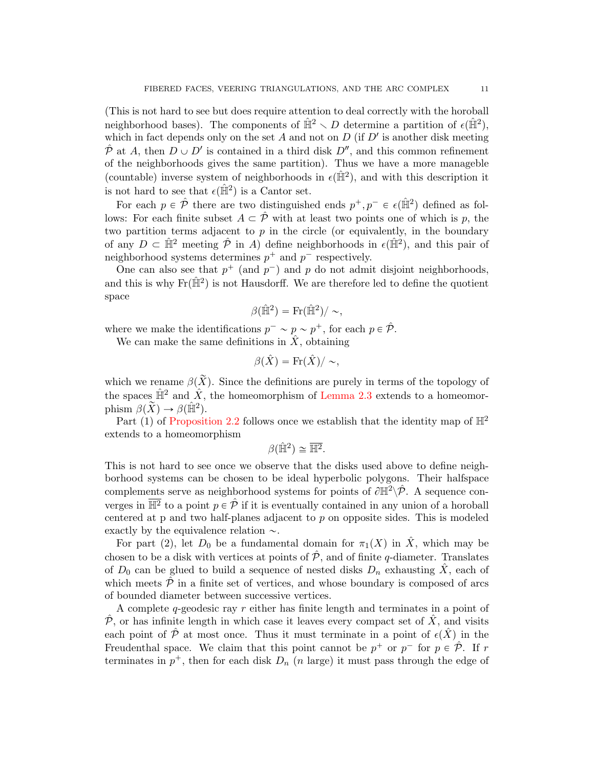(This is not hard to see but does require attention to deal correctly with the horoball neighborhood bases). The components of $\hat{\mathbb{H}}^2 \setminus D$ determine a partition of $\epsilon(\hat{\mathbb{H}}^2)$, which in fact depends only on the set $A$ and not on $D$ (if $D'$ is another disk meeting $\hat{\mathcal{P}}$ at $A$, then $D \cup D'$ is contained in a third disk $D''$, and this common refinement of the neighborhoods gives the same partition). Thus we have a more manageble (countable) inverse system of neighborhoods in $\epsilon(\hat{\mathbb{H}}^2)$, and with this description it is not hard to see that $\epsilon(\hat{\mathbb{H}}^2)$ is a Cantor set.

For each $p \in \hat{\mathcal{P}}$ there are two distinguished ends $p^+, p^- \in \epsilon(\hat{\mathbb{H}}^2)$ defined as follows: For each finite subset $A \subset \hat{\mathcal{P}}$ with at least two points one of which is $p$, the two partition terms adjacent to $p$ in the circle (or equivalently, in the boundary of any $D \subset \hat{\mathbb{H}}^2$ meeting $\hat{\mathcal{P}}$ in $A$) define neighborhoods in $\epsilon(\hat{\mathbb{H}}^2)$, and this pair of neighborhood systems determines $p^+$ and $p^-$ respectively.

One can also see that $p^+$ (and $p^-$) and $p$ do not admit disjoint neighborhoods, and this is why $\mathrm{Fr}(\hat{\mathbb{H}}^2)$ is not Hausdorff. We are therefore led to define the quotient space

$$\beta(\hat{\mathbb{H}}^2) = \mathrm{Fr}(\hat{\mathbb{H}}^2)/\sim,$$

where we make the identifications $p^- \sim p \sim p^+$, for each $p \in \hat{\mathcal{P}}$.

We can make the same definitions in $\hat{X}$, obtaining

$$\beta(\hat{X}) = \mathrm{Fr}(\hat{X})/\sim,$$

which we rename $\beta(\widetilde{X})$. Since the definitions are purely in terms of the topology of the spaces $\hat{\mathbb{H}}^2$ and $\hat{X}$, the homeomorphism of Lemma 2.3 extends to a homeomorphism $\beta(\widetilde{X}) \to \beta(\hat{\mathbb{H}}^2)$.

Part (1) of Proposition 2.2 follows once we establish that the identity map of $\mathbb{H}^2$ extends to a homeomorphism

$$\beta(\hat{\mathbb{H}}^2) \cong \overline{\mathbb{H}^2}.$$

This is not hard to see once we observe that the disks used above to define neighborhood systems can be chosen to be ideal hyperbolic polygons. Their halfspace complements serve as neighborhood systems for points of $\partial\mathbb{H}^2 \backslash \hat{\mathcal{P}}$. A sequence converges in $\overline{\mathbb{H}^2}$ to a point $p \in \hat{\mathcal{P}}$ if it is eventually contained in any union of a horoball centered at p and two half-planes adjacent to $p$ on opposite sides. This is modeled exactly by the equivalence relation $\sim$.

For part (2), let $D_0$ be a fundamental domain for $\pi_1(X)$ in $\hat{X}$, which may be chosen to be a disk with vertices at points of $\hat{\mathcal{P}}$, and of finite $q$-diameter. Translates of $D_0$ can be glued to build a sequence of nested disks $D_n$ exhausting $\hat{X}$, each of which meets $\hat{\mathcal{P}}$ in a finite set of vertices, and whose boundary is composed of arcs of bounded diameter between successive vertices.

A complete $q$-geodesic ray $r$ either has finite length and terminates in a point of $\hat{\mathcal{P}}$, or has infinite length in which case it leaves every compact set of $\hat{X}$, and visits each point of $\hat{\mathcal{P}}$ at most once. Thus it must terminate in a point of $\epsilon(\hat{X})$ in the Freudenthal space. We claim that this point cannot be $p^+$ or $p^-$ for $p \in \hat{\mathcal{P}}$. If $r$ terminates in $p^+$, then for each disk $D_n$ ($n$ large) it must pass through the edge of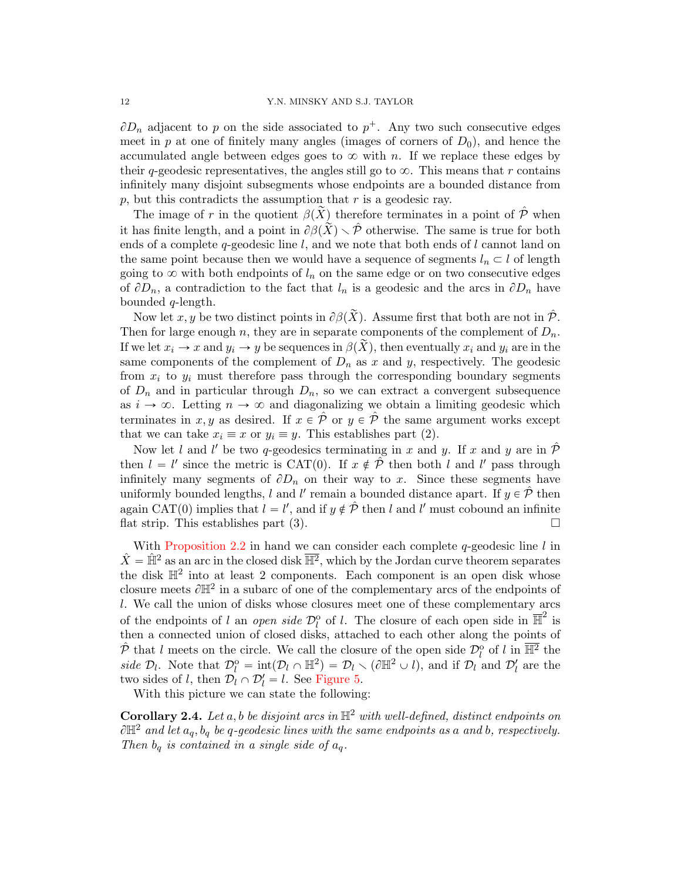$\partial D_n$ adjacent to $p$ on the side associated to $p^+$. Any two such consecutive edges meet in $p$ at one of finitely many angles (images of corners of $D_0$), and hence the accumulated angle between edges goes to $\infty$ with $n$. If we replace these edges by their $q$-geodesic representatives, the angles still go to $\infty$. This means that $r$ contains infinitely many disjoint subsegments whose endpoints are a bounded distance from $p$, but this contradicts the assumption that $r$ is a geodesic ray.

The image of $r$ in the quotient $\beta(\widetilde{X})$ therefore terminates in a point of $\hat{\mathcal{P}}$ when it has finite length, and a point in $\partial\beta(\widetilde{X}) \smallsetminus \hat{\mathcal{P}}$ otherwise. The same is true for both ends of a complete $q$-geodesic line $l$, and we note that both ends of $l$ cannot land on the same point because then we would have a sequence of segments $l_n \subset l$ of length going to $\infty$ with both endpoints of $l_n$ on the same edge or on two consecutive edges of $\partial D_n$, a contradiction to the fact that $l_n$ is a geodesic and the arcs in $\partial D_n$ have bounded $q$-length.

Now let $x, y$ be two distinct points in $\partial\beta(\widetilde{X})$. Assume first that both are not in $\hat{\mathcal{P}}$. Then for large enough $n$, they are in separate components of the complement of $D_n$. If we let $x_i \to x$ and $y_i \to y$ be sequences in $\beta(\widetilde{X})$, then eventually $x_i$ and $y_i$ are in the same components of the complement of $D_n$ as $x$ and $y$, respectively. The geodesic from $x_i$ to $y_i$ must therefore pass through the corresponding boundary segments of $D_n$ and in particular through $D_n$, so we can extract a convergent subsequence as $i \to \infty$. Letting $n \to \infty$ and diagonalizing we obtain a limiting geodesic which terminates in $x, y$ as desired. If $x \in \hat{\mathcal{P}}$ or $y \in \hat{\mathcal{P}}$ the same argument works except that we can take $x_i \equiv x$ or $y_i \equiv y$. This establishes part (2).

Now let $l$ and $l'$ be two $q$-geodesics terminating in $x$ and $y$. If $x$ and $y$ are in $\hat{\mathcal{P}}$ then $l = l'$ since the metric is CAT(0). If $x \notin \hat{\mathcal{P}}$ then both $l$ and $l'$ pass through infinitely many segments of $\partial D_n$ on their way to $x$. Since these segments have uniformly bounded lengths, $l$ and $l'$ remain a bounded distance apart. If $y \in \hat{\mathcal{P}}$ then again CAT(0) implies that $l = l'$, and if $y \notin \hat{\mathcal{P}}$ then $l$ and $l'$ must cobound an infinite flat strip. This establishes part (3). $\square$

With Proposition 2.2 in hand we can consider each complete $q$-geodesic line $l$ in $\hat{X} = \hat{\mathbb{H}}^2$ as an arc in the closed disk $\overline{\mathbb{H}^2}$, which by the Jordan curve theorem separates the disk $\mathbb{H}^2$ into at least 2 components. Each component is an open disk whose closure meets $\partial\mathbb{H}^2$ in a subarc of one of the complementary arcs of the endpoints of $l$. We call the union of disks whose closures meet one of these complementary arcs of the endpoints of $l$ an *open side* $\mathcal{D}_l^{\circ}$ of $l$. The closure of each open side in $\overline{\mathbb{H}}^2$ is then a connected union of closed disks, attached to each other along the points of $\hat{\mathcal{P}}$ that $l$ meets on the circle. We call the closure of the open side $\mathcal{D}_l^{\circ}$ of $l$ in $\overline{\mathbb{H}^2}$ the *side* $\mathcal{D}_l$. Note that $\mathcal{D}_l^{\circ} = \operatorname{int}(\mathcal{D}_l \cap \mathbb{H}^2) = \mathcal{D}_l \smallsetminus (\partial\mathbb{H}^2 \cup l)$, and if $\mathcal{D}_l$ and $\mathcal{D}_l'$ are the two sides of $l$, then $\mathcal{D}_l \cap \mathcal{D}_l' = l$. See Figure 5.

With this picture we can state the following:

**Corollary 2.4.** *Let $a, b$ be disjoint arcs in $\mathbb{H}^2$ with well-defined, distinct endpoints on $\partial\mathbb{H}^2$ and let $a_q, b_q$ be $q$-geodesic lines with the same endpoints as $a$ and $b$, respectively. Then $b_q$ is contained in a single side of $a_q$.*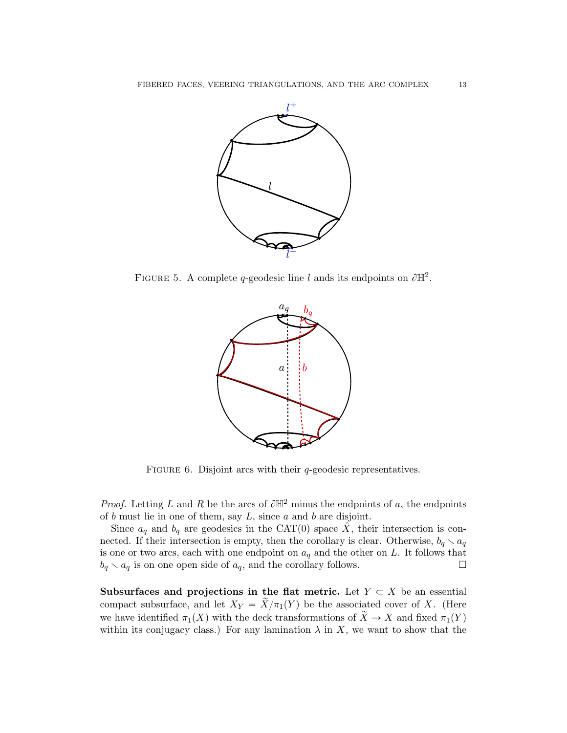FIGURE 5. A complete $q$-geodesic line $l$ ands its endpoints on $\partial\mathbb{H}^2$.

FIGURE 6. Disjoint arcs with their $q$-geodesic representatives.

*Proof.* Letting $L$ and $R$ be the arcs of $\partial\mathbb{H}^2$ minus the endpoints of $a$, the endpoints of $b$ must lie in one of them, say $L$, since $a$ and $b$ are disjoint.

Since $a_q$ and $b_q$ are geodesics in the CAT(0) space $\hat{X}$, their intersection is connected. If their intersection is empty, then the corollary is clear. Otherwise, $b_q \smallsetminus a_q$ is one or two arcs, each with one endpoint on $a_q$ and the other on $L$. It follows that $b_q \smallsetminus a_q$ is on one open side of $a_q$, and the corollary follows. □

**Subsurfaces and projections in the flat metric.** Let $Y \subset X$ be an essential compact subsurface, and let $X_Y = \widetilde{X}/\pi_1(Y)$ be the associated cover of $X$. (Here we have identified $\pi_1(X)$ with the deck transformations of $\widetilde{X} \to X$ and fixed $\pi_1(Y)$ within its conjugacy class.) For any lamination $\lambda$ in $X$, we want to show that the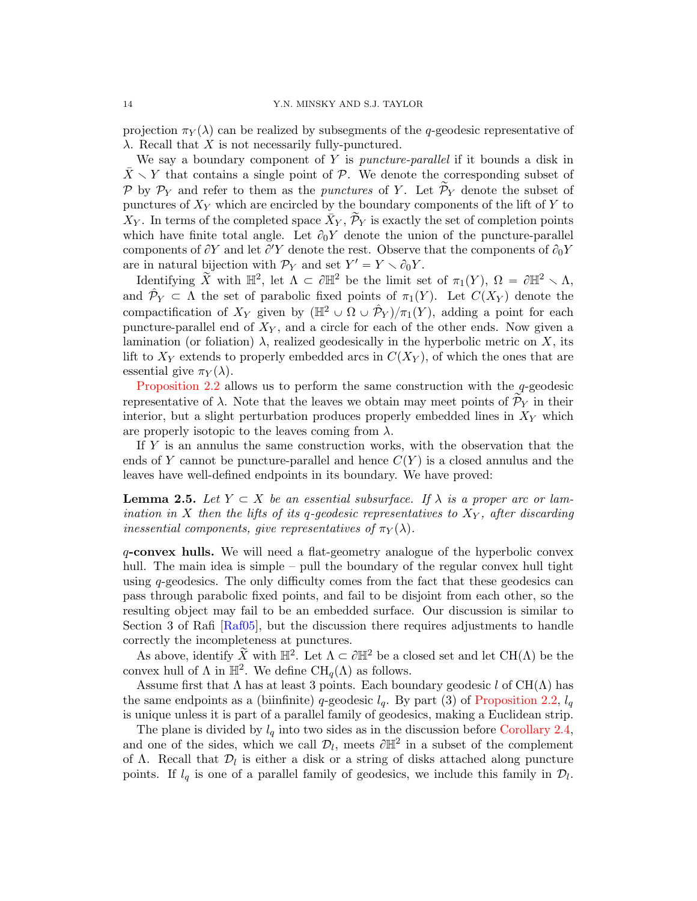projection $\pi_Y(\lambda)$ can be realized by subsegments of the $q$-geodesic representative of $\lambda$. Recall that $X$ is not necessarily fully-punctured.

We say a boundary component of $Y$ is *puncture-parallel* if it bounds a disk in $\bar{X} \smallsetminus Y$ that contains a single point of $\mathcal{P}$. We denote the corresponding subset of $\mathcal{P}$ by $\mathcal{P}_Y$ and refer to them as the *punctures* of $Y$. Let $\widetilde{\mathcal{P}}_Y$ denote the subset of punctures of $X_Y$ which are encircled by the boundary components of the lift of $Y$ to $X_Y$. In terms of the completed space $\bar{X}_Y$, $\widetilde{\mathcal{P}}_Y$ is exactly the set of completion points which have finite total angle. Let $\partial_0 Y$ denote the union of the puncture-parallel components of $\partial Y$ and let $\partial' Y$ denote the rest. Observe that the components of $\partial_0 Y$ are in natural bijection with $\mathcal{P}_Y$ and set $Y' = Y \smallsetminus \partial_0 Y$.

Identifying $\widetilde{X}$ with $\mathbb{H}^2$, let $\Lambda \subset \partial \mathbb{H}^2$ be the limit set of $\pi_1(Y)$, $\Omega = \partial \mathbb{H}^2 \smallsetminus \Lambda$, and $\hat{\mathcal{P}}_Y \subset \Lambda$ the set of parabolic fixed points of $\pi_1(Y)$. Let $C(X_Y)$ denote the compactification of $X_Y$ given by $(\mathbb{H}^2 \cup \Omega \cup \hat{\mathcal{P}}_Y)/\pi_1(Y)$, adding a point for each puncture-parallel end of $X_Y$, and a circle for each of the other ends. Now given a lamination (or foliation) $\lambda$, realized geodesically in the hyperbolic metric on $X$, its lift to $X_Y$ extends to properly embedded arcs in $C(X_Y)$, of which the ones that are essential give $\pi_Y(\lambda)$.

Proposition 2.2 allows us to perform the same construction with the $q$-geodesic representative of $\lambda$. Note that the leaves we obtain may meet points of $\widetilde{\mathcal{P}}_Y$ in their interior, but a slight perturbation produces properly embedded lines in $X_Y$ which are properly isotopic to the leaves coming from $\lambda$.

If $Y$ is an annulus the same construction works, with the observation that the ends of $Y$ cannot be puncture-parallel and hence $C(Y)$ is a closed annulus and the leaves have well-defined endpoints in its boundary. We have proved:

**Lemma 2.5.** *Let $Y \subset X$ be an essential subsurface. If $\lambda$ is a proper arc or lamination in $X$ then the lifts of its $q$-geodesic representatives to $X_Y$, after discarding inessential components, give representatives of $\pi_Y(\lambda)$.*

**$q$-convex hulls.** We will need a flat-geometry analogue of the hyperbolic convex hull. The main idea is simple – pull the boundary of the regular convex hull tight using $q$-geodesics. The only difficulty comes from the fact that these geodesics can pass through parabolic fixed points, and fail to be disjoint from each other, so the resulting object may fail to be an embedded surface. Our discussion is similar to Section 3 of Rafi [Raf05], but the discussion there requires adjustments to handle correctly the incompleteness at punctures.

As above, identify $\widetilde{X}$ with $\mathbb{H}^2$. Let $\Lambda \subset \partial \mathbb{H}^2$ be a closed set and let $\mathrm{CH}(\Lambda)$ be the convex hull of $\Lambda$ in $\mathbb{H}^2$. We define $\mathrm{CH}_q(\Lambda)$ as follows.

Assume first that $\Lambda$ has at least 3 points. Each boundary geodesic $l$ of $\mathrm{CH}(\Lambda)$ has the same endpoints as a (biinfinite) $q$-geodesic $l_q$. By part (3) of Proposition 2.2, $l_q$ is unique unless it is part of a parallel family of geodesics, making a Euclidean strip.

The plane is divided by $l_q$ into two sides as in the discussion before Corollary 2.4, and one of the sides, which we call $\mathcal{D}_l$, meets $\partial \mathbb{H}^2$ in a subset of the complement of $\Lambda$. Recall that $\mathcal{D}_l$ is either a disk or a string of disks attached along puncture points. If $l_q$ is one of a parallel family of geodesics, we include this family in $\mathcal{D}_l$.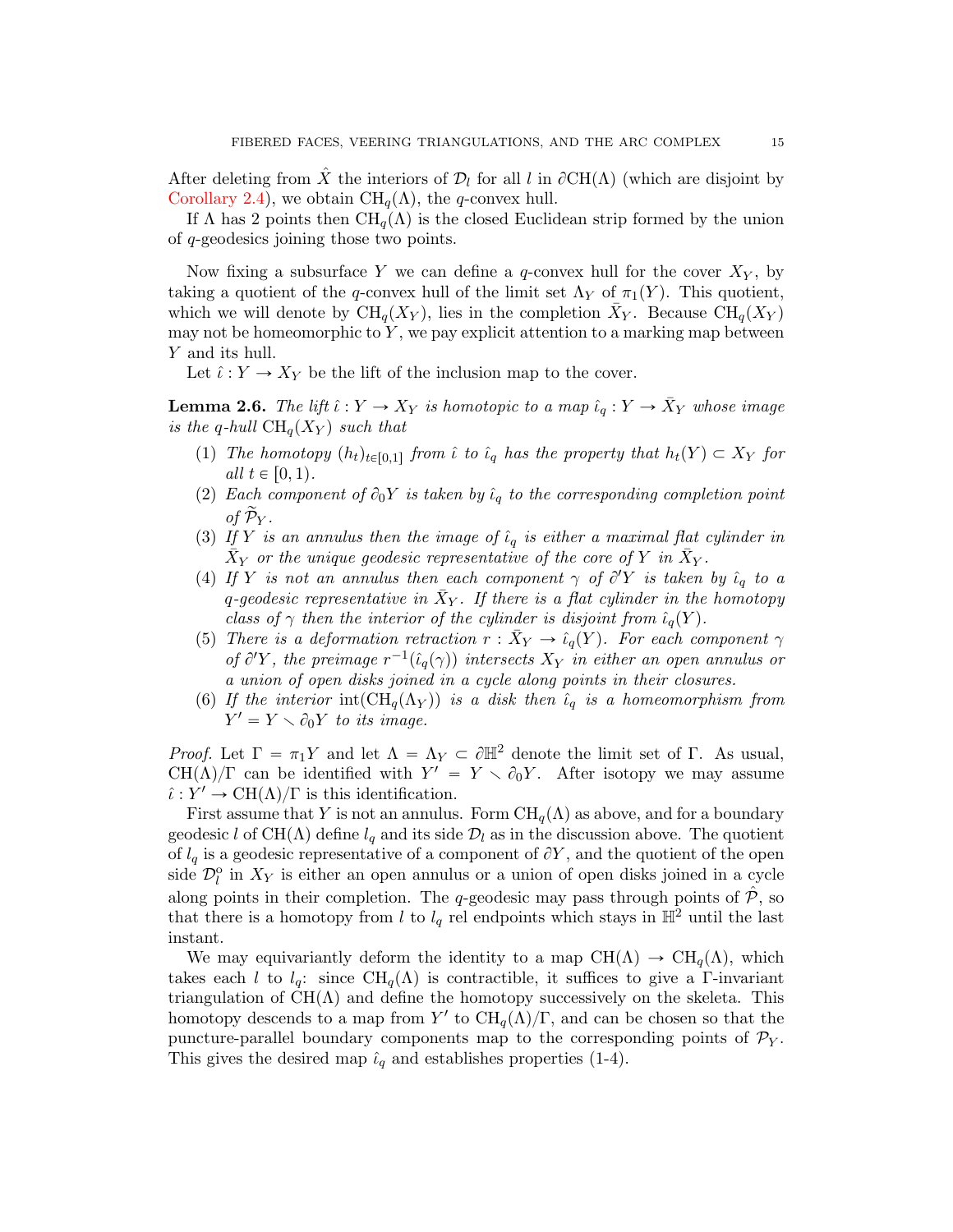After deleting from $\hat{X}$ the interiors of $\mathcal{D}_l$ for all $l$ in $\partial \mathrm{CH}(\Lambda)$ (which are disjoint by Corollary 2.4), we obtain $\mathrm{CH}_q(\Lambda)$, the $q$-convex hull.

If $\Lambda$ has 2 points then $\mathrm{CH}_q(\Lambda)$ is the closed Euclidean strip formed by the union of $q$-geodesics joining those two points.

Now fixing a subsurface $Y$ we can define a $q$-convex hull for the cover $X_Y$, by taking a quotient of the $q$-convex hull of the limit set $\Lambda_Y$ of $\pi_1(Y)$. This quotient, which we will denote by $\mathrm{CH}_q(X_Y)$, lies in the completion $\bar{X}_Y$. Because $\mathrm{CH}_q(X_Y)$ may not be homeomorphic to $Y$, we pay explicit attention to a marking map between $Y$ and its hull.

Let $\hat{\iota} : Y \to X_Y$ be the lift of the inclusion map to the cover.

**Lemma 2.6.** *The lift $\hat{\iota} : Y \to X_Y$ is homotopic to a map $\hat{\iota}_q : Y \to \bar{X}_Y$ whose image is the $q$-hull $\mathrm{CH}_q(X_Y)$ such that*

1. *The homotopy $(h_t)_{t \in [0,1]}$ from $\hat{\iota}$ to $\hat{\iota}_q$ has the property that $h_t(Y) \subset X_Y$ for all $t \in [0,1)$.*
2. *Each component of $\partial_0 Y$ is taken by $\hat{\iota}_q$ to the corresponding completion point of $\widetilde{\mathcal{P}}_Y$.*
3. *If $Y$ is an annulus then the image of $\hat{\iota}_q$ is either a maximal flat cylinder in $\bar{X}_Y$ or the unique geodesic representative of the core of $Y$ in $\bar{X}_Y$.*
4. *If $Y$ is not an annulus then each component $\gamma$ of $\partial' Y$ is taken by $\hat{\iota}_q$ to a $q$-geodesic representative in $\bar{X}_Y$. If there is a flat cylinder in the homotopy class of $\gamma$ then the interior of the cylinder is disjoint from $\hat{\iota}_q(Y)$.*
5. *There is a deformation retraction $r : \bar{X}_Y \to \hat{\iota}_q(Y)$. For each component $\gamma$ of $\partial' Y$, the preimage $r^{-1}(\hat{\iota}_q(\gamma))$ intersects $X_Y$ in either an open annulus or a union of open disks joined in a cycle along points in their closures.*
6. *If the interior $\mathrm{int}(\mathrm{CH}_q(\Lambda_Y))$ is a disk then $\hat{\iota}_q$ is a homeomorphism from $Y' = Y \smallsetminus \partial_0 Y$ to its image.*

*Proof.* Let $\Gamma = \pi_1 Y$ and let $\Lambda = \Lambda_Y \subset \partial \mathbb{H}^2$ denote the limit set of $\Gamma$. As usual, $\mathrm{CH}(\Lambda)/\Gamma$ can be identified with $Y' = Y \smallsetminus \partial_0 Y$. After isotopy we may assume $\hat{\iota} : Y' \to \mathrm{CH}(\Lambda)/\Gamma$ is this identification.

First assume that $Y$ is not an annulus. Form $\mathrm{CH}_q(\Lambda)$ as above, and for a boundary geodesic $l$ of $\mathrm{CH}(\Lambda)$ define $l_q$ and its side $\mathcal{D}_l$ as in the discussion above. The quotient of $l_q$ is a geodesic representative of a component of $\partial Y$, and the quotient of the open side $\mathcal{D}_l^o$ in $X_Y$ is either an open annulus or a union of open disks joined in a cycle along points in their completion. The $q$-geodesic may pass through points of $\hat{\mathcal{P}}$, so that there is a homotopy from $l$ to $l_q$ rel endpoints which stays in $\mathbb{H}^2$ until the last instant.

We may equivariantly deform the identity to a map $\mathrm{CH}(\Lambda) \to \mathrm{CH}_q(\Lambda)$, which takes each $l$ to $l_q$: since $\mathrm{CH}_q(\Lambda)$ is contractible, it suffices to give a $\Gamma$-invariant triangulation of $\mathrm{CH}(\Lambda)$ and define the homotopy successively on the skeleta. This homotopy descends to a map from $Y'$ to $\mathrm{CH}_q(\Lambda)/\Gamma$, and can be chosen so that the puncture-parallel boundary components map to the corresponding points of $\mathcal{P}_Y$. This gives the desired map $\hat{\iota}_q$ and establishes properties (1-4).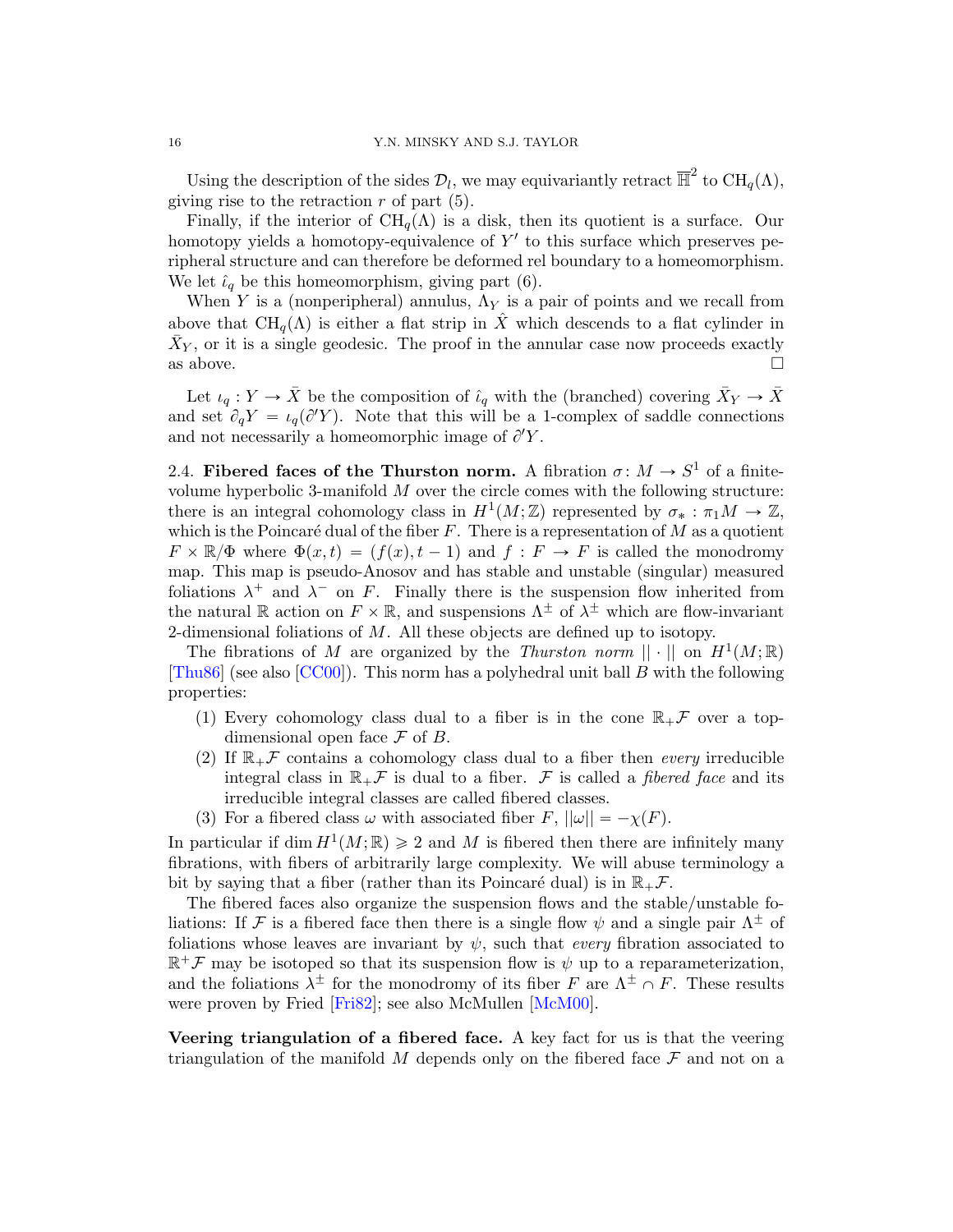Using the description of the sides $\mathcal{D}_l$, we may equivariantly retract $\overline{\mathbb{H}}^2$ to $\mathrm{CH}_q(\Lambda)$, giving rise to the retraction $r$ of part (5).

Finally, if the interior of $\mathrm{CH}_q(\Lambda)$ is a disk, then its quotient is a surface. Our homotopy yields a homotopy-equivalence of $Y'$ to this surface which preserves peripheral structure and can therefore be deformed rel boundary to a homeomorphism. We let $\hat{\iota}_q$ be this homeomorphism, giving part (6).

When $Y$ is a (nonperipheral) annulus, $\Lambda_Y$ is a pair of points and we recall from above that $\mathrm{CH}_q(\Lambda)$ is either a flat strip in $\hat{X}$ which descends to a flat cylinder in $\bar{X}_Y$, or it is a single geodesic. The proof in the annular case now proceeds exactly as above. □

Let $\iota_q : Y \to \bar{X}$ be the composition of $\hat{\iota}_q$ with the (branched) covering $\bar{X}_Y \to \bar{X}$ and set $\partial_q Y = \iota_q(\partial' Y)$. Note that this will be a 1-complex of saddle connections and not necessarily a homeomorphic image of $\partial' Y$.

2.4. **Fibered faces of the Thurston norm.** A fibration $\sigma\colon M \to S^1$ of a finite-volume hyperbolic 3-manifold $M$ over the circle comes with the following structure: there is an integral cohomology class in $H^1(M;\mathbb{Z})$ represented by $\sigma_* : \pi_1 M \to \mathbb{Z}$, which is the Poincaré dual of the fiber $F$. There is a representation of $M$ as a quotient $F \times \mathbb{R}/\Phi$ where $\Phi(x,t) = (f(x), t-1)$ and $f : F \to F$ is called the monodromy map. This map is pseudo-Anosov and has stable and unstable (singular) measured foliations $\lambda^+$ and $\lambda^-$ on $F$. Finally there is the suspension flow inherited from the natural $\mathbb{R}$ action on $F \times \mathbb{R}$, and suspensions $\Lambda^\pm$ of $\lambda^\pm$ which are flow-invariant 2-dimensional foliations of $M$. All these objects are defined up to isotopy.

The fibrations of $M$ are organized by the *Thurston norm* $||\cdot||$ on $H^1(M;\mathbb{R})$ [Thu86] (see also [CC00]). This norm has a polyhedral unit ball $B$ with the following properties:

1. Every cohomology class dual to a fiber is in the cone $\mathbb{R}_+\mathcal{F}$ over a top-dimensional open face $\mathcal{F}$ of $B$.
2. If $\mathbb{R}_+\mathcal{F}$ contains a cohomology class dual to a fiber then *every* irreducible integral class in $\mathbb{R}_+\mathcal{F}$ is dual to a fiber. $\mathcal{F}$ is called a *fibered face* and its irreducible integral classes are called fibered classes.
3. For a fibered class $\omega$ with associated fiber $F$, $||\omega|| = -\chi(F)$.

In particular if $\dim H^1(M;\mathbb{R}) \geqslant 2$ and $M$ is fibered then there are infinitely many fibrations, with fibers of arbitrarily large complexity. We will abuse terminology a bit by saying that a fiber (rather than its Poincaré dual) is in $\mathbb{R}_+\mathcal{F}$.

The fibered faces also organize the suspension flows and the stable/unstable foliations: If $\mathcal{F}$ is a fibered face then there is a single flow $\psi$ and a single pair $\Lambda^\pm$ of foliations whose leaves are invariant by $\psi$, such that *every* fibration associated to $\mathbb{R}^+\mathcal{F}$ may be isotoped so that its suspension flow is $\psi$ up to a reparameterization, and the foliations $\lambda^\pm$ for the monodromy of its fiber $F$ are $\Lambda^\pm \cap F$. These results were proven by Fried [Fri82]; see also McMullen [McM00].

**Veering triangulation of a fibered face.** A key fact for us is that the veering triangulation of the manifold $M$ depends only on the fibered face $\mathcal{F}$ and not on a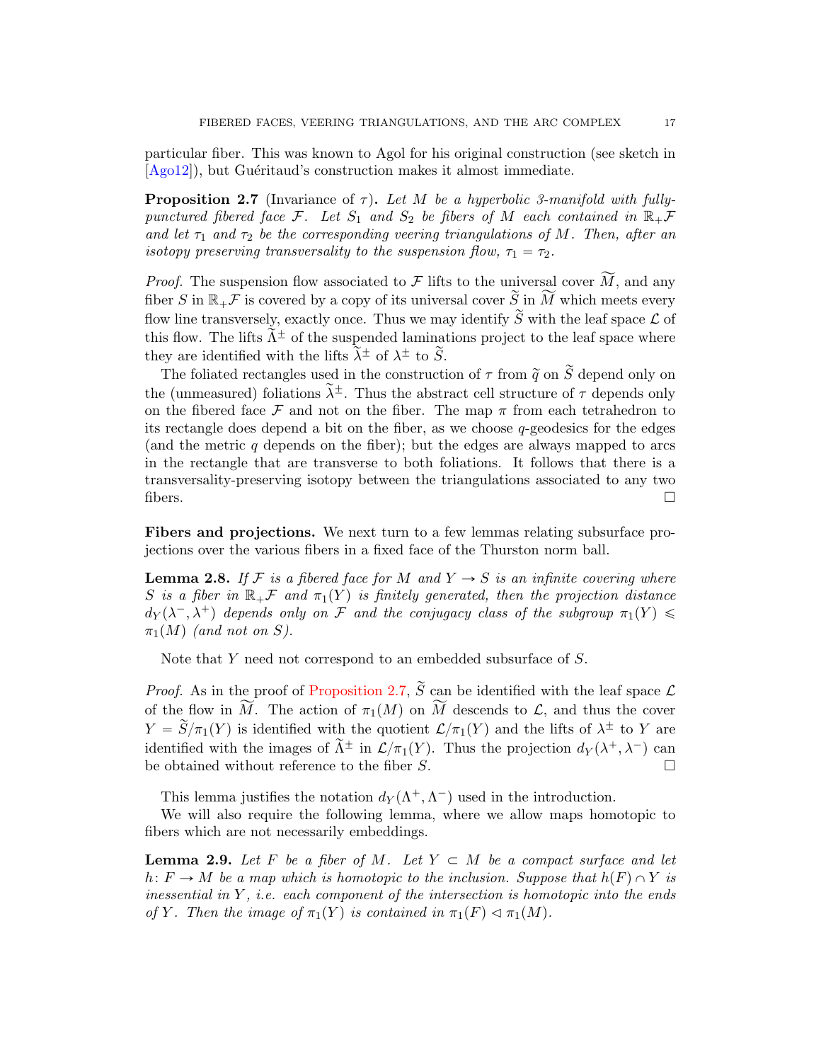particular fiber. This was known to Agol for his original construction (see sketch in [Ago12]), but Guéritaud's construction makes it almost immediate.

**Proposition 2.7** (Invariance of $\tau$)**.** *Let $M$ be a hyperbolic 3-manifold with fully-punctured fibered face $\mathcal{F}$. Let $S_1$ and $S_2$ be fibers of $M$ each contained in $\mathbb{R}_+\mathcal{F}$ and let $\tau_1$ and $\tau_2$ be the corresponding veering triangulations of $M$. Then, after an isotopy preserving transversality to the suspension flow, $\tau_1 = \tau_2$.*

*Proof.* The suspension flow associated to $\mathcal{F}$ lifts to the universal cover $\widetilde{M}$, and any fiber $S$ in $\mathbb{R}_+\mathcal{F}$ is covered by a copy of its universal cover $\widetilde{S}$ in $\widetilde{M}$ which meets every flow line transversely, exactly once. Thus we may identify $\widetilde{S}$ with the leaf space $\mathcal{L}$ of this flow. The lifts $\widetilde{\Lambda}^{\pm}$ of the suspended laminations project to the leaf space where they are identified with the lifts $\widetilde{\lambda}^{\pm}$ of $\lambda^{\pm}$ to $\widetilde{S}$.

The foliated rectangles used in the construction of $\tau$ from $\widetilde{q}$ on $\widetilde{S}$ depend only on the (unmeasured) foliations $\widetilde{\lambda}^{\pm}$. Thus the abstract cell structure of $\tau$ depends only on the fibered face $\mathcal{F}$ and not on the fiber. The map $\pi$ from each tetrahedron to its rectangle does depend a bit on the fiber, as we choose $q$-geodesics for the edges (and the metric $q$ depends on the fiber); but the edges are always mapped to arcs in the rectangle that are transverse to both foliations. It follows that there is a transversality-preserving isotopy between the triangulations associated to any two fibers. $\square$

**Fibers and projections.** We next turn to a few lemmas relating subsurface projections over the various fibers in a fixed face of the Thurston norm ball.

**Lemma 2.8.** *If $\mathcal{F}$ is a fibered face for $M$ and $Y \to S$ is an infinite covering where $S$ is a fiber in $\mathbb{R}_+\mathcal{F}$ and $\pi_1(Y)$ is finitely generated, then the projection distance $d_Y(\lambda^-, \lambda^+)$ depends only on $\mathcal{F}$ and the conjugacy class of the subgroup $\pi_1(Y) \leqslant \pi_1(M)$ (and not on $S$).*

Note that $Y$ need not correspond to an embedded subsurface of $S$.

*Proof.* As in the proof of Proposition 2.7, $\widetilde{S}$ can be identified with the leaf space $\mathcal{L}$ of the flow in $\widetilde{M}$. The action of $\pi_1(M)$ on $\widetilde{M}$ descends to $\mathcal{L}$, and thus the cover $Y = \widetilde{S}/\pi_1(Y)$ is identified with the quotient $\mathcal{L}/\pi_1(Y)$ and the lifts of $\lambda^{\pm}$ to $Y$ are identified with the images of $\widetilde{\Lambda}^{\pm}$ in $\mathcal{L}/\pi_1(Y)$. Thus the projection $d_Y(\lambda^+, \lambda^-)$ can be obtained without reference to the fiber $S$. $\square$

This lemma justifies the notation $d_Y(\Lambda^+, \Lambda^-)$ used in the introduction.

We will also require the following lemma, where we allow maps homotopic to fibers which are not necessarily embeddings.

**Lemma 2.9.** *Let $F$ be a fiber of $M$. Let $Y \subset M$ be a compact surface and let $h\colon F \to M$ be a map which is homotopic to the inclusion. Suppose that $h(F) \cap Y$ is inessential in $Y$, i.e. each component of the intersection is homotopic into the ends of $Y$. Then the image of $\pi_1(Y)$ is contained in $\pi_1(F) \lhd \pi_1(M)$.*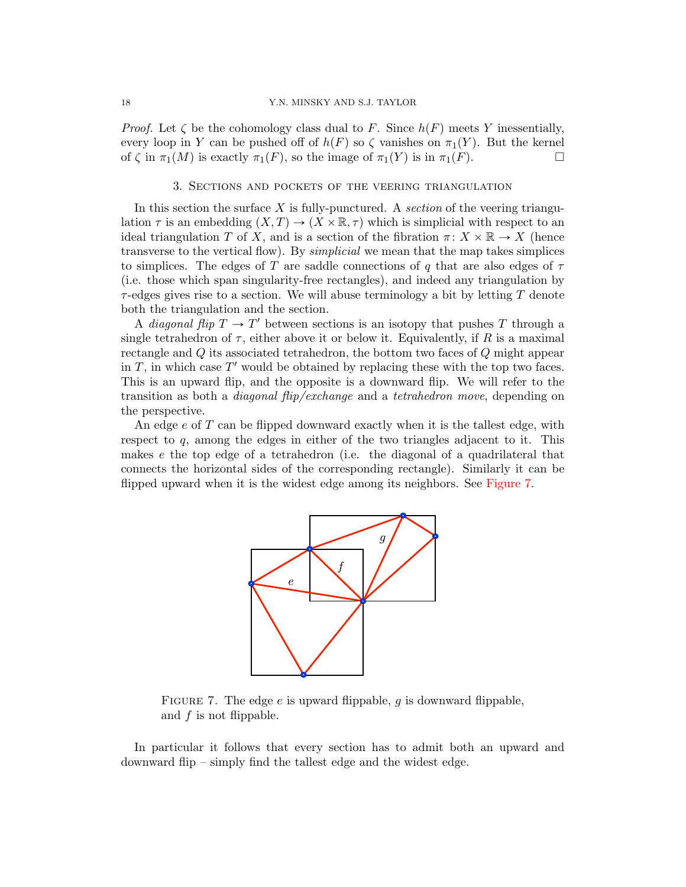*Proof.* Let $\zeta$ be the cohomology class dual to $F$. Since $h(F)$ meets $Y$ inessentially, every loop in $Y$ can be pushed off of $h(F)$ so $\zeta$ vanishes on $\pi_1(Y)$. But the kernel of $\zeta$ in $\pi_1(M)$ is exactly $\pi_1(F)$, so the image of $\pi_1(Y)$ is in $\pi_1(F)$. $\square$

## 3. Sections and pockets of the veering triangulation

In this section the surface $X$ is fully-punctured. A *section* of the veering triangulation $\tau$ is an embedding $(X, T) \to (X \times \mathbb{R}, \tau)$ which is simplicial with respect to an ideal triangulation $T$ of $X$, and is a section of the fibration $\pi\colon X \times \mathbb{R} \to X$ (hence transverse to the vertical flow). By *simplicial* we mean that the map takes simplices to simplices. The edges of $T$ are saddle connections of $q$ that are also edges of $\tau$ (i.e. those which span singularity-free rectangles), and indeed any triangulation by $\tau$-edges gives rise to a section. We will abuse terminology a bit by letting $T$ denote both the triangulation and the section.

A *diagonal flip* $T \to T'$ between sections is an isotopy that pushes $T$ through a single tetrahedron of $\tau$, either above it or below it. Equivalently, if $R$ is a maximal rectangle and $Q$ its associated tetrahedron, the bottom two faces of $Q$ might appear in $T$, in which case $T'$ would be obtained by replacing these with the top two faces. This is an upward flip, and the opposite is a downward flip. We will refer to the transition as both a *diagonal flip/exchange* and a *tetrahedron move*, depending on the perspective.

An edge $e$ of $T$ can be flipped downward exactly when it is the tallest edge, with respect to $q$, among the edges in either of the two triangles adjacent to it. This makes $e$ the top edge of a tetrahedron (i.e. the diagonal of a quadrilateral that connects the horizontal sides of the corresponding rectangle). Similarly it can be flipped upward when it is the widest edge among its neighbors. See Figure 7.

Figure 7. The edge $e$ is upward flippable, $g$ is downward flippable, and $f$ is not flippable.

In particular it follows that every section has to admit both an upward and downward flip – simply find the tallest edge and the widest edge.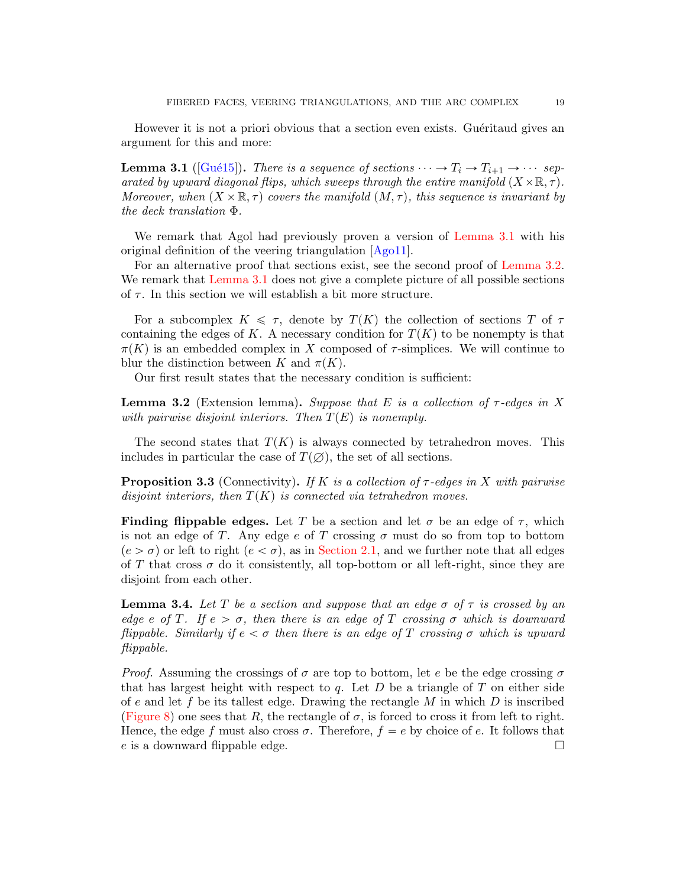However it is not a priori obvious that a section even exists. Guéritaud gives an argument for this and more:

**Lemma 3.1** ([Gué15]). *There is a sequence of sections $\cdots \to T_i \to T_{i+1} \to \cdots$ separated by upward diagonal flips, which sweeps through the entire manifold $(X \times \mathbb{R}, \tau)$. Moreover, when $(X \times \mathbb{R}, \tau)$ covers the manifold $(M, \tau)$, this sequence is invariant by the deck translation $\Phi$.*

We remark that Agol had previously proven a version of Lemma 3.1 with his original definition of the veering triangulation [Ago11].

For an alternative proof that sections exist, see the second proof of Lemma 3.2. We remark that Lemma 3.1 does not give a complete picture of all possible sections of $\tau$. In this section we will establish a bit more structure.

For a subcomplex $K \leqslant \tau$, denote by $T(K)$ the collection of sections $T$ of $\tau$ containing the edges of $K$. A necessary condition for $T(K)$ to be nonempty is that $\pi(K)$ is an embedded complex in $X$ composed of $\tau$-simplices. We will continue to blur the distinction between $K$ and $\pi(K)$.

Our first result states that the necessary condition is sufficient:

**Lemma 3.2** (Extension lemma)**.** *Suppose that $E$ is a collection of $\tau$-edges in $X$ with pairwise disjoint interiors. Then $T(E)$ is nonempty.*

The second states that $T(K)$ is always connected by tetrahedron moves. This includes in particular the case of $T(\varnothing)$, the set of all sections.

**Proposition 3.3** (Connectivity)**.** *If $K$ is a collection of $\tau$-edges in $X$ with pairwise disjoint interiors, then $T(K)$ is connected via tetrahedron moves.*

**Finding flippable edges.** Let $T$ be a section and let $\sigma$ be an edge of $\tau$, which is not an edge of $T$. Any edge $e$ of $T$ crossing $\sigma$ must do so from top to bottom ($e > \sigma$) or left to right ($e < \sigma$), as in Section 2.1, and we further note that all edges of $T$ that cross $\sigma$ do it consistently, all top-bottom or all left-right, since they are disjoint from each other.

**Lemma 3.4.** *Let $T$ be a section and suppose that an edge $\sigma$ of $\tau$ is crossed by an edge $e$ of $T$. If $e > \sigma$, then there is an edge of $T$ crossing $\sigma$ which is downward flippable. Similarly if $e < \sigma$ then there is an edge of $T$ crossing $\sigma$ which is upward flippable.*

*Proof.* Assuming the crossings of $\sigma$ are top to bottom, let $e$ be the edge crossing $\sigma$ that has largest height with respect to $q$. Let $D$ be a triangle of $T$ on either side of $e$ and let $f$ be its tallest edge. Drawing the rectangle $M$ in which $D$ is inscribed (Figure 8) one sees that $R$, the rectangle of $\sigma$, is forced to cross it from left to right. Hence, the edge $f$ must also cross $\sigma$. Therefore, $f = e$ by choice of $e$. It follows that $e$ is a downward flippable edge. □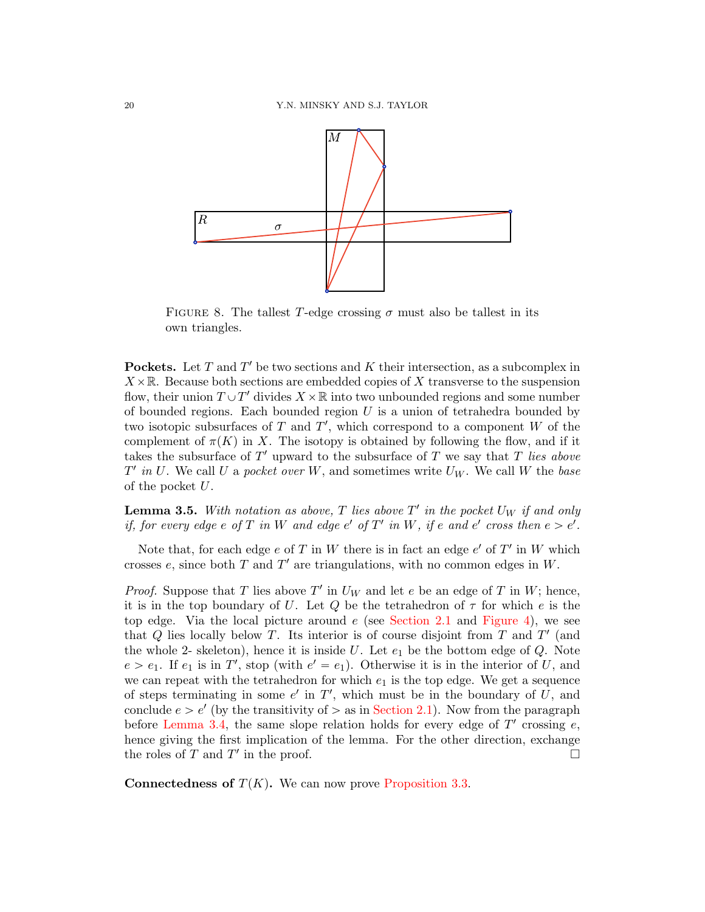FIGURE 8. The tallest $T$-edge crossing $\sigma$ must also be tallest in its own triangles.

**Pockets.** Let $T$ and $T'$ be two sections and $K$ their intersection, as a subcomplex in $X \times \mathbb{R}$. Because both sections are embedded copies of $X$ transverse to the suspension flow, their union $T \cup T'$ divides $X \times \mathbb{R}$ into two unbounded regions and some number of bounded regions. Each bounded region $U$ is a union of tetrahedra bounded by two isotopic subsurfaces of $T$ and $T'$, which correspond to a component $W$ of the complement of $\pi(K)$ in $X$. The isotopy is obtained by following the flow, and if it takes the subsurface of $T'$ upward to the subsurface of $T$ we say that $T$ *lies above* $T'$ *in* $U$. We call $U$ a *pocket over* $W$, and sometimes write $U_W$. We call $W$ the *base* of the pocket $U$.

**Lemma 3.5.** *With notation as above, $T$ lies above $T'$ in the pocket $U_W$ if and only if, for every edge $e$ of $T$ in $W$ and edge $e'$ of $T'$ in $W$, if $e$ and $e'$ cross then $e > e'$.*

Note that, for each edge $e$ of $T$ in $W$ there is in fact an edge $e'$ of $T'$ in $W$ which crosses $e$, since both $T$ and $T'$ are triangulations, with no common edges in $W$.

*Proof.* Suppose that $T$ lies above $T'$ in $U_W$ and let $e$ be an edge of $T$ in $W$; hence, it is in the top boundary of $U$. Let $Q$ be the tetrahedron of $\tau$ for which $e$ is the top edge. Via the local picture around $e$ (see Section 2.1 and Figure 4), we see that $Q$ lies locally below $T$. Its interior is of course disjoint from $T$ and $T'$ (and the whole 2- skeleton), hence it is inside $U$. Let $e_1$ be the bottom edge of $Q$. Note $e > e_1$. If $e_1$ is in $T'$, stop (with $e' = e_1$). Otherwise it is in the interior of $U$, and we can repeat with the tetrahedron for which $e_1$ is the top edge. We get a sequence of steps terminating in some $e'$ in $T'$, which must be in the boundary of $U$, and conclude $e > e'$ (by the transitivity of $>$ as in Section 2.1). Now from the paragraph before Lemma 3.4, the same slope relation holds for every edge of $T'$ crossing $e$, hence giving the first implication of the lemma. For the other direction, exchange the roles of $T$ and $T'$ in the proof. □

**Connectedness of $T(K)$.** We can now prove Proposition 3.3.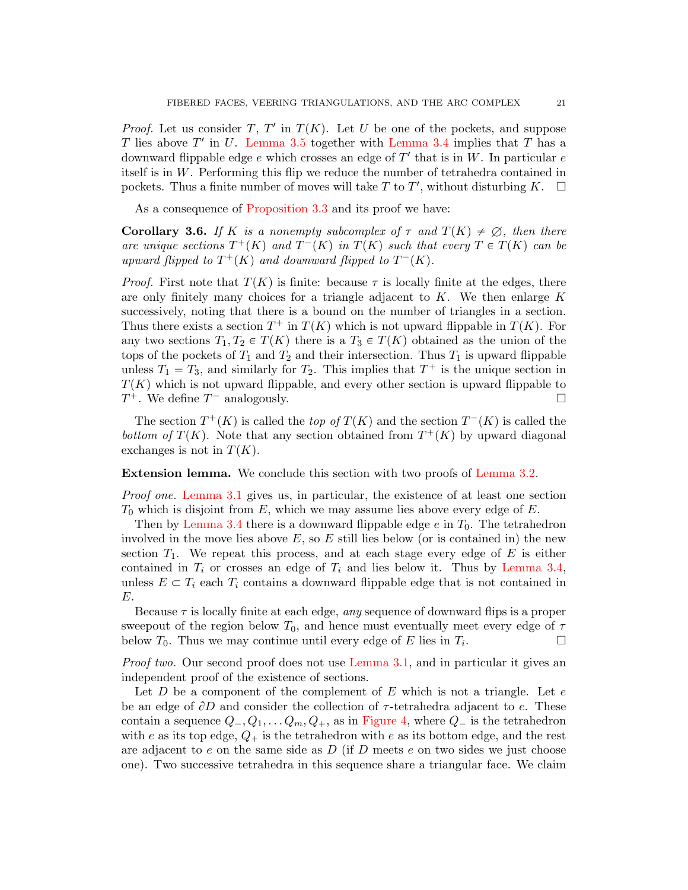*Proof.* Let us consider $T$, $T'$ in $T(K)$. Let $U$ be one of the pockets, and suppose $T$ lies above $T'$ in $U$. Lemma 3.5 together with Lemma 3.4 implies that $T$ has a downward flippable edge $e$ which crosses an edge of $T'$ that is in $W$. In particular $e$ itself is in $W$. Performing this flip we reduce the number of tetrahedra contained in pockets. Thus a finite number of moves will take $T$ to $T'$, without disturbing $K$. □

As a consequence of Proposition 3.3 and its proof we have:

**Corollary 3.6.** *If $K$ is a nonempty subcomplex of $\tau$ and $T(K) \neq \emptyset$, then there are unique sections $T^+(K)$ and $T^-(K)$ in $T(K)$ such that every $T \in T(K)$ can be upward flipped to $T^+(K)$ and downward flipped to $T^-(K)$.*

*Proof.* First note that $T(K)$ is finite: because $\tau$ is locally finite at the edges, there are only finitely many choices for a triangle adjacent to $K$. We then enlarge $K$ successively, noting that there is a bound on the number of triangles in a section. Thus there exists a section $T^+$ in $T(K)$ which is not upward flippable in $T(K)$. For any two sections $T_1, T_2 \in T(K)$ there is a $T_3 \in T(K)$ obtained as the union of the tops of the pockets of $T_1$ and $T_2$ and their intersection. Thus $T_1$ is upward flippable unless $T_1 = T_3$, and similarly for $T_2$. This implies that $T^+$ is the unique section in $T(K)$ which is not upward flippable, and every other section is upward flippable to $T^+$. We define $T^-$ analogously. □

The section $T^+(K)$ is called the *top of* $T(K)$ and the section $T^-(K)$ is called the *bottom of* $T(K)$. Note that any section obtained from $T^+(K)$ by upward diagonal exchanges is not in $T(K)$.

**Extension lemma.** We conclude this section with two proofs of Lemma 3.2.

*Proof one.* Lemma 3.1 gives us, in particular, the existence of at least one section $T_0$ which is disjoint from $E$, which we may assume lies above every edge of $E$.

Then by Lemma 3.4 there is a downward flippable edge $e$ in $T_0$. The tetrahedron involved in the move lies above $E$, so $E$ still lies below (or is contained in) the new section $T_1$. We repeat this process, and at each stage every edge of $E$ is either contained in $T_i$ or crosses an edge of $T_i$ and lies below it. Thus by Lemma 3.4, unless $E \subset T_i$ each $T_i$ contains a downward flippable edge that is not contained in $E$.

Because $\tau$ is locally finite at each edge, *any* sequence of downward flips is a proper sweepout of the region below $T_0$, and hence must eventually meet every edge of $\tau$ below $T_0$. Thus we may continue until every edge of $E$ lies in $T_i$. □

*Proof two.* Our second proof does not use Lemma 3.1, and in particular it gives an independent proof of the existence of sections.

Let $D$ be a component of the complement of $E$ which is not a triangle. Let $e$ be an edge of $\partial D$ and consider the collection of $\tau$-tetrahedra adjacent to $e$. These contain a sequence $Q_-, Q_1, \ldots Q_m, Q_+$, as in Figure 4, where $Q_-$ is the tetrahedron with $e$ as its top edge, $Q_+$ is the tetrahedron with $e$ as its bottom edge, and the rest are adjacent to $e$ on the same side as $D$ (if $D$ meets $e$ on two sides we just choose one). Two successive tetrahedra in this sequence share a triangular face. We claim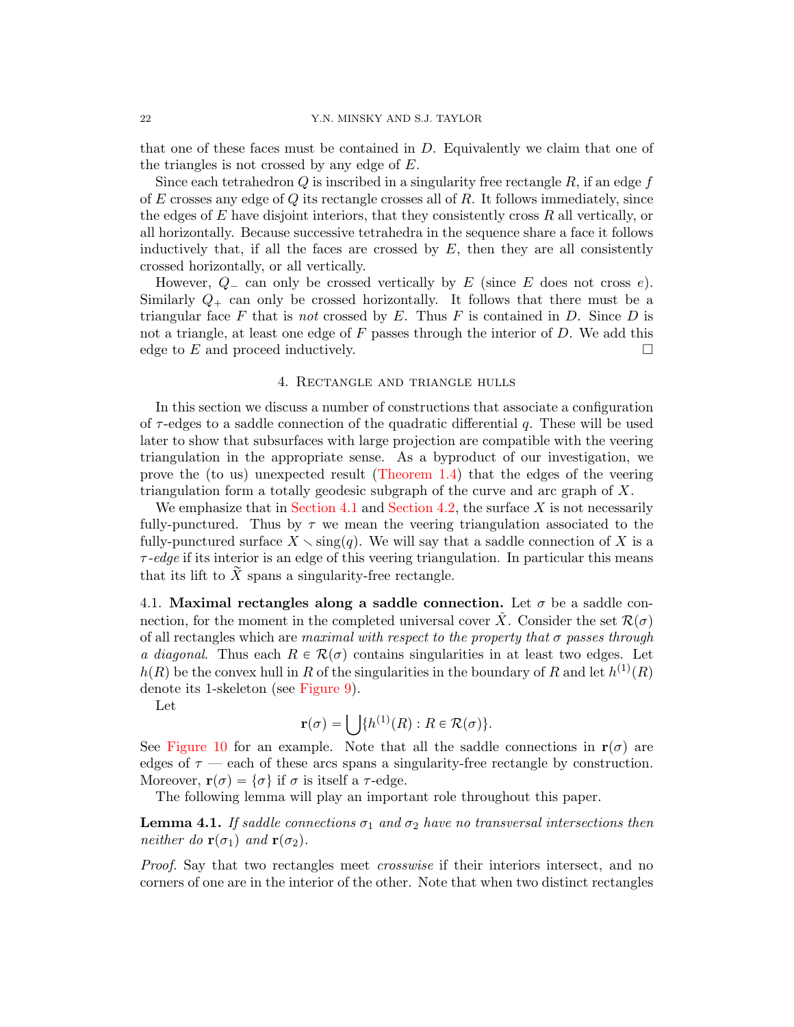that one of these faces must be contained in $D$. Equivalently we claim that one of the triangles is not crossed by any edge of $E$.

Since each tetrahedron $Q$ is inscribed in a singularity free rectangle $R$, if an edge $f$ of $E$ crosses any edge of $Q$ its rectangle crosses all of $R$. It follows immediately, since the edges of $E$ have disjoint interiors, that they consistently cross $R$ all vertically, or all horizontally. Because successive tetrahedra in the sequence share a face it follows inductively that, if all the faces are crossed by $E$, then they are all consistently crossed horizontally, or all vertically.

However, $Q_-$ can only be crossed vertically by $E$ (since $E$ does not cross $e$). Similarly $Q_+$ can only be crossed horizontally. It follows that there must be a triangular face $F$ that is *not* crossed by $E$. Thus $F$ is contained in $D$. Since $D$ is not a triangle, at least one edge of $F$ passes through the interior of $D$. We add this edge to $E$ and proceed inductively. □

## 4. Rectangle and triangle hulls

In this section we discuss a number of constructions that associate a configuration of $\tau$-edges to a saddle connection of the quadratic differential $q$. These will be used later to show that subsurfaces with large projection are compatible with the veering triangulation in the appropriate sense. As a byproduct of our investigation, we prove the (to us) unexpected result (Theorem 1.4) that the edges of the veering triangulation form a totally geodesic subgraph of the curve and arc graph of $X$.

We emphasize that in Section 4.1 and Section 4.2, the surface $X$ is not necessarily fully-punctured. Thus by $\tau$ we mean the veering triangulation associated to the fully-punctured surface $X \smallsetminus \mathrm{sing}(q)$. We will say that a saddle connection of $X$ is a *$\tau$-edge* if its interior is an edge of this veering triangulation. In particular this means that its lift to $\widetilde{X}$ spans a singularity-free rectangle.

**4.1. Maximal rectangles along a saddle connection.** Let $\sigma$ be a saddle connection, for the moment in the completed universal cover $\hat{X}$. Consider the set $\mathcal{R}(\sigma)$ of all rectangles which are *maximal with respect to the property that $\sigma$ passes through a diagonal*. Thus each $R \in \mathcal{R}(\sigma)$ contains singularities in at least two edges. Let $h(R)$ be the convex hull in $R$ of the singularities in the boundary of $R$ and let $h^{(1)}(R)$ denote its 1-skeleton (see Figure 9).

Let

$$\mathbf{r}(\sigma) = \bigcup \{h^{(1)}(R) : R \in \mathcal{R}(\sigma)\}.$$

See Figure 10 for an example. Note that all the saddle connections in $\mathbf{r}(\sigma)$ are edges of $\tau$ — each of these arcs spans a singularity-free rectangle by construction. Moreover, $\mathbf{r}(\sigma) = \{\sigma\}$ if $\sigma$ is itself a $\tau$-edge.

The following lemma will play an important role throughout this paper.

**Lemma 4.1.** *If saddle connections $\sigma_1$ and $\sigma_2$ have no transversal intersections then neither do $\mathbf{r}(\sigma_1)$ and $\mathbf{r}(\sigma_2)$.*

*Proof.* Say that two rectangles meet *crosswise* if their interiors intersect, and no corners of one are in the interior of the other. Note that when two distinct rectangles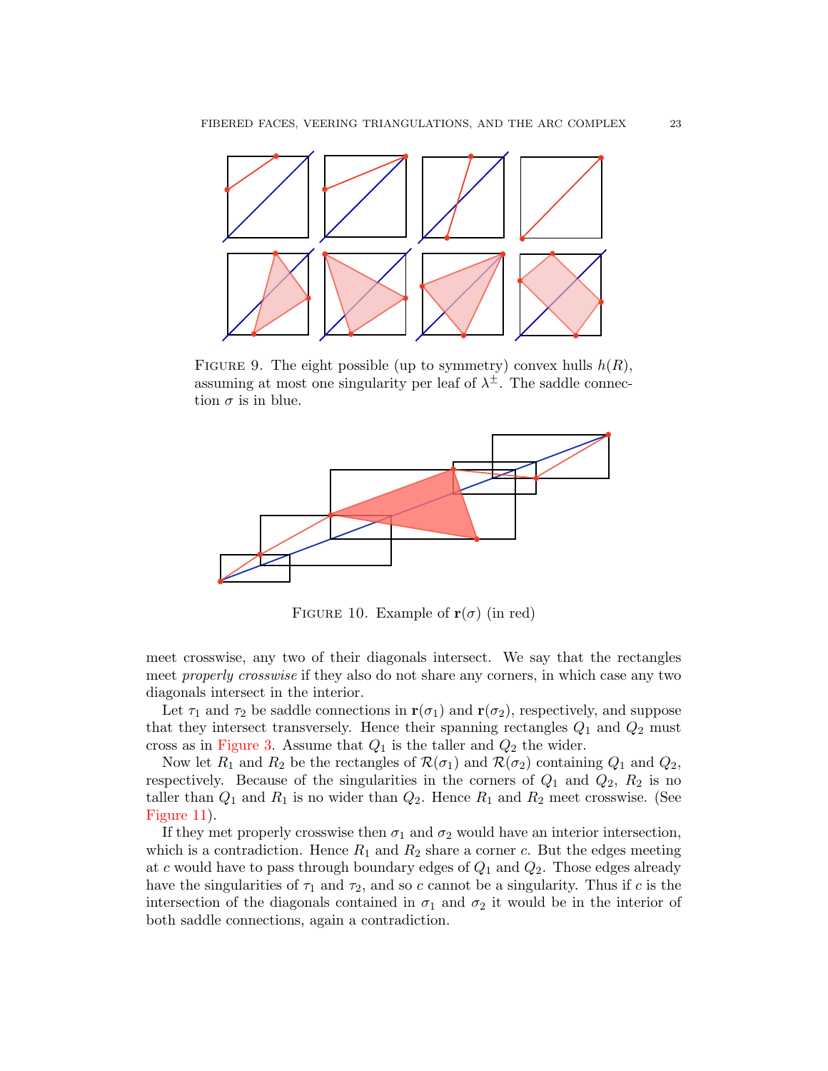FIGURE 9. The eight possible (up to symmetry) convex hulls $h(R)$, assuming at most one singularity per leaf of $\lambda^{\pm}$. The saddle connection $\sigma$ is in blue.

FIGURE 10. Example of $\mathbf{r}(\sigma)$ (in red)

meet crosswise, any two of their diagonals intersect. We say that the rectangles meet *properly crosswise* if they also do not share any corners, in which case any two diagonals intersect in the interior.

Let $\tau_1$ and $\tau_2$ be saddle connections in $\mathbf{r}(\sigma_1)$ and $\mathbf{r}(\sigma_2)$, respectively, and suppose that they intersect transversely. Hence their spanning rectangles $Q_1$ and $Q_2$ must cross as in Figure 3. Assume that $Q_1$ is the taller and $Q_2$ the wider.

Now let $R_1$ and $R_2$ be the rectangles of $\mathcal{R}(\sigma_1)$ and $\mathcal{R}(\sigma_2)$ containing $Q_1$ and $Q_2$, respectively. Because of the singularities in the corners of $Q_1$ and $Q_2$, $R_2$ is no taller than $Q_1$ and $R_1$ is no wider than $Q_2$. Hence $R_1$ and $R_2$ meet crosswise. (See Figure 11).

If they met properly crosswise then $\sigma_1$ and $\sigma_2$ would have an interior intersection, which is a contradiction. Hence $R_1$ and $R_2$ share a corner $c$. But the edges meeting at $c$ would have to pass through boundary edges of $Q_1$ and $Q_2$. Those edges already have the singularities of $\tau_1$ and $\tau_2$, and so $c$ cannot be a singularity. Thus if $c$ is the intersection of the diagonals contained in $\sigma_1$ and $\sigma_2$ it would be in the interior of both saddle connections, again a contradiction.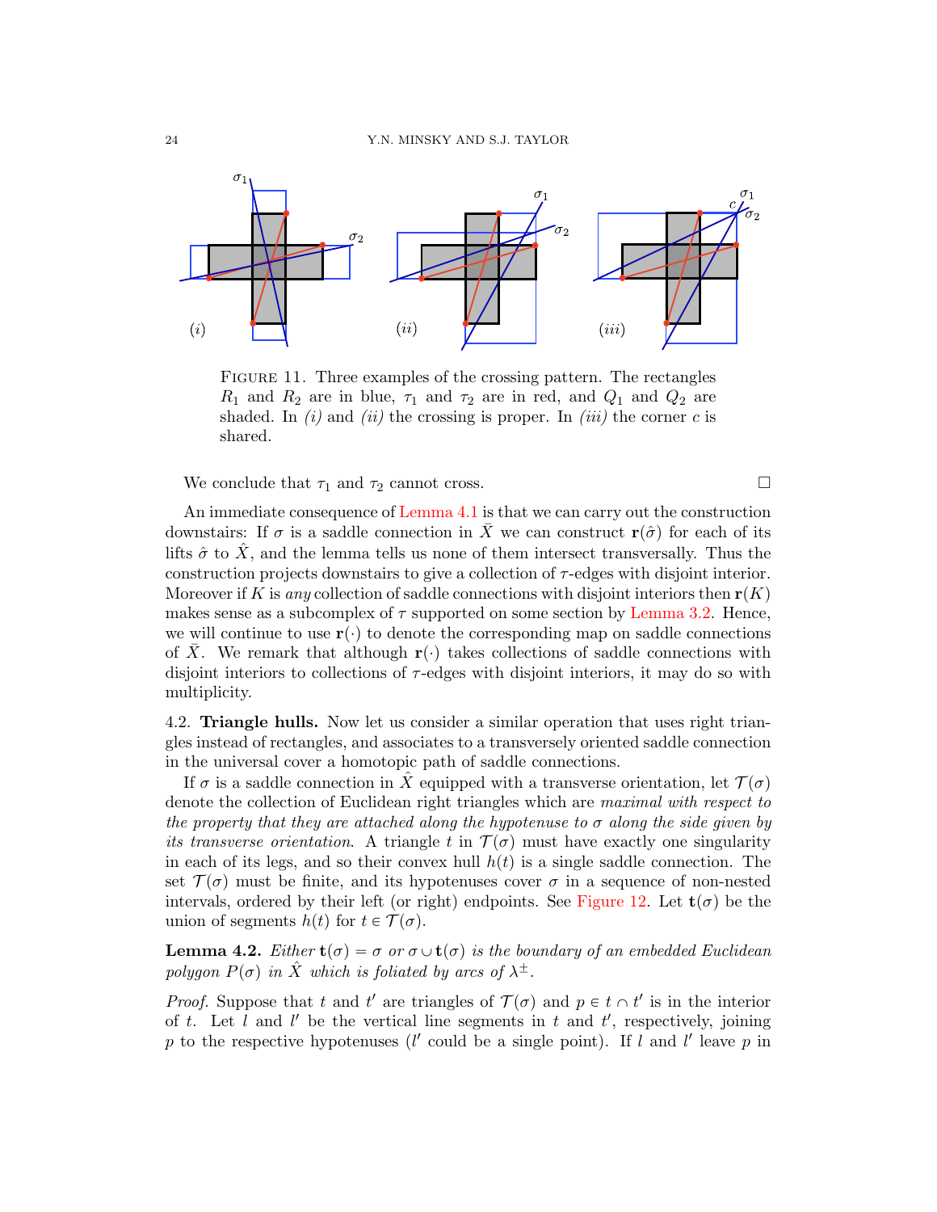FIGURE 11. Three examples of the crossing pattern. The rectangles $R_1$ and $R_2$ are in blue, $\tau_1$ and $\tau_2$ are in red, and $Q_1$ and $Q_2$ are shaded. In *(i)* and *(ii)* the crossing is proper. In *(iii)* the corner $c$ is shared.

We conclude that $\tau_1$ and $\tau_2$ cannot cross. $\square$

An immediate consequence of Lemma 4.1 is that we can carry out the construction downstairs: If $\sigma$ is a saddle connection in $\bar{X}$ we can construct $\mathbf{r}(\hat{\sigma})$ for each of its lifts $\hat{\sigma}$ to $\hat{X}$, and the lemma tells us none of them intersect transversally. Thus the construction projects downstairs to give a collection of $\tau$-edges with disjoint interior. Moreover if $K$ is *any* collection of saddle connections with disjoint interiors then $\mathbf{r}(K)$ makes sense as a subcomplex of $\tau$ supported on some section by Lemma 3.2. Hence, we will continue to use $\mathbf{r}(\cdot)$ to denote the corresponding map on saddle connections of $\bar{X}$. We remark that although $\mathbf{r}(\cdot)$ takes collections of saddle connections with disjoint interiors to collections of $\tau$-edges with disjoint interiors, it may do so with multiplicity.

4.2. **Triangle hulls.** Now let us consider a similar operation that uses right triangles instead of rectangles, and associates to a transversely oriented saddle connection in the universal cover a homotopic path of saddle connections.

If $\sigma$ is a saddle connection in $\hat{X}$ equipped with a transverse orientation, let $\mathcal{T}(\sigma)$ denote the collection of Euclidean right triangles which are *maximal with respect to the property that they are attached along the hypotenuse to $\sigma$ along the side given by its transverse orientation*. A triangle $t$ in $\mathcal{T}(\sigma)$ must have exactly one singularity in each of its legs, and so their convex hull $h(t)$ is a single saddle connection. The set $\mathcal{T}(\sigma)$ must be finite, and its hypotenuses cover $\sigma$ in a sequence of non-nested intervals, ordered by their left (or right) endpoints. See Figure 12. Let $\mathbf{t}(\sigma)$ be the union of segments $h(t)$ for $t \in \mathcal{T}(\sigma)$.

**Lemma 4.2.** *Either $\mathbf{t}(\sigma) = \sigma$ or $\sigma \cup \mathbf{t}(\sigma)$ is the boundary of an embedded Euclidean polygon $P(\sigma)$ in $\hat{X}$ which is foliated by arcs of $\lambda^{\pm}$.*

*Proof.* Suppose that $t$ and $t'$ are triangles of $\mathcal{T}(\sigma)$ and $p \in t \cap t'$ is in the interior of $t$. Let $l$ and $l'$ be the vertical line segments in $t$ and $t'$, respectively, joining $p$ to the respective hypotenuses ($l'$ could be a single point). If $l$ and $l'$ leave $p$ in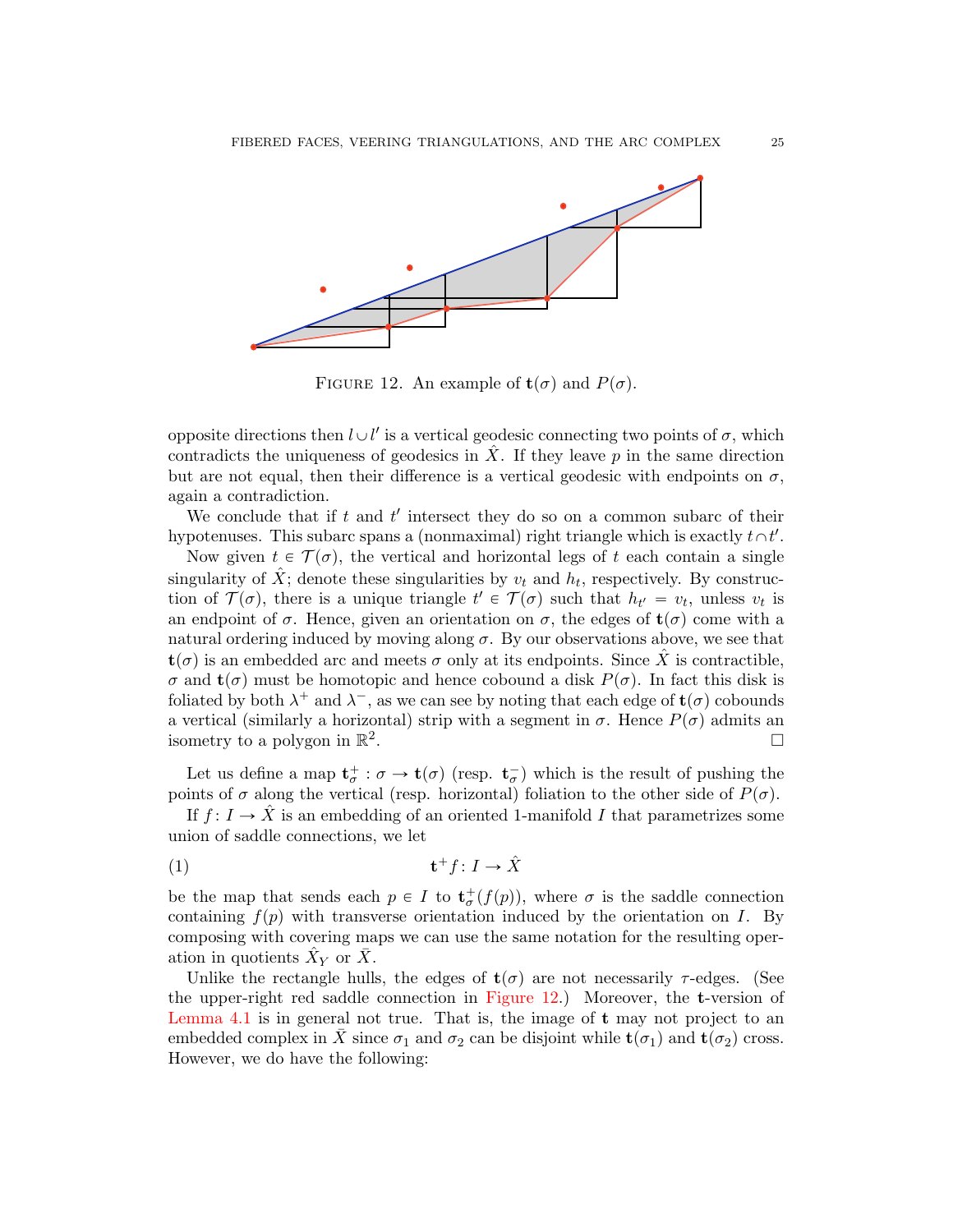FIGURE 12. An example of $\mathbf{t}(\sigma)$ and $P(\sigma)$.

opposite directions then $l \cup l'$ is a vertical geodesic connecting two points of $\sigma$, which contradicts the uniqueness of geodesics in $\hat{X}$. If they leave $p$ in the same direction but are not equal, then their difference is a vertical geodesic with endpoints on $\sigma$, again a contradiction.

We conclude that if $t$ and $t'$ intersect they do so on a common subarc of their hypotenuses. This subarc spans a (nonmaximal) right triangle which is exactly $t \cap t'$.

Now given $t \in \mathcal{T}(\sigma)$, the vertical and horizontal legs of $t$ each contain a single singularity of $\hat{X}$; denote these singularities by $v_t$ and $h_t$, respectively. By construction of $\mathcal{T}(\sigma)$, there is a unique triangle $t' \in \mathcal{T}(\sigma)$ such that $h_{t'} = v_t$, unless $v_t$ is an endpoint of $\sigma$. Hence, given an orientation on $\sigma$, the edges of $\mathbf{t}(\sigma)$ come with a natural ordering induced by moving along $\sigma$. By our observations above, we see that $\mathbf{t}(\sigma)$ is an embedded arc and meets $\sigma$ only at its endpoints. Since $\hat{X}$ is contractible, $\sigma$ and $\mathbf{t}(\sigma)$ must be homotopic and hence cobound a disk $P(\sigma)$. In fact this disk is foliated by both $\lambda^+$ and $\lambda^-$, as we can see by noting that each edge of $\mathbf{t}(\sigma)$ cobounds a vertical (similarly a horizontal) strip with a segment in $\sigma$. Hence $P(\sigma)$ admits an isometry to a polygon in $\mathbb{R}^2$. $\square$

Let us define a map $\mathbf{t}^+_\sigma : \sigma \to \mathbf{t}(\sigma)$ (resp. $\mathbf{t}^-_\sigma$) which is the result of pushing the points of $\sigma$ along the vertical (resp. horizontal) foliation to the other side of $P(\sigma)$.

If $f : I \to \hat{X}$ is an embedding of an oriented 1-manifold $I$ that parametrizes some union of saddle connections, we let

$$\mathbf{t}^+ f : I \to \hat{X} \tag{1}$$

be the map that sends each $p \in I$ to $\mathbf{t}^+_\sigma(f(p))$, where $\sigma$ is the saddle connection containing $f(p)$ with transverse orientation induced by the orientation on $I$. By composing with covering maps we can use the same notation for the resulting operation in quotients $\hat{X}_Y$ or $\bar{X}$.

Unlike the rectangle hulls, the edges of $\mathbf{t}(\sigma)$ are not necessarily $\tau$-edges. (See the upper-right red saddle connection in Figure 12.) Moreover, the $\mathbf{t}$-version of Lemma 4.1 is in general not true. That is, the image of $\mathbf{t}$ may not project to an embedded complex in $\bar{X}$ since $\sigma_1$ and $\sigma_2$ can be disjoint while $\mathbf{t}(\sigma_1)$ and $\mathbf{t}(\sigma_2)$ cross. However, we do have the following: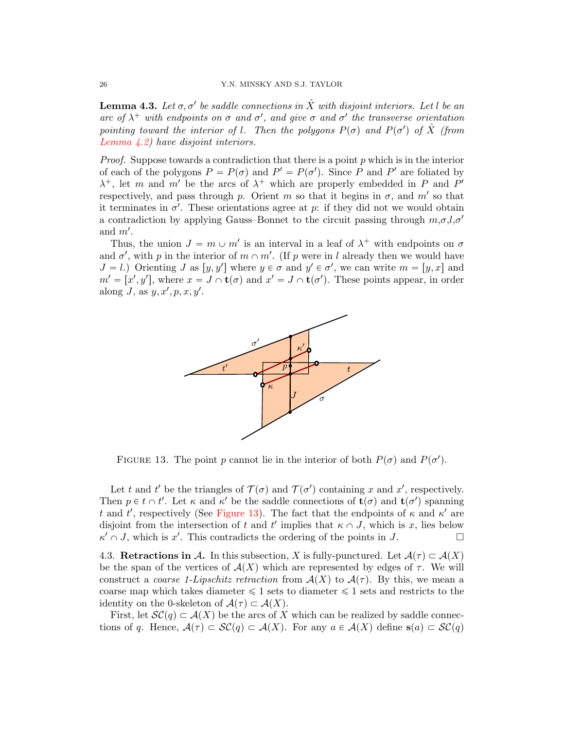**Lemma 4.3.** *Let $\sigma, \sigma'$ be saddle connections in $\hat{X}$ with disjoint interiors. Let $l$ be an arc of $\lambda^+$ with endpoints on $\sigma$ and $\sigma'$, and give $\sigma$ and $\sigma'$ the transverse orientation pointing toward the interior of $l$. Then the polygons $P(\sigma)$ and $P(\sigma')$ of $\hat{X}$ (from Lemma 4.2) have disjoint interiors.*

*Proof.* Suppose towards a contradiction that there is a point $p$ which is in the interior of each of the polygons $P = P(\sigma)$ and $P' = P(\sigma')$. Since $P$ and $P'$ are foliated by $\lambda^+$, let $m$ and $m'$ be the arcs of $\lambda^+$ which are properly embedded in $P$ and $P'$ respectively, and pass through $p$. Orient $m$ so that it begins in $\sigma$, and $m'$ so that it terminates in $\sigma'$. These orientations agree at $p$: if they did not we would obtain a contradiction by applying Gauss–Bonnet to the circuit passing through $m$,$\sigma$,$l$,$\sigma'$ and $m'$.

Thus, the union $J = m \cup m'$ is an interval in a leaf of $\lambda^+$ with endpoints on $\sigma$ and $\sigma'$, with $p$ in the interior of $m \cap m'$. (If $p$ were in $l$ already then we would have $J = l$.) Orienting $J$ as $[y, y']$ where $y \in \sigma$ and $y' \in \sigma'$, we can write $m = [y, x]$ and $m' = [x', y']$, where $x = J \cap \mathbf{t}(\sigma)$ and $x' = J \cap \mathbf{t}(\sigma')$. These points appear, in order along $J$, as $y, x', p, x, y'$.

FIGURE 13. The point $p$ cannot lie in the interior of both $P(\sigma)$ and $P(\sigma')$.

Let $t$ and $t'$ be the triangles of $\mathcal{T}(\sigma)$ and $\mathcal{T}(\sigma')$ containing $x$ and $x'$, respectively. Then $p \in t \cap t'$. Let $\kappa$ and $\kappa'$ be the saddle connections of $\mathbf{t}(\sigma)$ and $\mathbf{t}(\sigma')$ spanning $t$ and $t'$, respectively (See Figure 13). The fact that the endpoints of $\kappa$ and $\kappa'$ are disjoint from the intersection of $t$ and $t'$ implies that $\kappa \cap J$, which is $x$, lies below $\kappa' \cap J$, which is $x'$. This contradicts the ordering of the points in $J$. $\square$

4.3. **Retractions in $\mathcal{A}$.** In this subsection, $X$ is fully-punctured. Let $\mathcal{A}(\tau) \subset \mathcal{A}(X)$ be the span of the vertices of $\mathcal{A}(X)$ which are represented by edges of $\tau$. We will construct a *coarse 1-Lipschitz retraction* from $\mathcal{A}(X)$ to $\mathcal{A}(\tau)$. By this, we mean a coarse map which takes diameter $\leqslant 1$ sets to diameter $\leqslant 1$ sets and restricts to the identity on the 0-skeleton of $\mathcal{A}(\tau) \subset \mathcal{A}(X)$.

First, let $\mathcal{SC}(q) \subset \mathcal{A}(X)$ be the arcs of $X$ which can be realized by saddle connections of $q$. Hence, $\mathcal{A}(\tau) \subset \mathcal{SC}(q) \subset \mathcal{A}(X)$. For any $a \in \mathcal{A}(X)$ define $\mathbf{s}(a) \subset \mathcal{SC}(q)$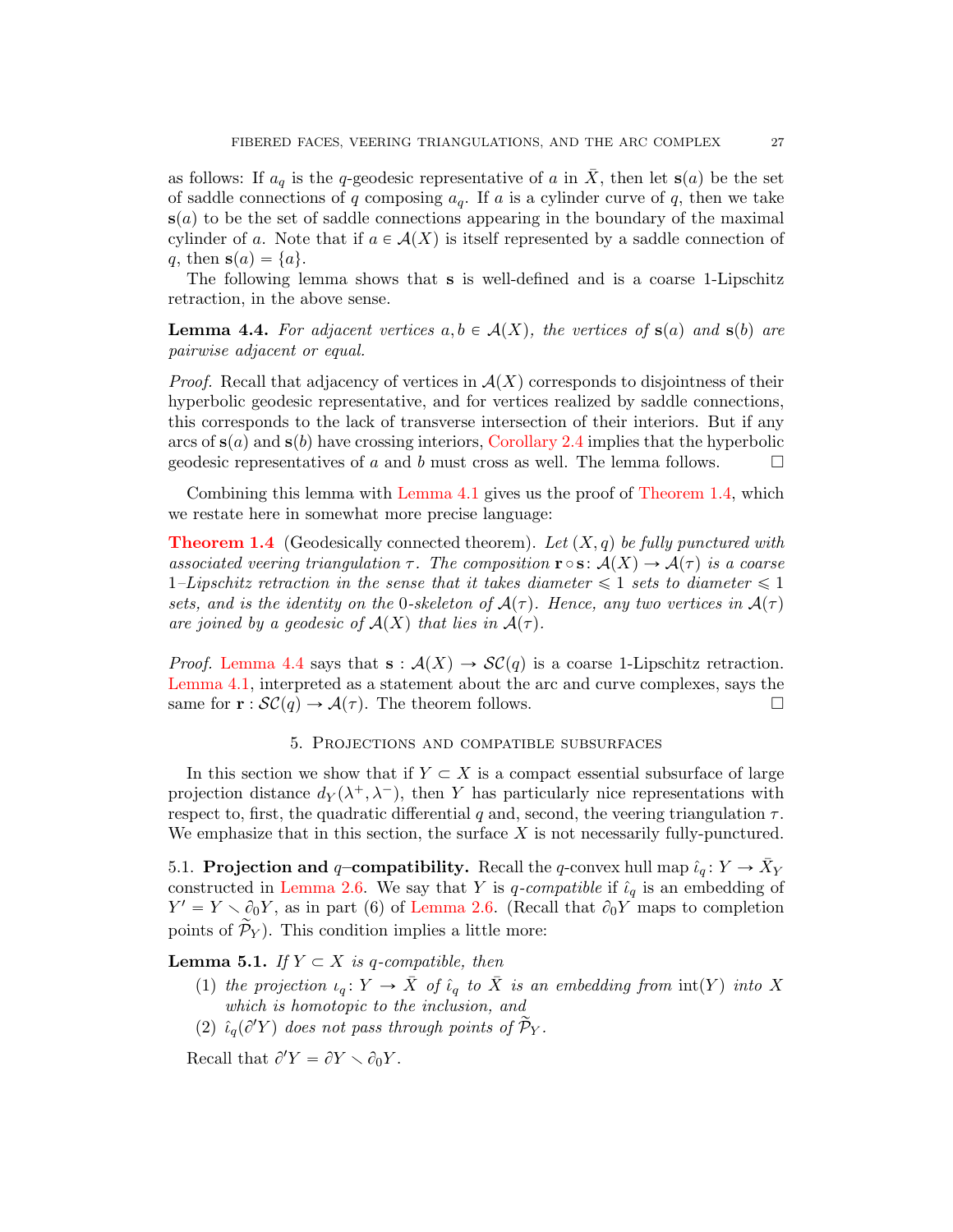as follows: If $a_q$ is the $q$-geodesic representative of $a$ in $\bar{X}$, then let $\mathbf{s}(a)$ be the set of saddle connections of $q$ composing $a_q$. If $a$ is a cylinder curve of $q$, then we take $\mathbf{s}(a)$ to be the set of saddle connections appearing in the boundary of the maximal cylinder of $a$. Note that if $a \in \mathcal{A}(X)$ is itself represented by a saddle connection of $q$, then $\mathbf{s}(a) = \{a\}$.

The following lemma shows that $\mathbf{s}$ is well-defined and is a coarse 1-Lipschitz retraction, in the above sense.

**Lemma 4.4.** *For adjacent vertices $a, b \in \mathcal{A}(X)$, the vertices of $\mathbf{s}(a)$ and $\mathbf{s}(b)$ are pairwise adjacent or equal.*

*Proof.* Recall that adjacency of vertices in $\mathcal{A}(X)$ corresponds to disjointness of their hyperbolic geodesic representative, and for vertices realized by saddle connections, this corresponds to the lack of transverse intersection of their interiors. But if any arcs of $\mathbf{s}(a)$ and $\mathbf{s}(b)$ have crossing interiors, Corollary 2.4 implies that the hyperbolic geodesic representatives of $a$ and $b$ must cross as well. The lemma follows. $\square$

Combining this lemma with Lemma 4.1 gives us the proof of Theorem 1.4, which we restate here in somewhat more precise language:

**Theorem 1.4** (Geodesically connected theorem). *Let $(X, q)$ be fully punctured with associated veering triangulation $\tau$. The composition $\mathbf{r} \circ \mathbf{s} \colon \mathcal{A}(X) \to \mathcal{A}(\tau)$ is a coarse 1–Lipschitz retraction in the sense that it takes diameter $\leqslant 1$ sets to diameter $\leqslant 1$ sets, and is the identity on the 0-skeleton of $\mathcal{A}(\tau)$. Hence, any two vertices in $\mathcal{A}(\tau)$ are joined by a geodesic of $\mathcal{A}(X)$ that lies in $\mathcal{A}(\tau)$.*

*Proof.* Lemma 4.4 says that $\mathbf{s} : \mathcal{A}(X) \to \mathcal{SC}(q)$ is a coarse 1-Lipschitz retraction. Lemma 4.1, interpreted as a statement about the arc and curve complexes, says the same for $\mathbf{r} : \mathcal{SC}(q) \to \mathcal{A}(\tau)$. The theorem follows. $\square$

## 5. Projections and compatible subsurfaces

In this section we show that if $Y \subset X$ is a compact essential subsurface of large projection distance $d_Y(\lambda^+, \lambda^-)$, then $Y$ has particularly nice representations with respect to, first, the quadratic differential $q$ and, second, the veering triangulation $\tau$. We emphasize that in this section, the surface $X$ is not necessarily fully-punctured.

### 5.1. Projection and $q$–compatibility.

Recall the $q$-convex hull map $\hat{\iota}_q \colon Y \to \bar{X}_Y$ constructed in Lemma 2.6. We say that $Y$ is *$q$-compatible* if $\hat{\iota}_q$ is an embedding of $Y' = Y \smallsetminus \partial_0 Y$, as in part (6) of Lemma 2.6. (Recall that $\partial_0 Y$ maps to completion points of $\widetilde{\mathcal{P}}_Y$). This condition implies a little more:

**Lemma 5.1.** *If $Y \subset X$ is $q$-compatible, then*

1. *the projection $\iota_q \colon Y \to \bar{X}$ of $\hat{\iota}_q$ to $\bar{X}$ is an embedding from $\mathrm{int}(Y)$ into $X$ which is homotopic to the inclusion, and*
2. *$\hat{\iota}_q(\partial' Y)$ does not pass through points of $\widetilde{\mathcal{P}}_Y$.*

Recall that $\partial' Y = \partial Y \smallsetminus \partial_0 Y$.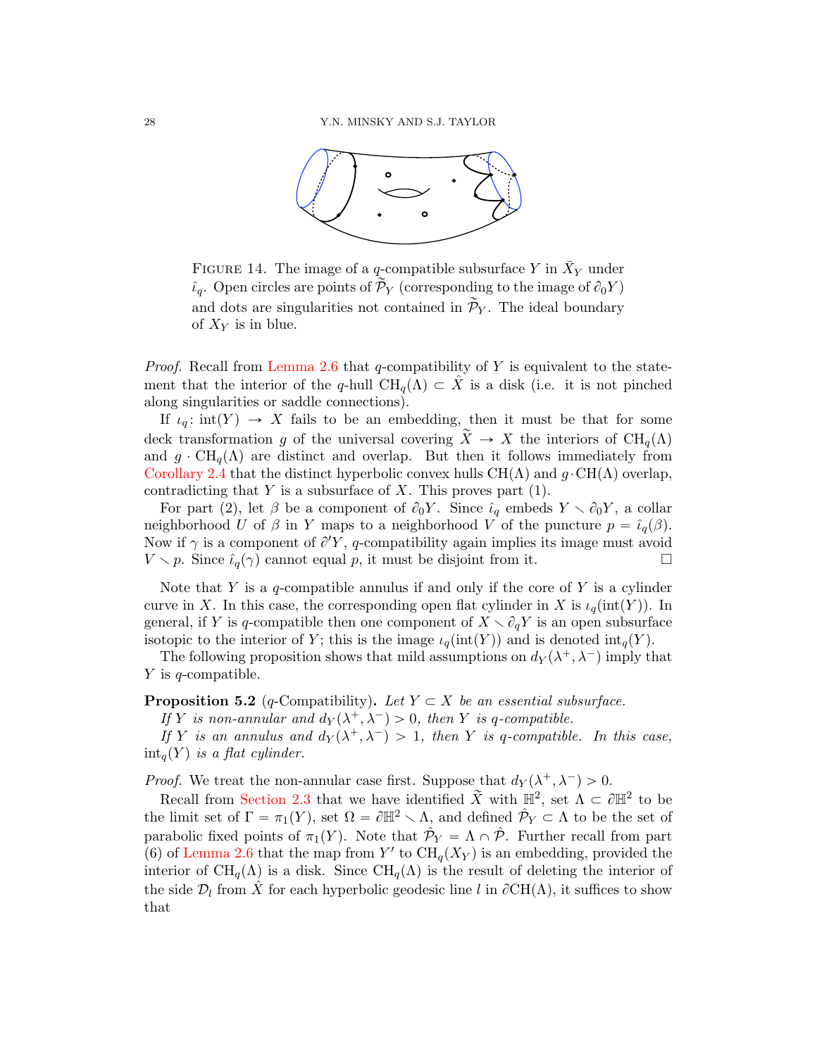FIGURE 14. The image of a $q$-compatible subsurface $Y$ in $\bar{X}_Y$ under $\hat{\iota}_q$. Open circles are points of $\widetilde{\mathcal{P}}_Y$ (corresponding to the image of $\partial_0 Y$) and dots are singularities not contained in $\widetilde{\mathcal{P}}_Y$. The ideal boundary of $X_Y$ is in blue.

*Proof.* Recall from Lemma 2.6 that $q$-compatibility of $Y$ is equivalent to the statement that the interior of the $q$-hull $\mathrm{CH}_q(\Lambda) \subset \hat{X}$ is a disk (i.e. it is not pinched along singularities or saddle connections).

If $\iota_q \colon \mathrm{int}(Y) \to X$ fails to be an embedding, then it must be that for some deck transformation $g$ of the universal covering $\widetilde{X} \to X$ the interiors of $\mathrm{CH}_q(\Lambda)$ and $g \cdot \mathrm{CH}_q(\Lambda)$ are distinct and overlap. But then it follows immediately from Corollary 2.4 that the distinct hyperbolic convex hulls $\mathrm{CH}(\Lambda)$ and $g \cdot \mathrm{CH}(\Lambda)$ overlap, contradicting that $Y$ is a subsurface of $X$. This proves part (1).

For part (2), let $\beta$ be a component of $\partial_0 Y$. Since $\hat{\iota}_q$ embeds $Y \smallsetminus \partial_0 Y$, a collar neighborhood $U$ of $\beta$ in $Y$ maps to a neighborhood $V$ of the puncture $p = \hat{\iota}_q(\beta)$. Now if $\gamma$ is a component of $\partial' Y$, $q$-compatibility again implies its image must avoid $V \smallsetminus p$. Since $\hat{\iota}_q(\gamma)$ cannot equal $p$, it must be disjoint from it. $\square$

Note that $Y$ is a $q$-compatible annulus if and only if the core of $Y$ is a cylinder curve in $X$. In this case, the corresponding open flat cylinder in $X$ is $\iota_q(\mathrm{int}(Y))$. In general, if $Y$ is $q$-compatible then one component of $X \smallsetminus \partial_q Y$ is an open subsurface isotopic to the interior of $Y$; this is the image $\iota_q(\mathrm{int}(Y))$ and is denoted $\mathrm{int}_q(Y)$.

The following proposition shows that mild assumptions on $d_Y(\lambda^+, \lambda^-)$ imply that $Y$ is $q$-compatible.

**Proposition 5.2** ($q$-Compatibility)**.** *Let $Y \subset X$ be an essential subsurface.*

*If $Y$ is non-annular and $d_Y(\lambda^+, \lambda^-) > 0$, then $Y$ is $q$-compatible.*

*If $Y$ is an annulus and $d_Y(\lambda^+, \lambda^-) > 1$, then $Y$ is $q$-compatible. In this case, $\mathrm{int}_q(Y)$ is a flat cylinder.*

*Proof.* We treat the non-annular case first. Suppose that $d_Y(\lambda^+, \lambda^-) > 0$.

Recall from Section 2.3 that we have identified $\widetilde{X}$ with $\mathbb{H}^2$, set $\Lambda \subset \partial\mathbb{H}^2$ to be the limit set of $\Gamma = \pi_1(Y)$, set $\Omega = \partial\mathbb{H}^2 \smallsetminus \Lambda$, and defined $\hat{\mathcal{P}}_Y \subset \Lambda$ to be the set of parabolic fixed points of $\pi_1(Y)$. Note that $\hat{\mathcal{P}}_Y = \Lambda \cap \hat{\mathcal{P}}$. Further recall from part (6) of Lemma 2.6 that the map from $Y'$ to $\mathrm{CH}_q(X_Y)$ is an embedding, provided the interior of $\mathrm{CH}_q(\Lambda)$ is a disk. Since $\mathrm{CH}_q(\Lambda)$ is the result of deleting the interior of the side $\mathcal{D}_l$ from $\hat{X}$ for each hyperbolic geodesic line $l$ in $\partial\mathrm{CH}(\Lambda)$, it suffices to show that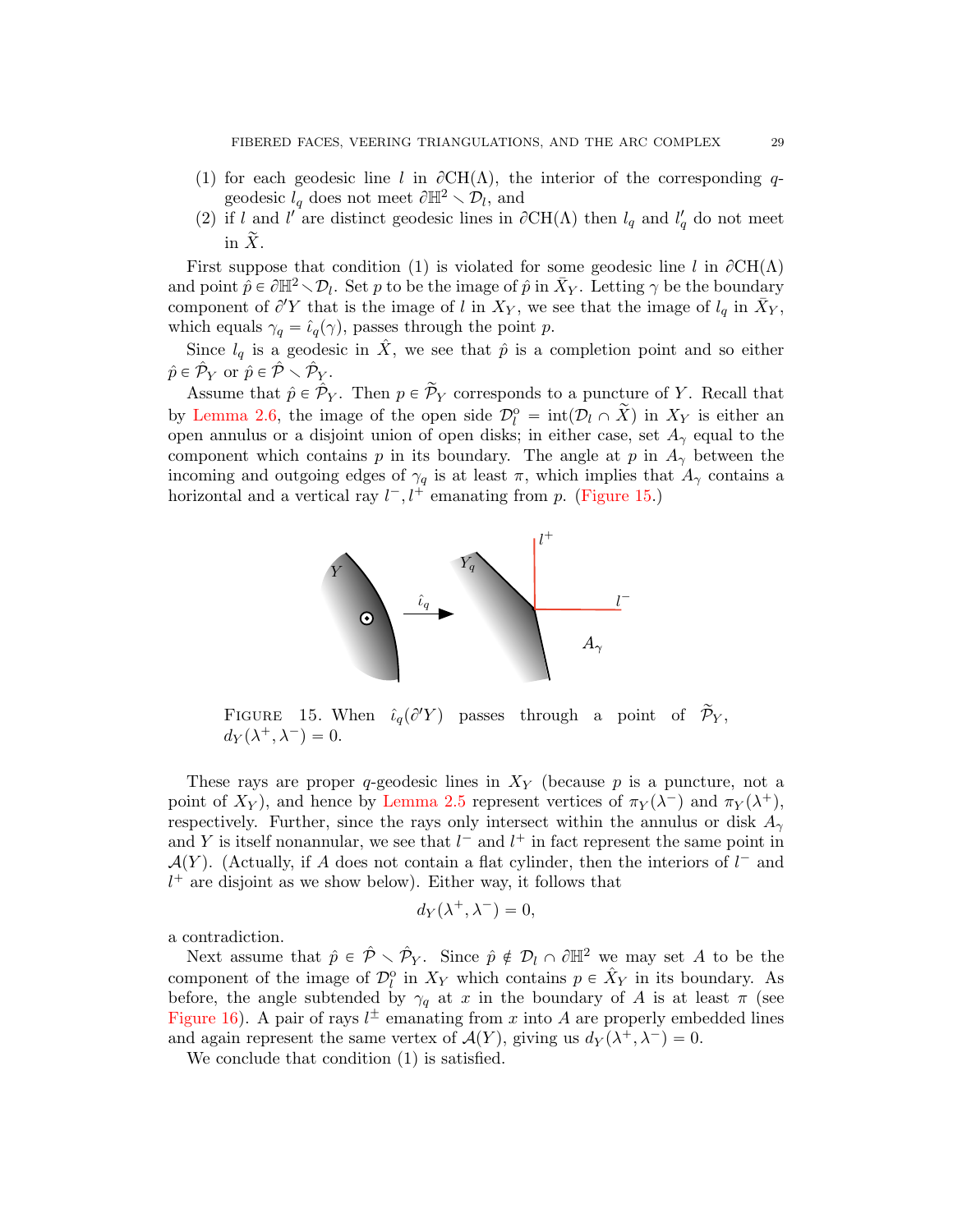(1) for each geodesic line $l$ in $\partial \mathrm{CH}(\Lambda)$, the interior of the corresponding $q$-geodesic $l_q$ does not meet $\partial \mathbb{H}^2 \smallsetminus \mathcal{D}_l$, and
(2) if $l$ and $l'$ are distinct geodesic lines in $\partial \mathrm{CH}(\Lambda)$ then $l_q$ and $l'_q$ do not meet in $\widetilde{X}$.

First suppose that condition (1) is violated for some geodesic line $l$ in $\partial \mathrm{CH}(\Lambda)$ and point $\hat{p} \in \partial \mathbb{H}^2 \smallsetminus \mathcal{D}_l$. Set $p$ to be the image of $\hat{p}$ in $\bar{X}_Y$. Letting $\gamma$ be the boundary component of $\partial' Y$ that is the image of $l$ in $X_Y$, we see that the image of $l_q$ in $\bar{X}_Y$, which equals $\gamma_q = \hat{\iota}_q(\gamma)$, passes through the point $p$.

Since $l_q$ is a geodesic in $\hat{X}$, we see that $\hat{p}$ is a completion point and so either $\hat{p} \in \hat{\mathcal{P}}_Y$ or $\hat{p} \in \hat{\mathcal{P}} \smallsetminus \hat{\mathcal{P}}_Y$.

Assume that $\hat{p} \in \hat{\mathcal{P}}_Y$. Then $p \in \widetilde{\mathcal{P}}_Y$ corresponds to a puncture of $Y$. Recall that by Lemma 2.6, the image of the open side $\mathcal{D}_l^{\circ} = \mathrm{int}(\mathcal{D}_l \cap \widetilde{X})$ in $X_Y$ is either an open annulus or a disjoint union of open disks; in either case, set $A_\gamma$ equal to the component which contains $p$ in its boundary. The angle at $p$ in $A_\gamma$ between the incoming and outgoing edges of $\gamma_q$ is at least $\pi$, which implies that $A_\gamma$ contains a horizontal and a vertical ray $l^-, l^+$ emanating from $p$. (Figure 15.)

FIGURE 15. When $\hat{\iota}_q(\partial' Y)$ passes through a point of $\widetilde{\mathcal{P}}_Y$, $d_Y(\lambda^+, \lambda^-) = 0$.

These rays are proper $q$-geodesic lines in $X_Y$ (because $p$ is a puncture, not a point of $X_Y$), and hence by Lemma 2.5 represent vertices of $\pi_Y(\lambda^-)$ and $\pi_Y(\lambda^+)$, respectively. Further, since the rays only intersect within the annulus or disk $A_\gamma$ and $Y$ is itself nonannular, we see that $l^-$ and $l^+$ in fact represent the same point in $\mathcal{A}(Y)$. (Actually, if $A$ does not contain a flat cylinder, then the interiors of $l^-$ and $l^+$ are disjoint as we show below). Either way, it follows that

$$d_Y(\lambda^+, \lambda^-) = 0,$$

a contradiction.

Next assume that $\hat{p} \in \hat{\mathcal{P}} \smallsetminus \hat{\mathcal{P}}_Y$. Since $\hat{p} \notin \mathcal{D}_l \cap \partial \mathbb{H}^2$ we may set $A$ to be the component of the image of $\mathcal{D}_l^{\circ}$ in $X_Y$ which contains $p \in \hat{X}_Y$ in its boundary. As before, the angle subtended by $\gamma_q$ at $x$ in the boundary of $A$ is at least $\pi$ (see Figure 16). A pair of rays $l^{\pm}$ emanating from $x$ into $A$ are properly embedded lines and again represent the same vertex of $\mathcal{A}(Y)$, giving us $d_Y(\lambda^+, \lambda^-) = 0$.

We conclude that condition (1) is satisfied.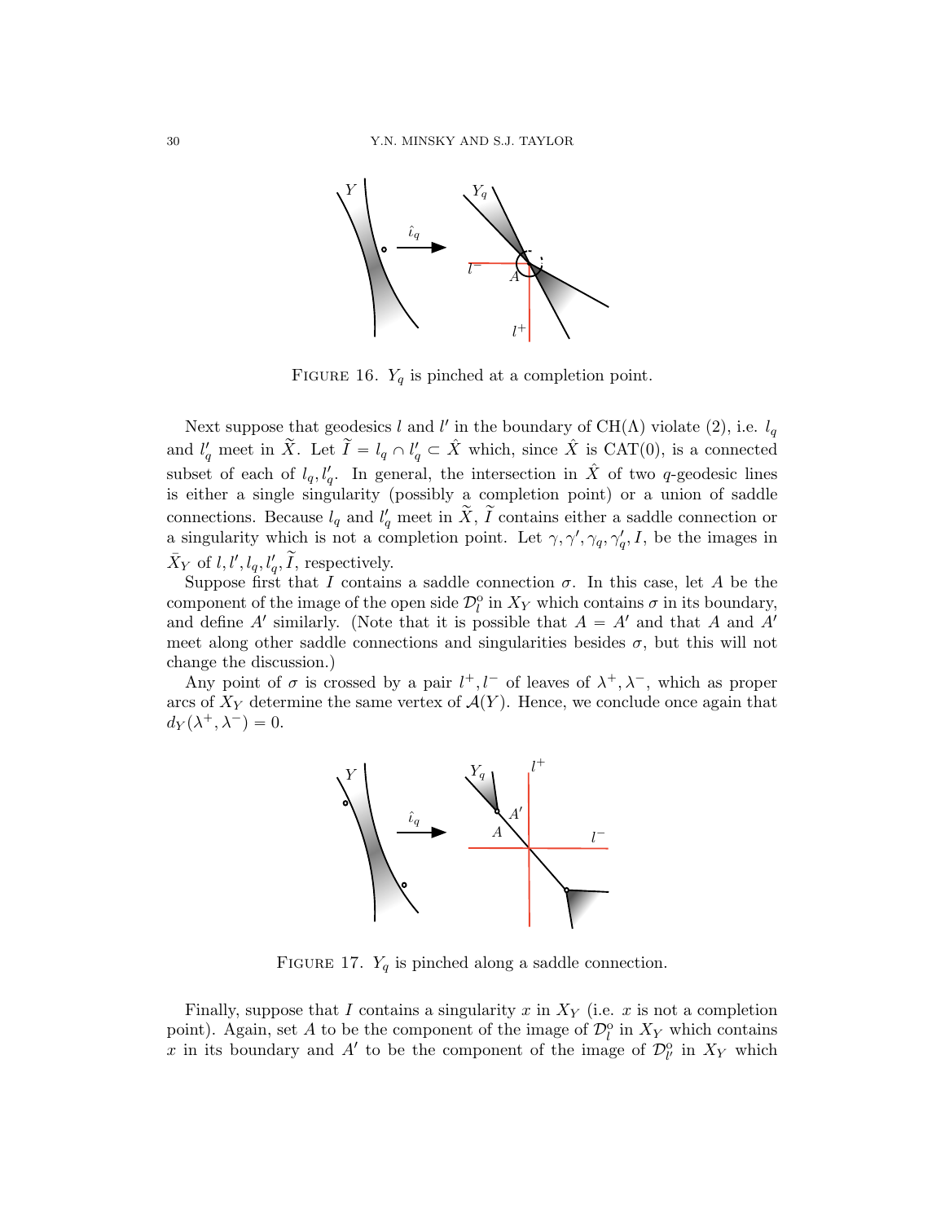FIGURE 16. $Y_q$ is pinched at a completion point.

Next suppose that geodesics $l$ and $l'$ in the boundary of $\mathrm{CH}(\Lambda)$ violate (2), i.e. $l_q$ and $l'_q$ meet in $\widetilde{X}$. Let $\widetilde{I} = l_q \cap l'_q \subset \hat{X}$ which, since $\hat{X}$ is CAT(0), is a connected subset of each of $l_q, l'_q$. In general, the intersection in $\hat{X}$ of two $q$-geodesic lines is either a single singularity (possibly a completion point) or a union of saddle connections. Because $l_q$ and $l'_q$ meet in $\widetilde{X}$, $\widetilde{I}$ contains either a saddle connection or a singularity which is not a completion point. Let $\gamma, \gamma', \gamma_q, \gamma'_q, I$, be the images in $\bar{X}_Y$ of $l, l', l_q, l'_q, \widetilde{I}$, respectively.

Suppose first that $I$ contains a saddle connection $\sigma$. In this case, let $A$ be the component of the image of the open side $\mathcal{D}^\circ_l$ in $X_Y$ which contains $\sigma$ in its boundary, and define $A'$ similarly. (Note that it is possible that $A = A'$ and that $A$ and $A'$ meet along other saddle connections and singularities besides $\sigma$, but this will not change the discussion.)

Any point of $\sigma$ is crossed by a pair $l^+, l^-$ of leaves of $\lambda^+, \lambda^-$, which as proper arcs of $X_Y$ determine the same vertex of $\mathcal{A}(Y)$. Hence, we conclude once again that $d_Y(\lambda^+, \lambda^-) = 0$.

FIGURE 17. $Y_q$ is pinched along a saddle connection.

Finally, suppose that $I$ contains a singularity $x$ in $X_Y$ (i.e. $x$ is not a completion point). Again, set $A$ to be the component of the image of $\mathcal{D}^\circ_l$ in $X_Y$ which contains $x$ in its boundary and $A'$ to be the component of the image of $\mathcal{D}^\circ_{l'}$ in $X_Y$ which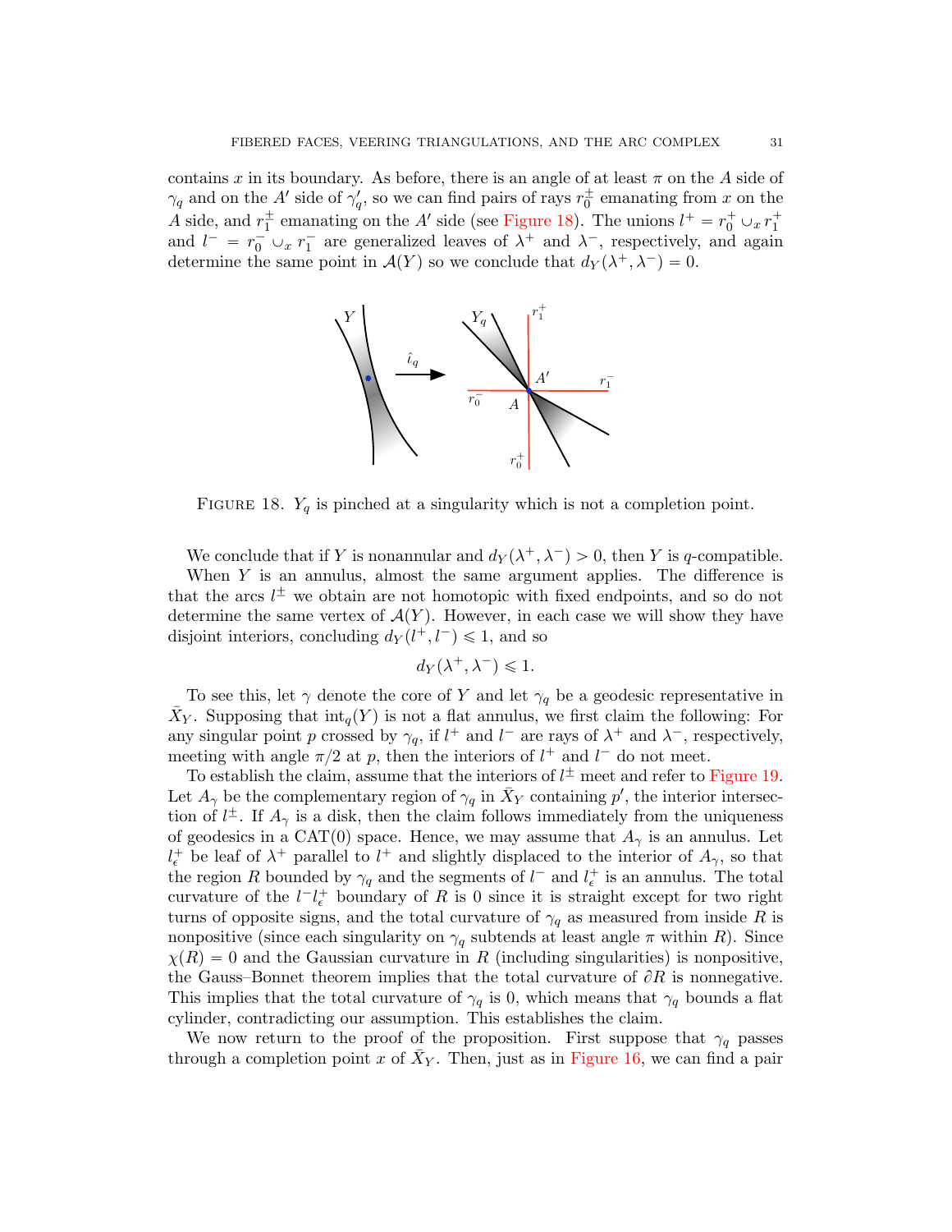contains $x$ in its boundary. As before, there is an angle of at least $\pi$ on the $A$ side of $\gamma_q$ and on the $A'$ side of $\gamma_q'$, so we can find pairs of rays $r_0^\pm$ emanating from $x$ on the $A$ side, and $r_1^\pm$ emanating on the $A'$ side (see Figure 18). The unions $l^+ = r_0^+ \cup_x r_1^+$ and $l^- = r_0^- \cup_x r_1^-$ are generalized leaves of $\lambda^+$ and $\lambda^-$, respectively, and again determine the same point in $\mathcal{A}(Y)$ so we conclude that $d_Y(\lambda^+, \lambda^-) = 0$.

FIGURE 18. $Y_q$ is pinched at a singularity which is not a completion point.

We conclude that if $Y$ is nonannular and $d_Y(\lambda^+, \lambda^-) > 0$, then $Y$ is $q$-compatible.

When $Y$ is an annulus, almost the same argument applies. The difference is that the arcs $l^\pm$ we obtain are not homotopic with fixed endpoints, and so do not determine the same vertex of $\mathcal{A}(Y)$. However, in each case we will show they have disjoint interiors, concluding $d_Y(l^+, l^-) \leqslant 1$, and so

$$d_Y(\lambda^+, \lambda^-) \leqslant 1.$$

To see this, let $\gamma$ denote the core of $Y$ and let $\gamma_q$ be a geodesic representative in $\bar{X}_Y$. Supposing that $\mathrm{int}_q(Y)$ is not a flat annulus, we first claim the following: For any singular point $p$ crossed by $\gamma_q$, if $l^+$ and $l^-$ are rays of $\lambda^+$ and $\lambda^-$, respectively, meeting with angle $\pi/2$ at $p$, then the interiors of $l^+$ and $l^-$ do not meet.

To establish the claim, assume that the interiors of $l^\pm$ meet and refer to Figure 19. Let $A_\gamma$ be the complementary region of $\gamma_q$ in $\bar{X}_Y$ containing $p'$, the interior intersection of $l^\pm$. If $A_\gamma$ is a disk, then the claim follows immediately from the uniqueness of geodesics in a CAT(0) space. Hence, we may assume that $A_\gamma$ is an annulus. Let $l_\epsilon^+$ be leaf of $\lambda^+$ parallel to $l^+$ and slightly displaced to the interior of $A_\gamma$, so that the region $R$ bounded by $\gamma_q$ and the segments of $l^-$ and $l_\epsilon^+$ is an annulus. The total curvature of the $l^- l_\epsilon^+$ boundary of $R$ is 0 since it is straight except for two right turns of opposite signs, and the total curvature of $\gamma_q$ as measured from inside $R$ is nonpositive (since each singularity on $\gamma_q$ subtends at least angle $\pi$ within $R$). Since $\chi(R) = 0$ and the Gaussian curvature in $R$ (including singularities) is nonpositive, the Gauss–Bonnet theorem implies that the total curvature of $\partial R$ is nonnegative. This implies that the total curvature of $\gamma_q$ is 0, which means that $\gamma_q$ bounds a flat cylinder, contradicting our assumption. This establishes the claim.

We now return to the proof of the proposition. First suppose that $\gamma_q$ passes through a completion point $x$ of $\bar{X}_Y$. Then, just as in Figure 16, we can find a pair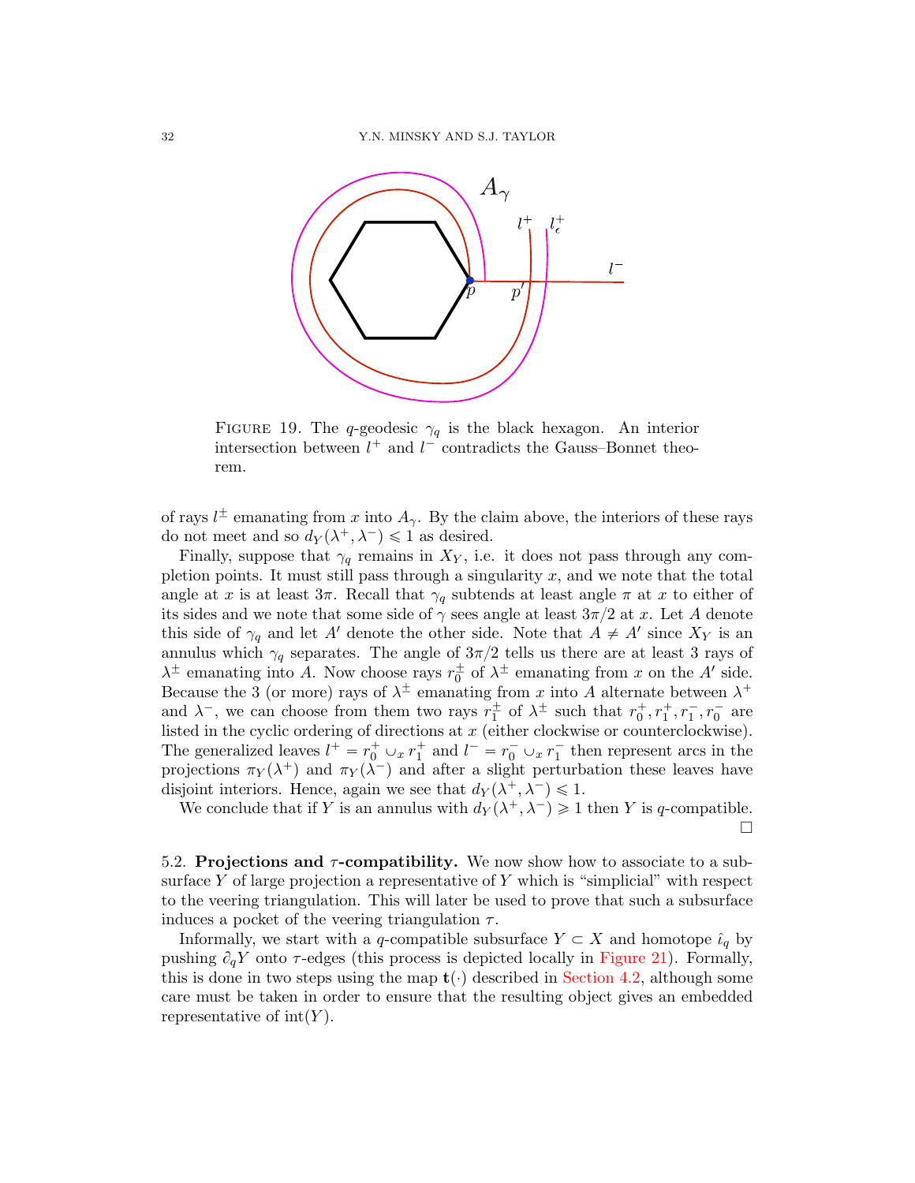FIGURE 19. The $q$-geodesic $\gamma_q$ is the black hexagon. An interior intersection between $l^+$ and $l^-$ contradicts the Gauss–Bonnet theorem.

of rays $l^\pm$ emanating from $x$ into $A_\gamma$. By the claim above, the interiors of these rays do not meet and so $d_Y(\lambda^+, \lambda^-) \leqslant 1$ as desired.

Finally, suppose that $\gamma_q$ remains in $X_Y$, i.e. it does not pass through any completion points. It must still pass through a singularity $x$, and we note that the total angle at $x$ is at least $3\pi$. Recall that $\gamma_q$ subtends at least angle $\pi$ at $x$ to either of its sides and we note that some side of $\gamma$ sees angle at least $3\pi/2$ at $x$. Let $A$ denote this side of $\gamma_q$ and let $A'$ denote the other side. Note that $A \neq A'$ since $X_Y$ is an annulus which $\gamma_q$ separates. The angle of $3\pi/2$ tells us there are at least 3 rays of $\lambda^\pm$ emanating into $A$. Now choose rays $r_0^\pm$ of $\lambda^\pm$ emanating from $x$ on the $A'$ side. Because the 3 (or more) rays of $\lambda^\pm$ emanating from $x$ into $A$ alternate between $\lambda^+$ and $\lambda^-$, we can choose from them two rays $r_1^\pm$ of $\lambda^\pm$ such that $r_0^+, r_1^+, r_1^-, r_0^-$ are listed in the cyclic ordering of directions at $x$ (either clockwise or counterclockwise). The generalized leaves $l^+ = r_0^+ \cup_x r_1^+$ and $l^- = r_0^- \cup_x r_1^-$ then represent arcs in the projections $\pi_Y(\lambda^+)$ and $\pi_Y(\lambda^-)$ and after a slight perturbation these leaves have disjoint interiors. Hence, again we see that $d_Y(\lambda^+, \lambda^-) \leqslant 1$.

We conclude that if $Y$ is an annulus with $d_Y(\lambda^+, \lambda^-) \geqslant 1$ then $Y$ is $q$-compatible. □

## 5.2. Projections and $\tau$-compatibility.

We now show how to associate to a subsurface $Y$ of large projection a representative of $Y$ which is "simplicial" with respect to the veering triangulation. This will later be used to prove that such a subsurface induces a pocket of the veering triangulation $\tau$.

Informally, we start with a $q$-compatible subsurface $Y \subset X$ and homotope $\hat{\iota}_q$ by pushing $\partial_q Y$ onto $\tau$-edges (this process is depicted locally in Figure 21). Formally, this is done in two steps using the map $\mathbf{t}(\cdot)$ described in Section 4.2, although some care must be taken in order to ensure that the resulting object gives an embedded representative of $\mathrm{int}(Y)$.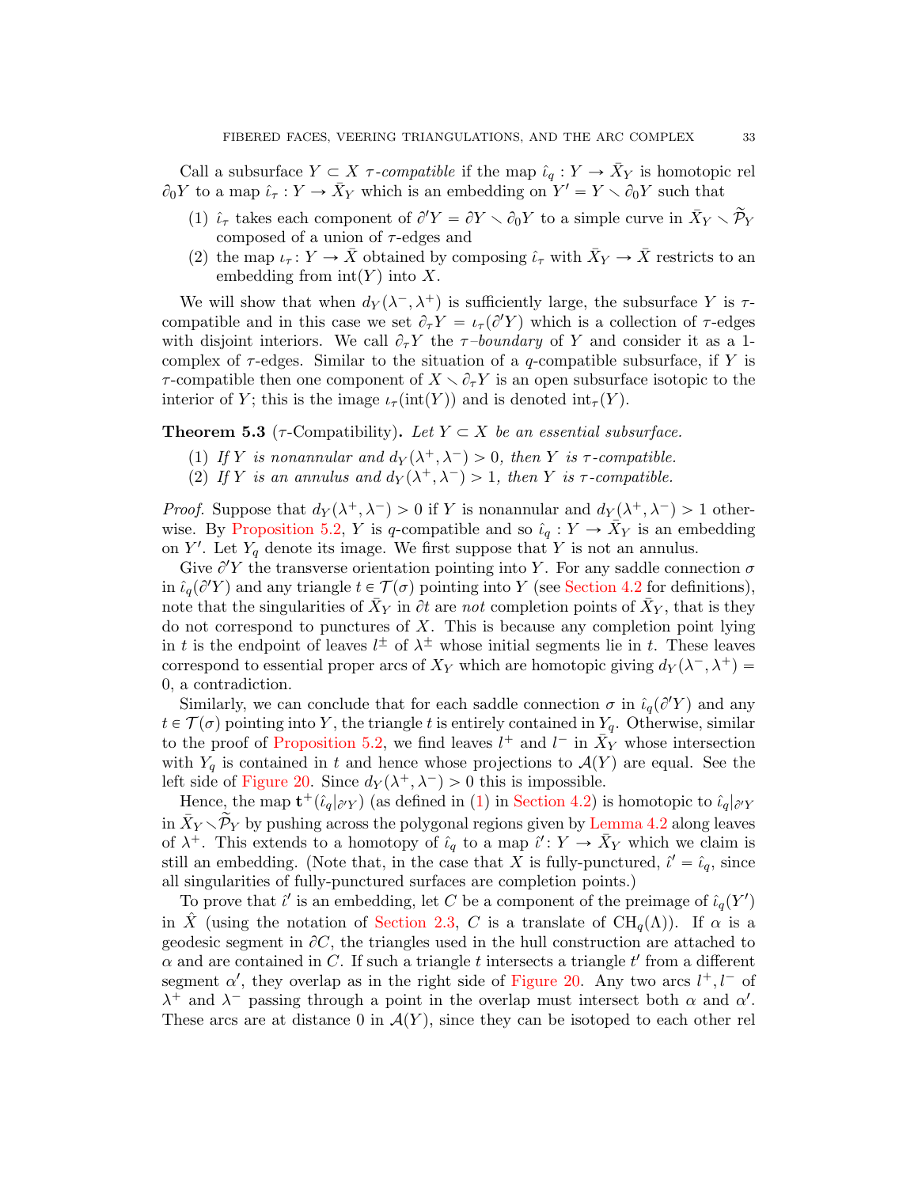Call a subsurface $Y \subset X$ *$\tau$-compatible* if the map $\hat{\iota}_q : Y \to \bar{X}_Y$ is homotopic rel $\partial_0 Y$ to a map $\hat{\iota}_\tau : Y \to \bar{X}_Y$ which is an embedding on $Y' = Y \smallsetminus \partial_0 Y$ such that

1. $\hat{\iota}_\tau$ takes each component of $\partial' Y = \partial Y \smallsetminus \partial_0 Y$ to a simple curve in $\bar{X}_Y \smallsetminus \widetilde{\mathcal{P}}_Y$ composed of a union of $\tau$-edges and
2. the map $\iota_\tau : Y \to \bar{X}$ obtained by composing $\hat{\iota}_\tau$ with $\bar{X}_Y \to \bar{X}$ restricts to an embedding from $\mathrm{int}(Y)$ into $X$.

We will show that when $d_Y(\lambda^-, \lambda^+)$ is sufficiently large, the subsurface $Y$ is $\tau$-compatible and in this case we set $\partial_\tau Y = \iota_\tau(\partial' Y)$ which is a collection of $\tau$-edges with disjoint interiors. We call $\partial_\tau Y$ the *$\tau$–boundary* of $Y$ and consider it as a 1-complex of $\tau$-edges. Similar to the situation of a $q$-compatible subsurface, if $Y$ is $\tau$-compatible then one component of $X \smallsetminus \partial_\tau Y$ is an open subsurface isotopic to the interior of $Y$; this is the image $\iota_\tau(\mathrm{int}(Y))$ and is denoted $\mathrm{int}_\tau(Y)$.

**Theorem 5.3** ($\tau$-Compatibility)**.** *Let $Y \subset X$ be an essential subsurface.*

1. *If $Y$ is nonannular and $d_Y(\lambda^+, \lambda^-) > 0$, then $Y$ is $\tau$-compatible.*
2. *If $Y$ is an annulus and $d_Y(\lambda^+, \lambda^-) > 1$, then $Y$ is $\tau$-compatible.*

*Proof.* Suppose that $d_Y(\lambda^+, \lambda^-) > 0$ if $Y$ is nonannular and $d_Y(\lambda^+, \lambda^-) > 1$ otherwise. By Proposition 5.2, $Y$ is $q$-compatible and so $\hat{\iota}_q : Y \to \bar{X}_Y$ is an embedding on $Y'$. Let $Y_q$ denote its image. We first suppose that $Y$ is not an annulus.

Give $\partial' Y$ the transverse orientation pointing into $Y$. For any saddle connection $\sigma$ in $\hat{\iota}_q(\partial' Y)$ and any triangle $t \in \mathcal{T}(\sigma)$ pointing into $Y$ (see Section 4.2 for definitions), note that the singularities of $\bar{X}_Y$ in $\partial t$ are *not* completion points of $\bar{X}_Y$, that is they do not correspond to punctures of $X$. This is because any completion point lying in $t$ is the endpoint of leaves $l^\pm$ of $\lambda^\pm$ whose initial segments lie in $t$. These leaves correspond to essential proper arcs of $X_Y$ which are homotopic giving $d_Y(\lambda^-, \lambda^+) = 0$, a contradiction.

Similarly, we can conclude that for each saddle connection $\sigma$ in $\hat{\iota}_q(\partial' Y)$ and any $t \in \mathcal{T}(\sigma)$ pointing into $Y$, the triangle $t$ is entirely contained in $Y_q$. Otherwise, similar to the proof of Proposition 5.2, we find leaves $l^+$ and $l^-$ in $\bar{X}_Y$ whose intersection with $Y_q$ is contained in $t$ and hence whose projections to $\mathcal{A}(Y)$ are equal. See the left side of Figure 20. Since $d_Y(\lambda^+, \lambda^-) > 0$ this is impossible.

Hence, the map $\mathbf{t}^+(\hat{\iota}_q|_{\partial' Y})$ (as defined in (1) in Section 4.2) is homotopic to $\hat{\iota}_q|_{\partial' Y}$ in $\bar{X}_Y \smallsetminus \widetilde{\mathcal{P}}_Y$ by pushing across the polygonal regions given by Lemma 4.2 along leaves of $\lambda^+$. This extends to a homotopy of $\hat{\iota}_q$ to a map $\hat{\iota}' : Y \to \bar{X}_Y$ which we claim is still an embedding. (Note that, in the case that $X$ is fully-punctured, $\hat{\iota}' = \hat{\iota}_q$, since all singularities of fully-punctured surfaces are completion points.)

To prove that $\hat{\iota}'$ is an embedding, let $C$ be a component of the preimage of $\hat{\iota}_q(Y')$ in $\hat{X}$ (using the notation of Section 2.3, $C$ is a translate of $\mathrm{CH}_q(\Lambda)$). If $\alpha$ is a geodesic segment in $\partial C$, the triangles used in the hull construction are attached to $\alpha$ and are contained in $C$. If such a triangle $t$ intersects a triangle $t'$ from a different segment $\alpha'$, they overlap as in the right side of Figure 20. Any two arcs $l^+, l^-$ of $\lambda^+$ and $\lambda^-$ passing through a point in the overlap must intersect both $\alpha$ and $\alpha'$. These arcs are at distance 0 in $\mathcal{A}(Y)$, since they can be isotoped to each other rel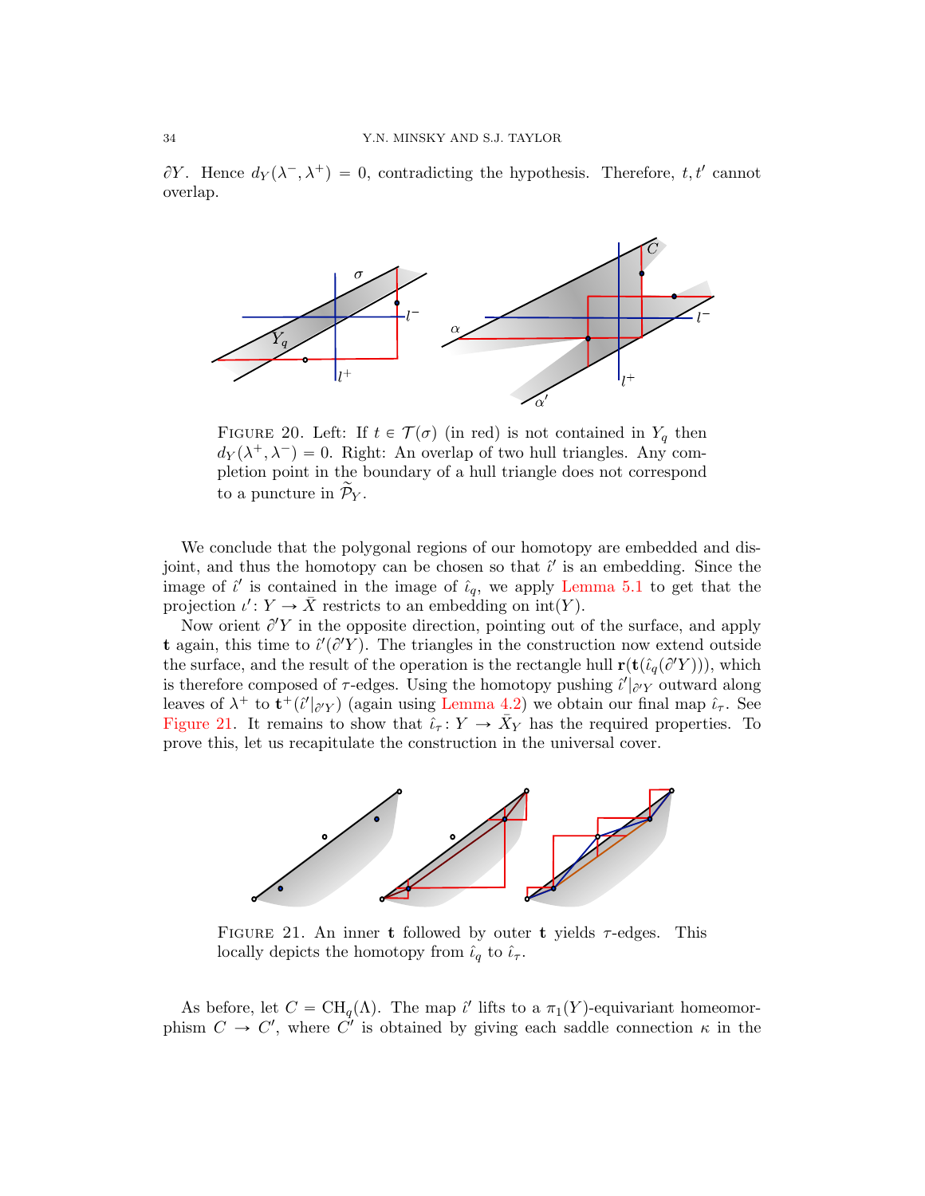$\partial Y$. Hence $d_Y(\lambda^-, \lambda^+) = 0$, contradicting the hypothesis. Therefore, $t, t'$ cannot overlap.

FIGURE 20. Left: If $t \in \mathcal{T}(\sigma)$ (in red) is not contained in $Y_q$ then $d_Y(\lambda^+, \lambda^-) = 0$. Right: An overlap of two hull triangles. Any completion point in the boundary of a hull triangle does not correspond to a puncture in $\widetilde{\mathcal{P}}_Y$.

We conclude that the polygonal regions of our homotopy are embedded and disjoint, and thus the homotopy can be chosen so that $\hat{\iota}'$ is an embedding. Since the image of $\hat{\iota}'$ is contained in the image of $\hat{\iota}_q$, we apply Lemma 5.1 to get that the projection $\iota' \colon Y \to \bar{X}$ restricts to an embedding on $\mathrm{int}(Y)$.

Now orient $\partial' Y$ in the opposite direction, pointing out of the surface, and apply $\mathbf{t}$ again, this time to $\hat{\iota}'(\partial' Y)$. The triangles in the construction now extend outside the surface, and the result of the operation is the rectangle hull $\mathbf{r}(\mathbf{t}(\hat{\iota}_q(\partial' Y)))$, which is therefore composed of $\tau$-edges. Using the homotopy pushing $\hat{\iota}'|_{\partial' Y}$ outward along leaves of $\lambda^+$ to $\mathbf{t}^+(\hat{\iota}'|_{\partial' Y})$ (again using Lemma 4.2) we obtain our final map $\hat{\iota}_\tau$. See Figure 21. It remains to show that $\hat{\iota}_\tau \colon Y \to \bar{X}_Y$ has the required properties. To prove this, let us recapitulate the construction in the universal cover.

FIGURE 21. An inner $\mathbf{t}$ followed by outer $\mathbf{t}$ yields $\tau$-edges. This locally depicts the homotopy from $\hat{\iota}_q$ to $\hat{\iota}_\tau$.

As before, let $C = \mathrm{CH}_q(\Lambda)$. The map $\hat{\iota}'$ lifts to a $\pi_1(Y)$-equivariant homeomorphism $C \to C'$, where $C'$ is obtained by giving each saddle connection $\kappa$ in the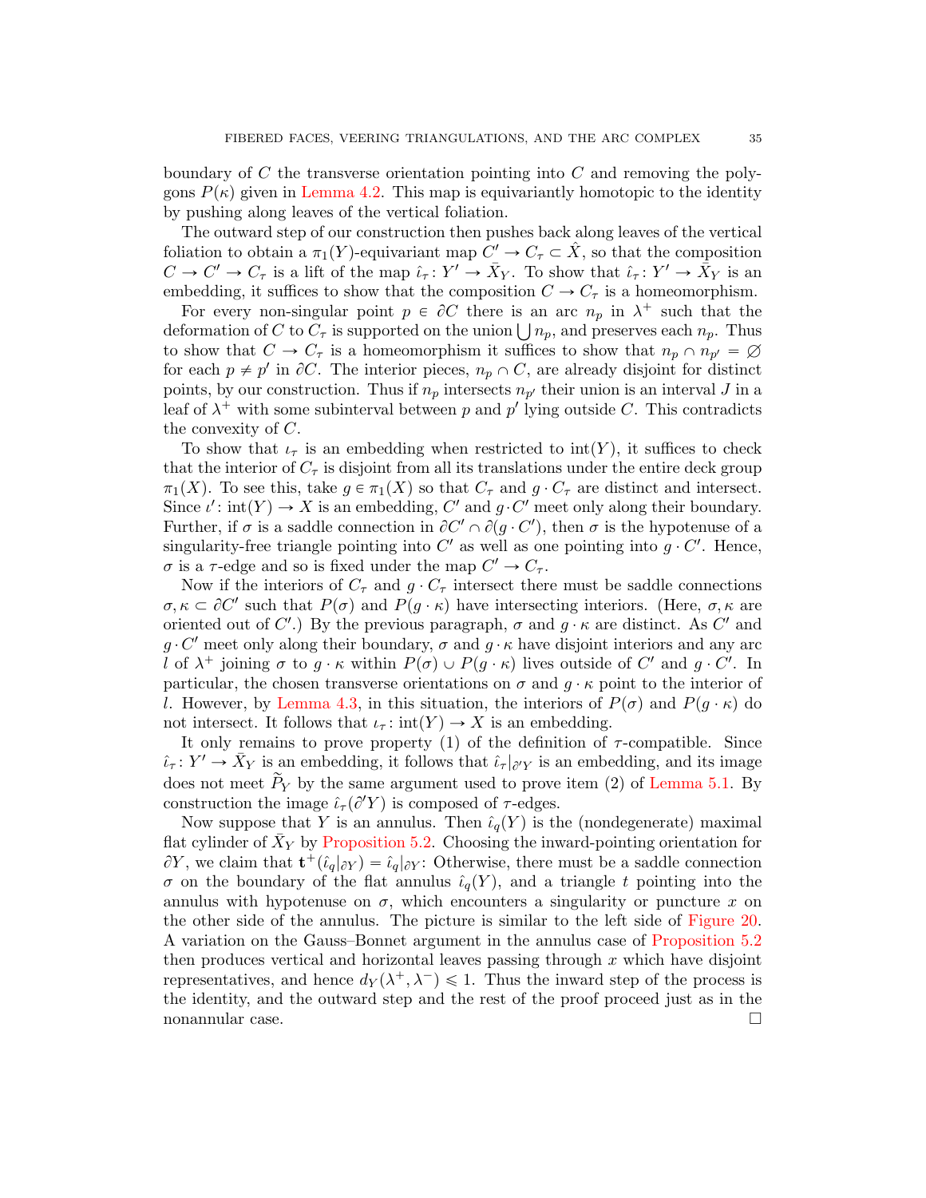boundary of $C$ the transverse orientation pointing into $C$ and removing the polygons $P(\kappa)$ given in Lemma 4.2. This map is equivariantly homotopic to the identity by pushing along leaves of the vertical foliation.

The outward step of our construction then pushes back along leaves of the vertical foliation to obtain a $\pi_1(Y)$-equivariant map $C' \to C_\tau \subset \hat{X}$, so that the composition $C \to C' \to C_\tau$ is a lift of the map $\hat{\iota}_\tau\colon Y' \to \bar{X}_Y$. To show that $\hat{\iota}_\tau\colon Y' \to \bar{X}_Y$ is an embedding, it suffices to show that the composition $C \to C_\tau$ is a homeomorphism.

For every non-singular point $p \in \partial C$ there is an arc $n_p$ in $\lambda^+$ such that the deformation of $C$ to $C_\tau$ is supported on the union $\bigcup n_p$, and preserves each $n_p$. Thus to show that $C \to C_\tau$ is a homeomorphism it suffices to show that $n_p \cap n_{p'} = \varnothing$ for each $p \neq p'$ in $\partial C$. The interior pieces, $n_p \cap C$, are already disjoint for distinct points, by our construction. Thus if $n_p$ intersects $n_{p'}$ their union is an interval $J$ in a leaf of $\lambda^+$ with some subinterval between $p$ and $p'$ lying outside $C$. This contradicts the convexity of $C$.

To show that $\iota_\tau$ is an embedding when restricted to $\mathrm{int}(Y)$, it suffices to check that the interior of $C_\tau$ is disjoint from all its translations under the entire deck group $\pi_1(X)$. To see this, take $g \in \pi_1(X)$ so that $C_\tau$ and $g \cdot C_\tau$ are distinct and intersect. Since $\iota'\colon \mathrm{int}(Y) \to X$ is an embedding, $C'$ and $g \cdot C'$ meet only along their boundary. Further, if $\sigma$ is a saddle connection in $\partial C' \cap \partial(g \cdot C')$, then $\sigma$ is the hypotenuse of a singularity-free triangle pointing into $C'$ as well as one pointing into $g \cdot C'$. Hence, $\sigma$ is a $\tau$-edge and so is fixed under the map $C' \to C_\tau$.

Now if the interiors of $C_\tau$ and $g \cdot C_\tau$ intersect there must be saddle connections $\sigma, \kappa \subset \partial C'$ such that $P(\sigma)$ and $P(g \cdot \kappa)$ have intersecting interiors. (Here, $\sigma, \kappa$ are oriented out of $C'$.) By the previous paragraph, $\sigma$ and $g \cdot \kappa$ are distinct. As $C'$ and $g \cdot C'$ meet only along their boundary, $\sigma$ and $g \cdot \kappa$ have disjoint interiors and any arc $l$ of $\lambda^+$ joining $\sigma$ to $g \cdot \kappa$ within $P(\sigma) \cup P(g \cdot \kappa)$ lives outside of $C'$ and $g \cdot C'$. In particular, the chosen transverse orientations on $\sigma$ and $g \cdot \kappa$ point to the interior of $l$. However, by Lemma 4.3, in this situation, the interiors of $P(\sigma)$ and $P(g \cdot \kappa)$ do not intersect. It follows that $\iota_\tau\colon \mathrm{int}(Y) \to X$ is an embedding.

It only remains to prove property (1) of the definition of $\tau$-compatible. Since $\hat{\iota}_\tau\colon Y' \to \bar{X}_Y$ is an embedding, it follows that $\hat{\iota}_\tau|_{\partial' Y}$ is an embedding, and its image does not meet $\widetilde{P}_Y$ by the same argument used to prove item (2) of Lemma 5.1. By construction the image $\hat{\iota}_\tau(\partial' Y)$ is composed of $\tau$-edges.

Now suppose that $Y$ is an annulus. Then $\hat{\iota}_q(Y)$ is the (nondegenerate) maximal flat cylinder of $\bar{X}_Y$ by Proposition 5.2. Choosing the inward-pointing orientation for $\partial Y$, we claim that $\mathbf{t}^+(\hat{\iota}_q|_{\partial Y}) = \hat{\iota}_q|_{\partial Y}$: Otherwise, there must be a saddle connection $\sigma$ on the boundary of the flat annulus $\hat{\iota}_q(Y)$, and a triangle $t$ pointing into the annulus with hypotenuse on $\sigma$, which encounters a singularity or puncture $x$ on the other side of the annulus. The picture is similar to the left side of Figure 20. A variation on the Gauss–Bonnet argument in the annulus case of Proposition 5.2 then produces vertical and horizontal leaves passing through $x$ which have disjoint representatives, and hence $d_Y(\lambda^+, \lambda^-) \leqslant 1$. Thus the inward step of the process is the identity, and the outward step and the rest of the proof proceed just as in the nonannular case. $\square$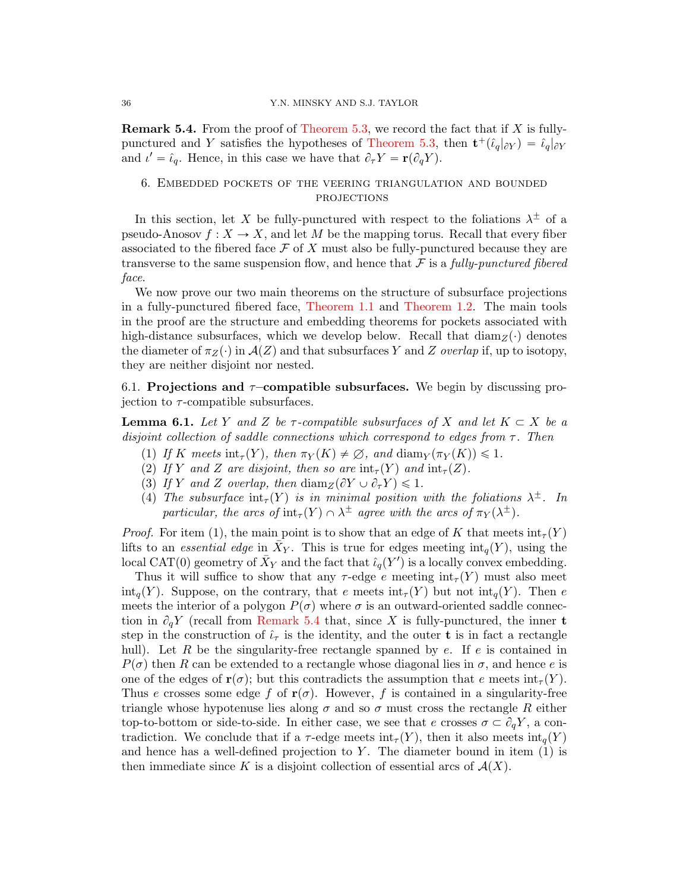**Remark 5.4.** From the proof of Theorem 5.3, we record the fact that if $X$ is fully-punctured and $Y$ satisfies the hypotheses of Theorem 5.3, then $\mathbf{t}^+(\hat{\iota}_q|_{\partial Y}) = \hat{\iota}_q|_{\partial Y}$ and $\iota' = \hat{\iota}_q$. Hence, in this case we have that $\partial_\tau Y = \mathbf{r}(\partial_q Y)$.

## 6. Embedded pockets of the veering triangulation and bounded projections

In this section, let $X$ be fully-punctured with respect to the foliations $\lambda^\pm$ of a pseudo-Anosov $f : X \to X$, and let $M$ be the mapping torus. Recall that every fiber associated to the fibered face $\mathcal{F}$ of $X$ must also be fully-punctured because they are transverse to the same suspension flow, and hence that $\mathcal{F}$ is a *fully-punctured fibered face*.

We now prove our two main theorems on the structure of subsurface projections in a fully-punctured fibered face, Theorem 1.1 and Theorem 1.2. The main tools in the proof are the structure and embedding theorems for pockets associated with high-distance subsurfaces, which we develop below. Recall that $\mathrm{diam}_Z(\cdot)$ denotes the diameter of $\pi_Z(\cdot)$ in $\mathcal{A}(Z)$ and that subsurfaces $Y$ and $Z$ *overlap* if, up to isotopy, they are neither disjoint nor nested.

### 6.1. Projections and $\tau$–compatible subsurfaces.

We begin by discussing projection to $\tau$-compatible subsurfaces.

**Lemma 6.1.** *Let $Y$ and $Z$ be $\tau$-compatible subsurfaces of $X$ and let $K \subset X$ be a disjoint collection of saddle connections which correspond to edges from $\tau$. Then*

1. *If $K$ meets $\mathrm{int}_\tau(Y)$, then $\pi_Y(K) \neq \varnothing$, and $\mathrm{diam}_Y(\pi_Y(K)) \leqslant 1$.*
2. *If $Y$ and $Z$ are disjoint, then so are $\mathrm{int}_\tau(Y)$ and $\mathrm{int}_\tau(Z)$.*
3. *If $Y$ and $Z$ overlap, then $\mathrm{diam}_Z(\partial Y \cup \partial_\tau Y) \leqslant 1$.*
4. *The subsurface $\mathrm{int}_\tau(Y)$ is in minimal position with the foliations $\lambda^\pm$. In particular, the arcs of $\mathrm{int}_\tau(Y) \cap \lambda^\pm$ agree with the arcs of $\pi_Y(\lambda^\pm)$.*

*Proof.* For item (1), the main point is to show that an edge of $K$ that meets $\mathrm{int}_\tau(Y)$ lifts to an *essential edge* in $\bar{X}_Y$. This is true for edges meeting $\mathrm{int}_q(Y)$, using the local CAT(0) geometry of $\bar{X}_Y$ and the fact that $\hat{\iota}_q(Y')$ is a locally convex embedding.

Thus it will suffice to show that any $\tau$-edge $e$ meeting $\mathrm{int}_\tau(Y)$ must also meet $\mathrm{int}_q(Y)$. Suppose, on the contrary, that $e$ meets $\mathrm{int}_\tau(Y)$ but not $\mathrm{int}_q(Y)$. Then $e$ meets the interior of a polygon $P(\sigma)$ where $\sigma$ is an outward-oriented saddle connection in $\partial_q Y$ (recall from Remark 5.4 that, since $X$ is fully-punctured, the inner $\mathbf{t}$ step in the construction of $\hat{\iota}_\tau$ is the identity, and the outer $\mathbf{t}$ is in fact a rectangle hull). Let $R$ be the singularity-free rectangle spanned by $e$. If $e$ is contained in $P(\sigma)$ then $R$ can be extended to a rectangle whose diagonal lies in $\sigma$, and hence $e$ is one of the edges of $\mathbf{r}(\sigma)$; but this contradicts the assumption that $e$ meets $\mathrm{int}_\tau(Y)$. Thus $e$ crosses some edge $f$ of $\mathbf{r}(\sigma)$. However, $f$ is contained in a singularity-free triangle whose hypotenuse lies along $\sigma$ and so $\sigma$ must cross the rectangle $R$ either top-to-bottom or side-to-side. In either case, we see that $e$ crosses $\sigma \subset \partial_q Y$, a contradiction. We conclude that if a $\tau$-edge meets $\mathrm{int}_\tau(Y)$, then it also meets $\mathrm{int}_q(Y)$ and hence has a well-defined projection to $Y$. The diameter bound in item (1) is then immediate since $K$ is a disjoint collection of essential arcs of $\mathcal{A}(X)$.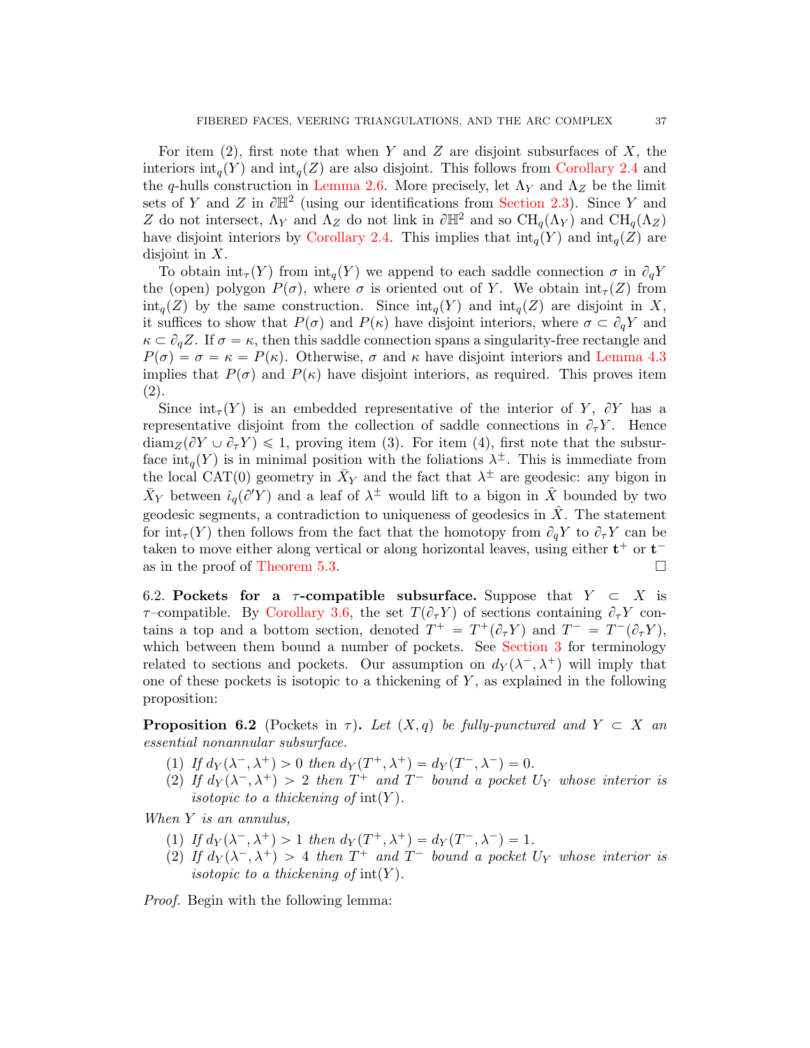For item (2), first note that when $Y$ and $Z$ are disjoint subsurfaces of $X$, the interiors $\mathrm{int}_q(Y)$ and $\mathrm{int}_q(Z)$ are also disjoint. This follows from Corollary 2.4 and the $q$-hulls construction in Lemma 2.6. More precisely, let $\Lambda_Y$ and $\Lambda_Z$ be the limit sets of $Y$ and $Z$ in $\partial\mathbb{H}^2$ (using our identifications from Section 2.3). Since $Y$ and $Z$ do not intersect, $\Lambda_Y$ and $\Lambda_Z$ do not link in $\partial\mathbb{H}^2$ and so $\mathrm{CH}_q(\Lambda_Y)$ and $\mathrm{CH}_q(\Lambda_Z)$ have disjoint interiors by Corollary 2.4. This implies that $\mathrm{int}_q(Y)$ and $\mathrm{int}_q(Z)$ are disjoint in $X$.

To obtain $\mathrm{int}_\tau(Y)$ from $\mathrm{int}_q(Y)$ we append to each saddle connection $\sigma$ in $\partial_q Y$ the (open) polygon $P(\sigma)$, where $\sigma$ is oriented out of $Y$. We obtain $\mathrm{int}_\tau(Z)$ from $\mathrm{int}_q(Z)$ by the same construction. Since $\mathrm{int}_q(Y)$ and $\mathrm{int}_q(Z)$ are disjoint in $X$, it suffices to show that $P(\sigma)$ and $P(\kappa)$ have disjoint interiors, where $\sigma \subset \partial_q Y$ and $\kappa \subset \partial_q Z$. If $\sigma = \kappa$, then this saddle connection spans a singularity-free rectangle and $P(\sigma) = \sigma = \kappa = P(\kappa)$. Otherwise, $\sigma$ and $\kappa$ have disjoint interiors and Lemma 4.3 implies that $P(\sigma)$ and $P(\kappa)$ have disjoint interiors, as required. This proves item (2).

Since $\mathrm{int}_\tau(Y)$ is an embedded representative of the interior of $Y$, $\partial Y$ has a representative disjoint from the collection of saddle connections in $\partial_\tau Y$. Hence $\mathrm{diam}_Z(\partial Y \cup \partial_\tau Y) \leqslant 1$, proving item (3). For item (4), first note that the subsurface $\mathrm{int}_q(Y)$ is in minimal position with the foliations $\lambda^\pm$. This is immediate from the local CAT(0) geometry in $\bar{X}_Y$ and the fact that $\lambda^\pm$ are geodesic: any bigon in $\bar{X}_Y$ between $\hat{\iota}_q(\partial' Y)$ and a leaf of $\lambda^\pm$ would lift to a bigon in $\hat{X}$ bounded by two geodesic segments, a contradiction to uniqueness of geodesics in $\hat{X}$. The statement for $\mathrm{int}_\tau(Y)$ then follows from the fact that the homotopy from $\partial_q Y$ to $\partial_\tau Y$ can be taken to move either along vertical or along horizontal leaves, using either $\mathbf{t}^+$ or $\mathbf{t}^-$ as in the proof of Theorem 5.3. $\square$

### 6.2. Pockets for a $\tau$-compatible subsurface.

Suppose that $Y \subset X$ is $\tau$–compatible. By Corollary 3.6, the set $T(\partial_\tau Y)$ of sections containing $\partial_\tau Y$ contains a top and a bottom section, denoted $T^+ = T^+(\partial_\tau Y)$ and $T^- = T^-(\partial_\tau Y)$, which between them bound a number of pockets. See Section 3 for terminology related to sections and pockets. Our assumption on $d_Y(\lambda^-, \lambda^+)$ will imply that one of these pockets is isotopic to a thickening of $Y$, as explained in the following proposition:

**Proposition 6.2** (Pockets in $\tau$)**.** *Let $(X, q)$ be fully-punctured and $Y \subset X$ an essential nonannular subsurface.*

1. *If $d_Y(\lambda^-, \lambda^+) > 0$ then $d_Y(T^+, \lambda^+) = d_Y(T^-, \lambda^-) = 0$.*
2. *If $d_Y(\lambda^-, \lambda^+) > 2$ then $T^+$ and $T^-$ bound a pocket $U_Y$ whose interior is isotopic to a thickening of $\mathrm{int}(Y)$.*

*When $Y$ is an annulus,*

1. *If $d_Y(\lambda^-, \lambda^+) > 1$ then $d_Y(T^+, \lambda^+) = d_Y(T^-, \lambda^-) = 1$.*
2. *If $d_Y(\lambda^-, \lambda^+) > 4$ then $T^+$ and $T^-$ bound a pocket $U_Y$ whose interior is isotopic to a thickening of $\mathrm{int}(Y)$.*

*Proof.* Begin with the following lemma: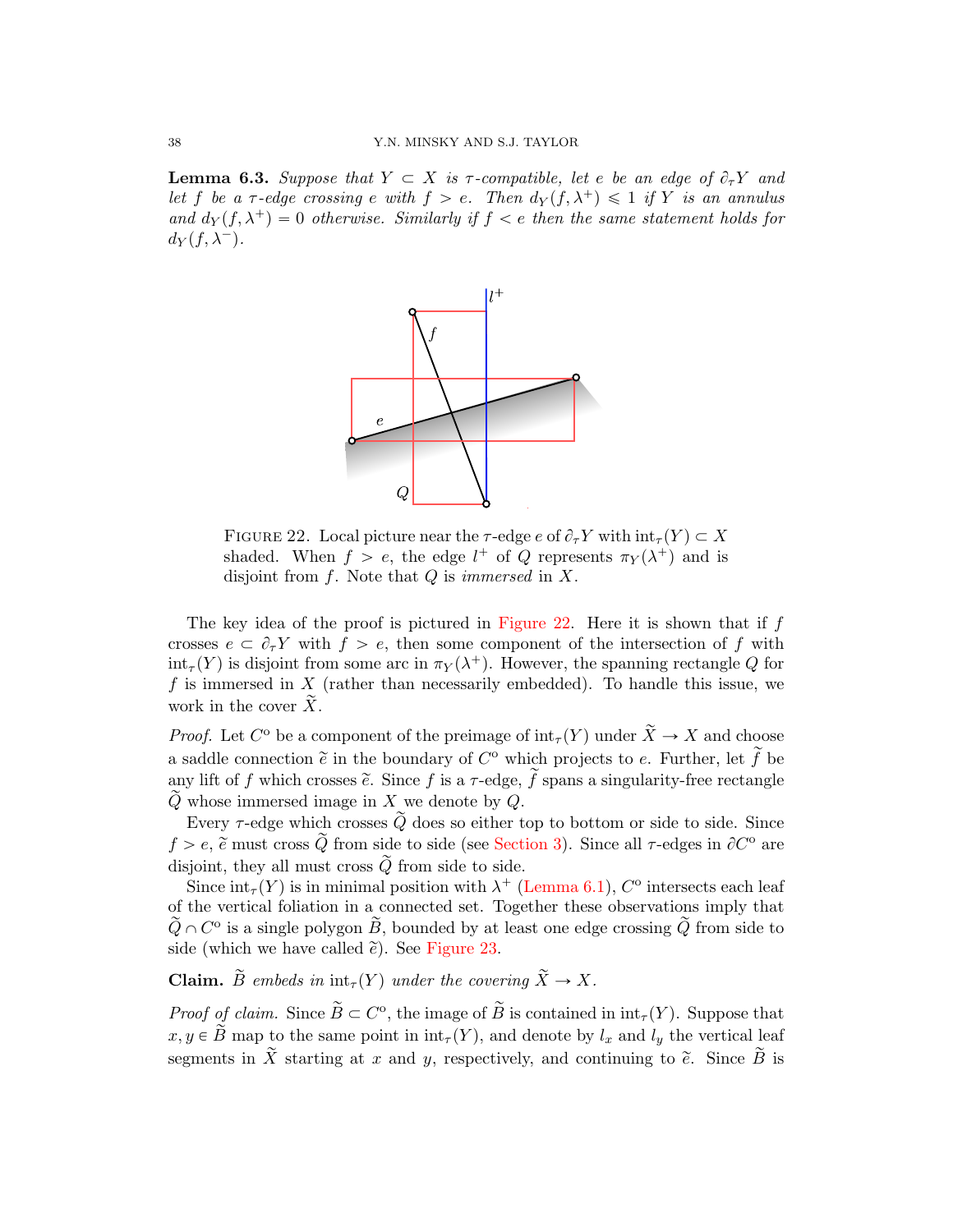**Lemma 6.3.** *Suppose that $Y \subset X$ is $\tau$-compatible, let $e$ be an edge of $\partial_\tau Y$ and let $f$ be a $\tau$-edge crossing $e$ with $f > e$. Then $d_Y(f, \lambda^+) \leqslant 1$ if $Y$ is an annulus and $d_Y(f, \lambda^+) = 0$ otherwise. Similarly if $f < e$ then the same statement holds for $d_Y(f, \lambda^-)$.*

FIGURE 22. Local picture near the $\tau$-edge $e$ of $\partial_\tau Y$ with $\mathrm{int}_\tau(Y) \subset X$ shaded. When $f > e$, the edge $l^+$ of $Q$ represents $\pi_Y(\lambda^+)$ and is disjoint from $f$. Note that $Q$ is *immersed* in $X$.

The key idea of the proof is pictured in Figure 22. Here it is shown that if $f$ crosses $e \subset \partial_\tau Y$ with $f > e$, then some component of the intersection of $f$ with $\mathrm{int}_\tau(Y)$ is disjoint from some arc in $\pi_Y(\lambda^+)$. However, the spanning rectangle $Q$ for $f$ is immersed in $X$ (rather than necessarily embedded). To handle this issue, we work in the cover $\widetilde{X}$.

*Proof.* Let $C^o$ be a component of the preimage of $\mathrm{int}_\tau(Y)$ under $\widetilde{X} \to X$ and choose a saddle connection $\tilde{e}$ in the boundary of $C^o$ which projects to $e$. Further, let $\tilde{f}$ be any lift of $f$ which crosses $\tilde{e}$. Since $f$ is a $\tau$-edge, $\tilde{f}$ spans a singularity-free rectangle $\widetilde{Q}$ whose immersed image in $X$ we denote by $Q$.

Every $\tau$-edge which crosses $\widetilde{Q}$ does so either top to bottom or side to side. Since $f > e$, $\tilde{e}$ must cross $\widetilde{Q}$ from side to side (see Section 3). Since all $\tau$-edges in $\partial C^o$ are disjoint, they all must cross $\widetilde{Q}$ from side to side.

Since $\mathrm{int}_\tau(Y)$ is in minimal position with $\lambda^+$ (Lemma 6.1), $C^o$ intersects each leaf of the vertical foliation in a connected set. Together these observations imply that $\widetilde{Q} \cap C^o$ is a single polygon $\widetilde{B}$, bounded by at least one edge crossing $\widetilde{Q}$ from side to side (which we have called $\tilde{e}$). See Figure 23.

**Claim.** *$\widetilde{B}$ embeds in $\mathrm{int}_\tau(Y)$ under the covering $\widetilde{X} \to X$.*

*Proof of claim.* Since $\widetilde{B} \subset C^o$, the image of $\widetilde{B}$ is contained in $\mathrm{int}_\tau(Y)$. Suppose that $x, y \in \widetilde{B}$ map to the same point in $\mathrm{int}_\tau(Y)$, and denote by $l_x$ and $l_y$ the vertical leaf segments in $\widetilde{X}$ starting at $x$ and $y$, respectively, and continuing to $\tilde{e}$. Since $\widetilde{B}$ is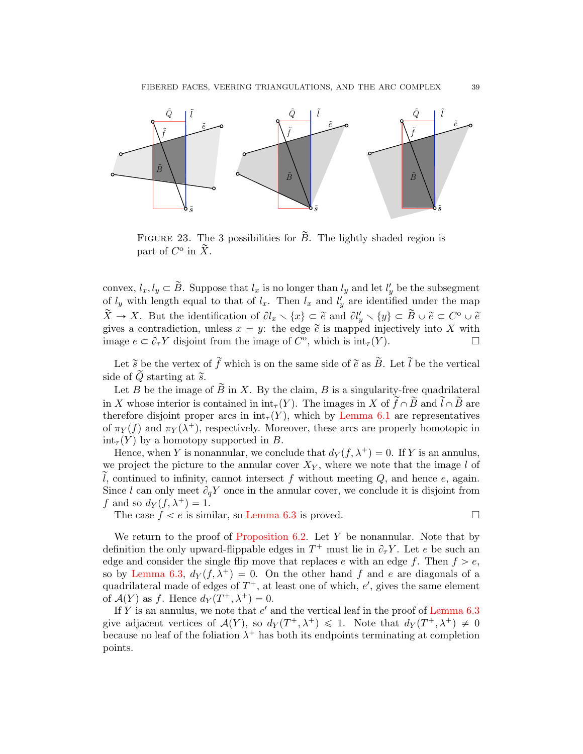FIGURE 23. The 3 possibilities for $\widetilde{B}$. The lightly shaded region is part of $C^{\mathrm{o}}$ in $\widetilde{X}$.

convex, $l_x, l_y \subset \widetilde{B}$. Suppose that $l_x$ is no longer than $l_y$ and let $l_y'$ be the subsegment of $l_y$ with length equal to that of $l_x$. Then $l_x$ and $l_y'$ are identified under the map $\widetilde{X} \to X$. But the identification of $\partial l_x \smallsetminus \{x\} \subset \widetilde{e}$ and $\partial l_y' \smallsetminus \{y\} \subset \widetilde{B} \cup \widetilde{e} \subset C^{\mathrm{o}} \cup \widetilde{e}$ gives a contradiction, unless $x = y$: the edge $\widetilde{e}$ is mapped injectively into $X$ with image $e \subset \partial_\tau Y$ disjoint from the image of $C^{\mathrm{o}}$, which is $\mathrm{int}_\tau(Y)$. $\square$

Let $\widetilde{s}$ be the vertex of $\widetilde{f}$ which is on the same side of $\widetilde{e}$ as $\widetilde{B}$. Let $\widetilde{l}$ be the vertical side of $\widetilde{Q}$ starting at $\widetilde{s}$.

Let $B$ be the image of $\widetilde{B}$ in $X$. By the claim, $B$ is a singularity-free quadrilateral in $X$ whose interior is contained in $\mathrm{int}_\tau(Y)$. The images in $X$ of $\widetilde{f} \cap \widetilde{B}$ and $\widetilde{l} \cap \widetilde{B}$ are therefore disjoint proper arcs in $\mathrm{int}_\tau(Y)$, which by Lemma 6.1 are representatives of $\pi_Y(f)$ and $\pi_Y(\lambda^+)$, respectively. Moreover, these arcs are properly homotopic in $\mathrm{int}_\tau(Y)$ by a homotopy supported in $B$.

Hence, when $Y$ is nonannular, we conclude that $d_Y(f, \lambda^+) = 0$. If $Y$ is an annulus, we project the picture to the annular cover $X_Y$, where we note that the image $l$ of $\widetilde{l}$, continued to infinity, cannot intersect $f$ without meeting $Q$, and hence $e$, again. Since $l$ can only meet $\partial_q Y$ once in the annular cover, we conclude it is disjoint from $f$ and so $d_Y(f, \lambda^+) = 1$.

The case $f < e$ is similar, so Lemma 6.3 is proved. $\square$

We return to the proof of Proposition 6.2. Let $Y$ be nonannular. Note that by definition the only upward-flippable edges in $T^+$ must lie in $\partial_\tau Y$. Let $e$ be such an edge and consider the single flip move that replaces $e$ with an edge $f$. Then $f > e$, so by Lemma 6.3, $d_Y(f, \lambda^+) = 0$. On the other hand $f$ and $e$ are diagonals of a quadrilateral made of edges of $T^+$, at least one of which, $e'$, gives the same element of $\mathcal{A}(Y)$ as $f$. Hence $d_Y(T^+, \lambda^+) = 0$.

If $Y$ is an annulus, we note that $e'$ and the vertical leaf in the proof of Lemma 6.3 give adjacent vertices of $\mathcal{A}(Y)$, so $d_Y(T^+, \lambda^+) \leqslant 1$. Note that $d_Y(T^+, \lambda^+) \neq 0$ because no leaf of the foliation $\lambda^+$ has both its endpoints terminating at completion points.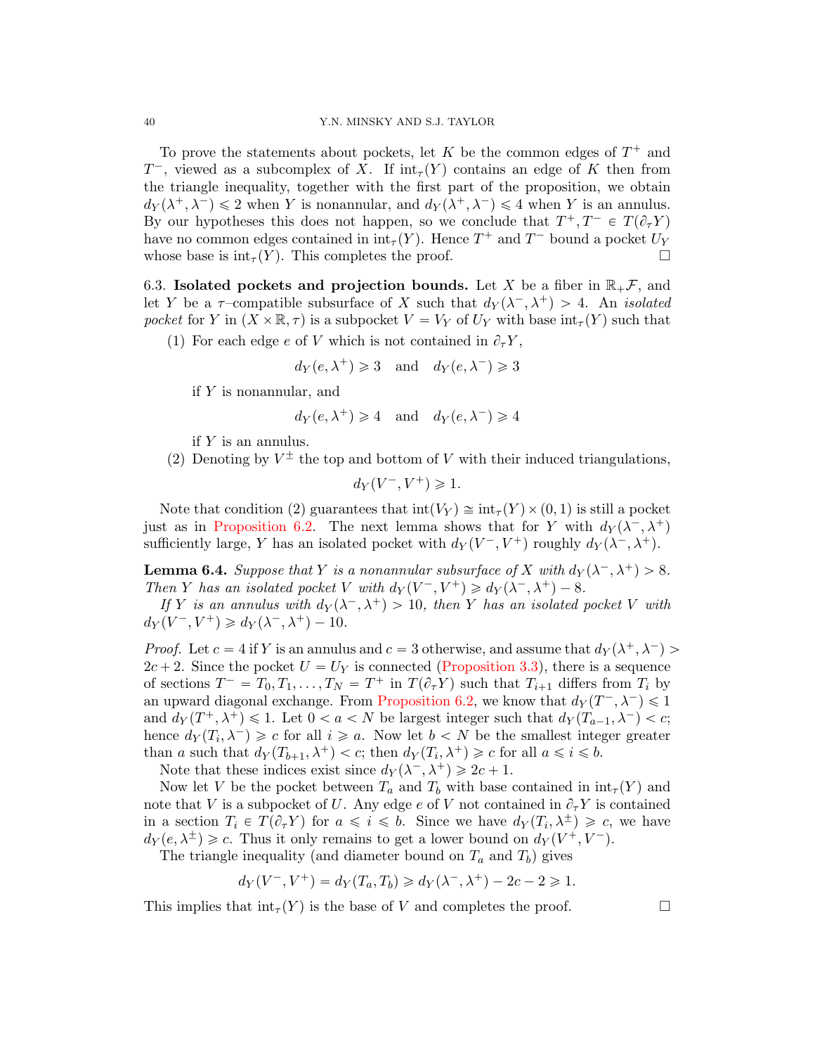To prove the statements about pockets, let $K$ be the common edges of $T^+$ and $T^-$, viewed as a subcomplex of $X$. If $\mathrm{int}_\tau(Y)$ contains an edge of $K$ then from the triangle inequality, together with the first part of the proposition, we obtain $d_Y(\lambda^+, \lambda^-) \leqslant 2$ when $Y$ is nonannular, and $d_Y(\lambda^+, \lambda^-) \leqslant 4$ when $Y$ is an annulus. By our hypotheses this does not happen, so we conclude that $T^+, T^- \in T(\partial_\tau Y)$ have no common edges contained in $\mathrm{int}_\tau(Y)$. Hence $T^+$ and $T^-$ bound a pocket $U_Y$ whose base is $\mathrm{int}_\tau(Y)$. This completes the proof. $\square$

6.3. **Isolated pockets and projection bounds.** Let $X$ be a fiber in $\mathbb{R}_+\mathcal{F}$, and let $Y$ be a $\tau$–compatible subsurface of $X$ such that $d_Y(\lambda^-, \lambda^+) > 4$. An *isolated pocket* for $Y$ in $(X \times \mathbb{R}, \tau)$ is a subpocket $V = V_Y$ of $U_Y$ with base $\mathrm{int}_\tau(Y)$ such that

(1) For each edge $e$ of $V$ which is not contained in $\partial_\tau Y$,
$$d_Y(e, \lambda^+) \geqslant 3 \quad \text{and} \quad d_Y(e, \lambda^-) \geqslant 3$$
if $Y$ is nonannular, and
$$d_Y(e, \lambda^+) \geqslant 4 \quad \text{and} \quad d_Y(e, \lambda^-) \geqslant 4$$
if $Y$ is an annulus.

(2) Denoting by $V^\pm$ the top and bottom of $V$ with their induced triangulations,
$$d_Y(V^-, V^+) \geqslant 1.$$

Note that condition (2) guarantees that $\mathrm{int}(V_Y) \cong \mathrm{int}_\tau(Y) \times (0,1)$ is still a pocket just as in Proposition 6.2. The next lemma shows that for $Y$ with $d_Y(\lambda^-, \lambda^+)$ sufficiently large, $Y$ has an isolated pocket with $d_Y(V^-, V^+)$ roughly $d_Y(\lambda^-, \lambda^+)$.

**Lemma 6.4.** *Suppose that $Y$ is a nonannular subsurface of $X$ with $d_Y(\lambda^-, \lambda^+) > 8$. Then $Y$ has an isolated pocket $V$ with $d_Y(V^-, V^+) \geqslant d_Y(\lambda^-, \lambda^+) - 8$.*

*If $Y$ is an annulus with $d_Y(\lambda^-, \lambda^+) > 10$, then $Y$ has an isolated pocket $V$ with $d_Y(V^-, V^+) \geqslant d_Y(\lambda^-, \lambda^+) - 10$.*

*Proof.* Let $c = 4$ if $Y$ is an annulus and $c = 3$ otherwise, and assume that $d_Y(\lambda^+, \lambda^-) > 2c + 2$. Since the pocket $U = U_Y$ is connected (Proposition 3.3), there is a sequence of sections $T^- = T_0, T_1, \ldots, T_N = T^+$ in $T(\partial_\tau Y)$ such that $T_{i+1}$ differs from $T_i$ by an upward diagonal exchange. From Proposition 6.2, we know that $d_Y(T^-, \lambda^-) \leqslant 1$ and $d_Y(T^+, \lambda^+) \leqslant 1$. Let $0 < a < N$ be largest integer such that $d_Y(T_{a-1}, \lambda^-) < c$; hence $d_Y(T_i, \lambda^-) \geqslant c$ for all $i \geqslant a$. Now let $b < N$ be the smallest integer greater than $a$ such that $d_Y(T_{b+1}, \lambda^+) < c$; then $d_Y(T_i, \lambda^+) \geqslant c$ for all $a \leqslant i \leqslant b$.

Note that these indices exist since $d_Y(\lambda^-, \lambda^+) \geqslant 2c + 1$.

Now let $V$ be the pocket between $T_a$ and $T_b$ with base contained in $\mathrm{int}_\tau(Y)$ and note that $V$ is a subpocket of $U$. Any edge $e$ of $V$ not contained in $\partial_\tau Y$ is contained in a section $T_i \in T(\partial_\tau Y)$ for $a \leqslant i \leqslant b$. Since we have $d_Y(T_i, \lambda^\pm) \geqslant c$, we have $d_Y(e, \lambda^\pm) \geqslant c$. Thus it only remains to get a lower bound on $d_Y(V^+, V^-)$.

The triangle inequality (and diameter bound on $T_a$ and $T_b$) gives
$$d_Y(V^-, V^+) = d_Y(T_a, T_b) \geqslant d_Y(\lambda^-, \lambda^+) - 2c - 2 \geqslant 1.$$
This implies that $\mathrm{int}_\tau(Y)$ is the base of $V$ and completes the proof. $\square$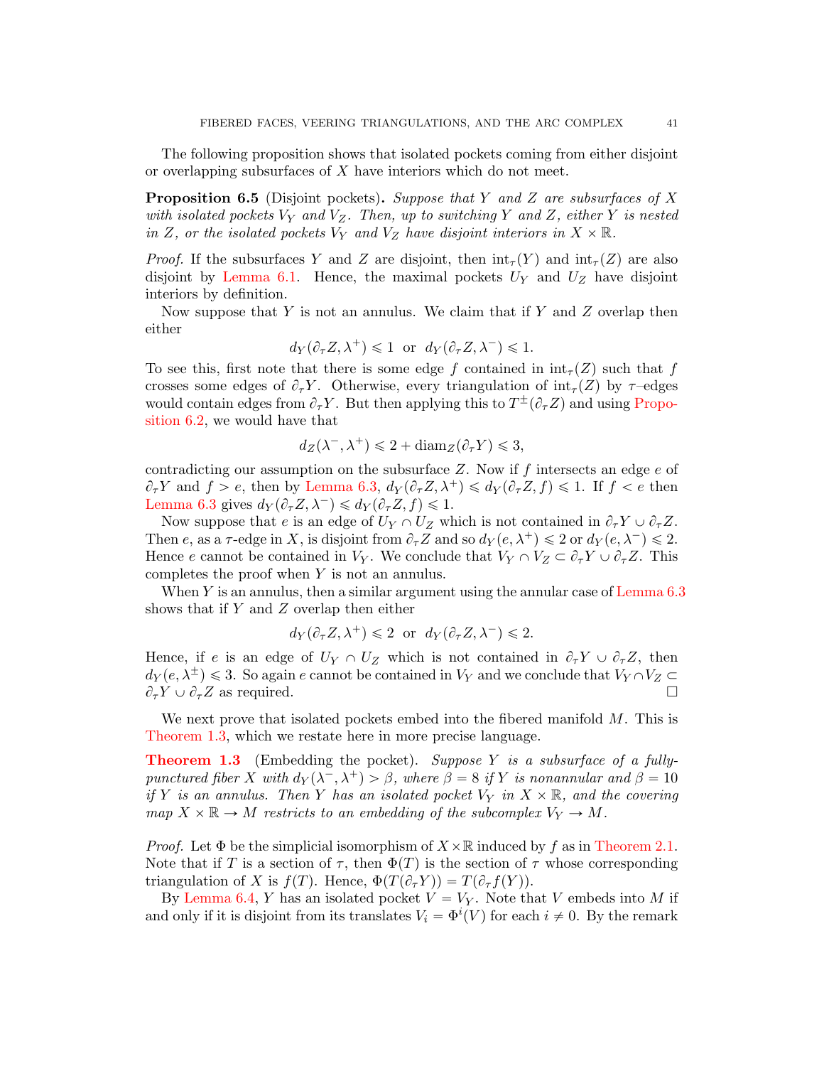The following proposition shows that isolated pockets coming from either disjoint or overlapping subsurfaces of $X$ have interiors which do not meet.

**Proposition 6.5** (Disjoint pockets)**.** *Suppose that $Y$ and $Z$ are subsurfaces of $X$ with isolated pockets $V_Y$ and $V_Z$. Then, up to switching $Y$ and $Z$, either $Y$ is nested in $Z$, or the isolated pockets $V_Y$ and $V_Z$ have disjoint interiors in $X \times \mathbb{R}$.*

*Proof.* If the subsurfaces $Y$ and $Z$ are disjoint, then $\mathrm{int}_\tau(Y)$ and $\mathrm{int}_\tau(Z)$ are also disjoint by Lemma 6.1. Hence, the maximal pockets $U_Y$ and $U_Z$ have disjoint interiors by definition.

Now suppose that $Y$ is not an annulus. We claim that if $Y$ and $Z$ overlap then either

$$d_Y(\partial_\tau Z, \lambda^+) \leqslant 1 \ \text{ or } \ d_Y(\partial_\tau Z, \lambda^-) \leqslant 1.$$

To see this, first note that there is some edge $f$ contained in $\mathrm{int}_\tau(Z)$ such that $f$ crosses some edges of $\partial_\tau Y$. Otherwise, every triangulation of $\mathrm{int}_\tau(Z)$ by $\tau$–edges would contain edges from $\partial_\tau Y$. But then applying this to $T^\pm(\partial_\tau Z)$ and using Proposition 6.2, we would have that

$$d_Z(\lambda^-, \lambda^+) \leqslant 2 + \mathrm{diam}_Z(\partial_\tau Y) \leqslant 3,$$

contradicting our assumption on the subsurface $Z$. Now if $f$ intersects an edge $e$ of $\partial_\tau Y$ and $f > e$, then by Lemma 6.3, $d_Y(\partial_\tau Z, \lambda^+) \leqslant d_Y(\partial_\tau Z, f) \leqslant 1$. If $f < e$ then Lemma 6.3 gives $d_Y(\partial_\tau Z, \lambda^-) \leqslant d_Y(\partial_\tau Z, f) \leqslant 1$.

Now suppose that $e$ is an edge of $U_Y \cap U_Z$ which is not contained in $\partial_\tau Y \cup \partial_\tau Z$. Then $e$, as a $\tau$-edge in $X$, is disjoint from $\partial_\tau Z$ and so $d_Y(e, \lambda^+) \leqslant 2$ or $d_Y(e, \lambda^-) \leqslant 2$. Hence $e$ cannot be contained in $V_Y$. We conclude that $V_Y \cap V_Z \subset \partial_\tau Y \cup \partial_\tau Z$. This completes the proof when $Y$ is not an annulus.

When $Y$ is an annulus, then a similar argument using the annular case of Lemma 6.3 shows that if $Y$ and $Z$ overlap then either

$$d_Y(\partial_\tau Z, \lambda^+) \leqslant 2 \ \text{ or } \ d_Y(\partial_\tau Z, \lambda^-) \leqslant 2.$$

Hence, if $e$ is an edge of $U_Y \cap U_Z$ which is not contained in $\partial_\tau Y \cup \partial_\tau Z$, then $d_Y(e, \lambda^\pm) \leqslant 3$. So again $e$ cannot be contained in $V_Y$ and we conclude that $V_Y \cap V_Z \subset \partial_\tau Y \cup \partial_\tau Z$ as required. □

We next prove that isolated pockets embed into the fibered manifold $M$. This is Theorem 1.3, which we restate here in more precise language.

**Theorem 1.3** (Embedding the pocket)**.** *Suppose $Y$ is a subsurface of a fully-punctured fiber $X$ with $d_Y(\lambda^-, \lambda^+) > \beta$, where $\beta = 8$ if $Y$ is nonannular and $\beta = 10$ if $Y$ is an annulus. Then $Y$ has an isolated pocket $V_Y$ in $X \times \mathbb{R}$, and the covering map $X \times \mathbb{R} \to M$ restricts to an embedding of the subcomplex $V_Y \to M$.*

*Proof.* Let $\Phi$ be the simplicial isomorphism of $X \times \mathbb{R}$ induced by $f$ as in Theorem 2.1. Note that if $T$ is a section of $\tau$, then $\Phi(T)$ is the section of $\tau$ whose corresponding triangulation of $X$ is $f(T)$. Hence, $\Phi(T(\partial_\tau Y)) = T(\partial_\tau f(Y))$.

By Lemma 6.4, $Y$ has an isolated pocket $V = V_Y$. Note that $V$ embeds into $M$ if and only if it is disjoint from its translates $V_i = \Phi^i(V)$ for each $i \neq 0$. By the remark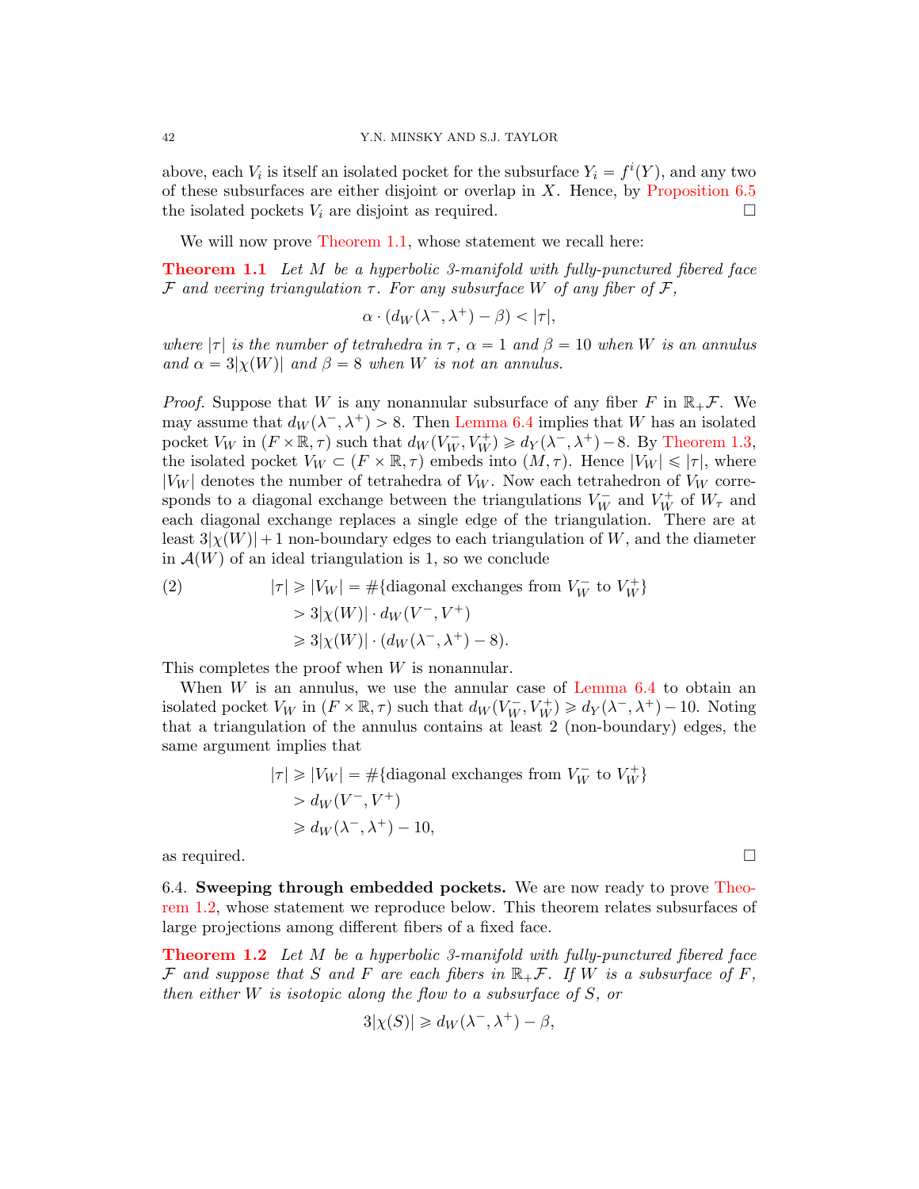above, each $V_i$ is itself an isolated pocket for the subsurface $Y_i = f^i(Y)$, and any two of these subsurfaces are either disjoint or overlap in $X$. Hence, by Proposition 6.5 the isolated pockets $V_i$ are disjoint as required. $\square$

We will now prove Theorem 1.1, whose statement we recall here:

**Theorem 1.1** *Let $M$ be a hyperbolic 3-manifold with fully-punctured fibered face $\mathcal{F}$ and veering triangulation $\tau$. For any subsurface $W$ of any fiber of $\mathcal{F}$,*

$$\alpha \cdot (d_W(\lambda^-, \lambda^+) - \beta) < |\tau|,$$

*where $|\tau|$ is the number of tetrahedra in $\tau$, $\alpha = 1$ and $\beta = 10$ when $W$ is an annulus and $\alpha = 3|\chi(W)|$ and $\beta = 8$ when $W$ is not an annulus.*

*Proof.* Suppose that $W$ is any nonannular subsurface of any fiber $F$ in $\mathbb{R}_+\mathcal{F}$. We may assume that $d_W(\lambda^-, \lambda^+) > 8$. Then Lemma 6.4 implies that $W$ has an isolated pocket $V_W$ in $(F \times \mathbb{R}, \tau)$ such that $d_W(V_W^-, V_W^+) \geqslant d_Y(\lambda^-, \lambda^+) - 8$. By Theorem 1.3, the isolated pocket $V_W \subset (F \times \mathbb{R}, \tau)$ embeds into $(M, \tau)$. Hence $|V_W| \leqslant |\tau|$, where $|V_W|$ denotes the number of tetrahedra of $V_W$. Now each tetrahedron of $V_W$ corresponds to a diagonal exchange between the triangulations $V_W^-$ and $V_W^+$ of $W_\tau$ and each diagonal exchange replaces a single edge of the triangulation. There are at least $3|\chi(W)| + 1$ non-boundary edges to each triangulation of $W$, and the diameter in $\mathcal{A}(W)$ of an ideal triangulation is 1, so we conclude

$$
\begin{aligned}
|\tau| &\geqslant |V_W| = \#\{\text{diagonal exchanges from } V_W^- \text{ to } V_W^+\} \\
&> 3|\chi(W)| \cdot d_W(V^-, V^+) \\
&\geqslant 3|\chi(W)| \cdot (d_W(\lambda^-, \lambda^+) - 8).
\end{aligned} \tag{2}
$$

This completes the proof when $W$ is nonannular.

When $W$ is an annulus, we use the annular case of Lemma 6.4 to obtain an isolated pocket $V_W$ in $(F \times \mathbb{R}, \tau)$ such that $d_W(V_W^-, V_W^+) \geqslant d_Y(\lambda^-, \lambda^+) - 10$. Noting that a triangulation of the annulus contains at least 2 (non-boundary) edges, the same argument implies that

$$
\begin{aligned}
|\tau| &\geqslant |V_W| = \#\{\text{diagonal exchanges from } V_W^- \text{ to } V_W^+\} \\
&> d_W(V^-, V^+) \\
&\geqslant d_W(\lambda^-, \lambda^+) - 10,
\end{aligned}
$$

as required. $\square$

6.4. **Sweeping through embedded pockets.** We are now ready to prove Theorem 1.2, whose statement we reproduce below. This theorem relates subsurfaces of large projections among different fibers of a fixed face.

**Theorem 1.2** *Let $M$ be a hyperbolic 3-manifold with fully-punctured fibered face $\mathcal{F}$ and suppose that $S$ and $F$ are each fibers in $\mathbb{R}_+\mathcal{F}$. If $W$ is a subsurface of $F$, then either $W$ is isotopic along the flow to a subsurface of $S$, or*

$$3|\chi(S)| \geqslant d_W(\lambda^-, \lambda^+) - \beta,$$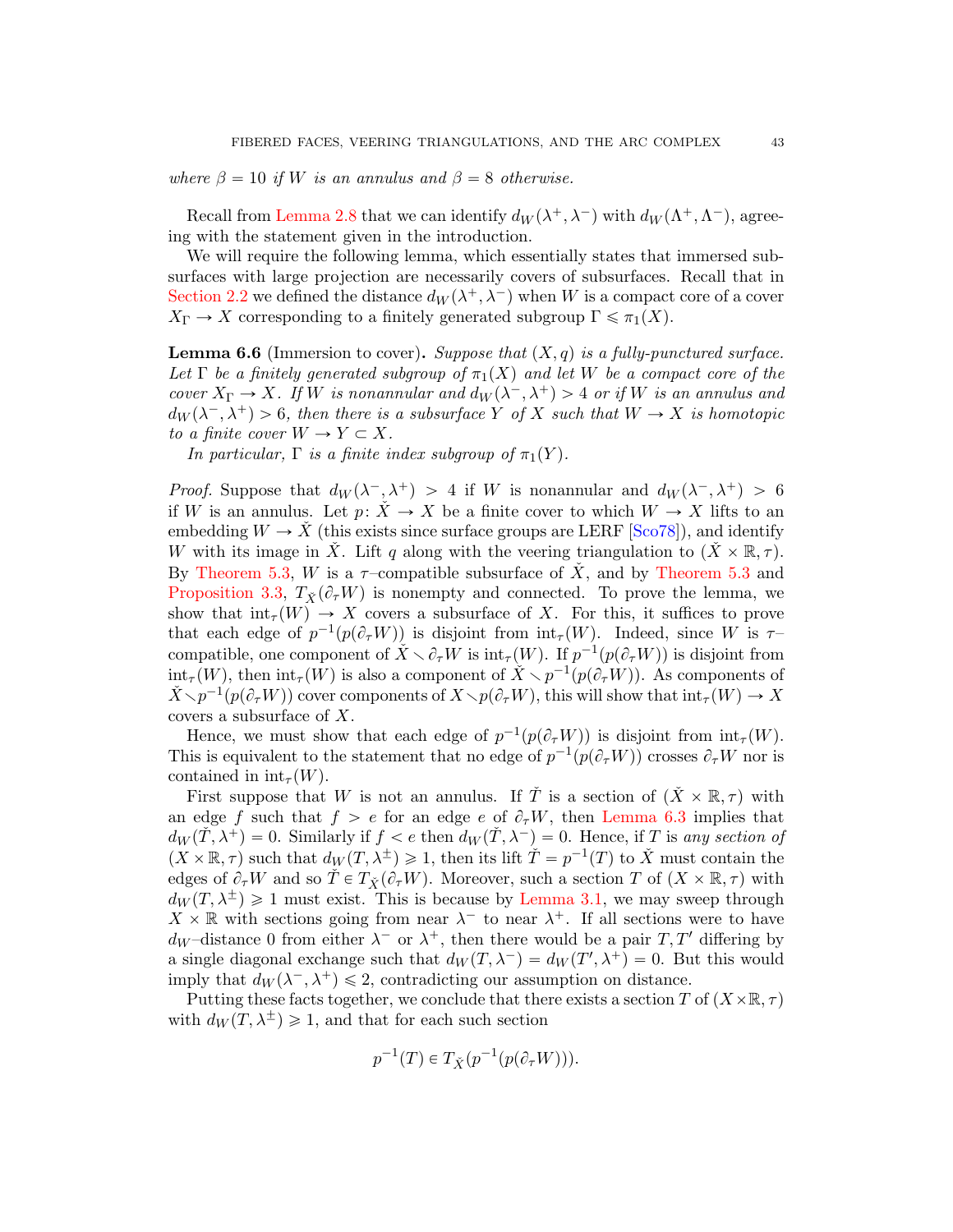*where $\beta = 10$ if $W$ is an annulus and $\beta = 8$ otherwise.*

Recall from Lemma 2.8 that we can identify $d_W(\lambda^+, \lambda^-)$ with $d_W(\Lambda^+, \Lambda^-)$, agreeing with the statement given in the introduction.

We will require the following lemma, which essentially states that immersed subsurfaces with large projection are necessarily covers of subsurfaces. Recall that in Section 2.2 we defined the distance $d_W(\lambda^+, \lambda^-)$ when $W$ is a compact core of a cover $X_\Gamma \to X$ corresponding to a finitely generated subgroup $\Gamma \leqslant \pi_1(X)$.

**Lemma 6.6** (Immersion to cover)**.** *Suppose that $(X, q)$ is a fully-punctured surface. Let $\Gamma$ be a finitely generated subgroup of $\pi_1(X)$ and let $W$ be a compact core of the cover $X_\Gamma \to X$. If $W$ is nonannular and $d_W(\lambda^-, \lambda^+) > 4$ or if $W$ is an annulus and $d_W(\lambda^-, \lambda^+) > 6$, then there is a subsurface $Y$ of $X$ such that $W \to X$ is homotopic to a finite cover $W \to Y \subset X$.*

*In particular, $\Gamma$ is a finite index subgroup of $\pi_1(Y)$.*

*Proof.* Suppose that $d_W(\lambda^-, \lambda^+) > 4$ if $W$ is nonannular and $d_W(\lambda^-, \lambda^+) > 6$ if $W$ is an annulus. Let $p\colon \check{X} \to X$ be a finite cover to which $W \to X$ lifts to an embedding $W \to \check{X}$ (this exists since surface groups are LERF [Sco78]), and identify $W$ with its image in $\check{X}$. Lift $q$ along with the veering triangulation to $(\check{X} \times \mathbb{R}, \tau)$. By Theorem 5.3, $W$ is a $\tau$–compatible subsurface of $\check{X}$, and by Theorem 5.3 and Proposition 3.3, $T_{\check{X}}(\partial_\tau W)$ is nonempty and connected. To prove the lemma, we show that $\mathrm{int}_\tau(W) \to X$ covers a subsurface of $X$. For this, it suffices to prove that each edge of $p^{-1}(p(\partial_\tau W))$ is disjoint from $\mathrm{int}_\tau(W)$. Indeed, since $W$ is $\tau$–compatible, one component of $\check{X} \smallsetminus \partial_\tau W$ is $\mathrm{int}_\tau(W)$. If $p^{-1}(p(\partial_\tau W))$ is disjoint from $\mathrm{int}_\tau(W)$, then $\mathrm{int}_\tau(W)$ is also a component of $\check{X} \smallsetminus p^{-1}(p(\partial_\tau W))$. As components of $\check{X} \smallsetminus p^{-1}(p(\partial_\tau W))$ cover components of $X \smallsetminus p(\partial_\tau W)$, this will show that $\mathrm{int}_\tau(W) \to X$ covers a subsurface of $X$.

Hence, we must show that each edge of $p^{-1}(p(\partial_\tau W))$ is disjoint from $\mathrm{int}_\tau(W)$. This is equivalent to the statement that no edge of $p^{-1}(p(\partial_\tau W))$ crosses $\partial_\tau W$ nor is contained in $\mathrm{int}_\tau(W)$.

First suppose that $W$ is not an annulus. If $\check{T}$ is a section of $(\check{X} \times \mathbb{R}, \tau)$ with an edge $f$ such that $f > e$ for an edge $e$ of $\partial_\tau W$, then Lemma 6.3 implies that $d_W(\check{T}, \lambda^+) = 0$. Similarly if $f < e$ then $d_W(\check{T}, \lambda^-) = 0$. Hence, if $T$ is *any section of* $(X \times \mathbb{R}, \tau)$ such that $d_W(T, \lambda^\pm) \geqslant 1$, then its lift $\check{T} = p^{-1}(T)$ to $\check{X}$ must contain the edges of $\partial_\tau W$ and so $\check{T} \in T_{\check{X}}(\partial_\tau W)$. Moreover, such a section $T$ of $(X \times \mathbb{R}, \tau)$ with $d_W(T, \lambda^\pm) \geqslant 1$ must exist. This is because by Lemma 3.1, we may sweep through $X \times \mathbb{R}$ with sections going from near $\lambda^-$ to near $\lambda^+$. If all sections were to have $d_W$–distance 0 from either $\lambda^-$ or $\lambda^+$, then there would be a pair $T, T'$ differing by a single diagonal exchange such that $d_W(T, \lambda^-) = d_W(T', \lambda^+) = 0$. But this would imply that $d_W(\lambda^-, \lambda^+) \leqslant 2$, contradicting our assumption on distance.

Putting these facts together, we conclude that there exists a section $T$ of $(X \times \mathbb{R}, \tau)$ with $d_W(T, \lambda^\pm) \geqslant 1$, and that for each such section

$$p^{-1}(T) \in T_{\check{X}}(p^{-1}(p(\partial_\tau W))).$$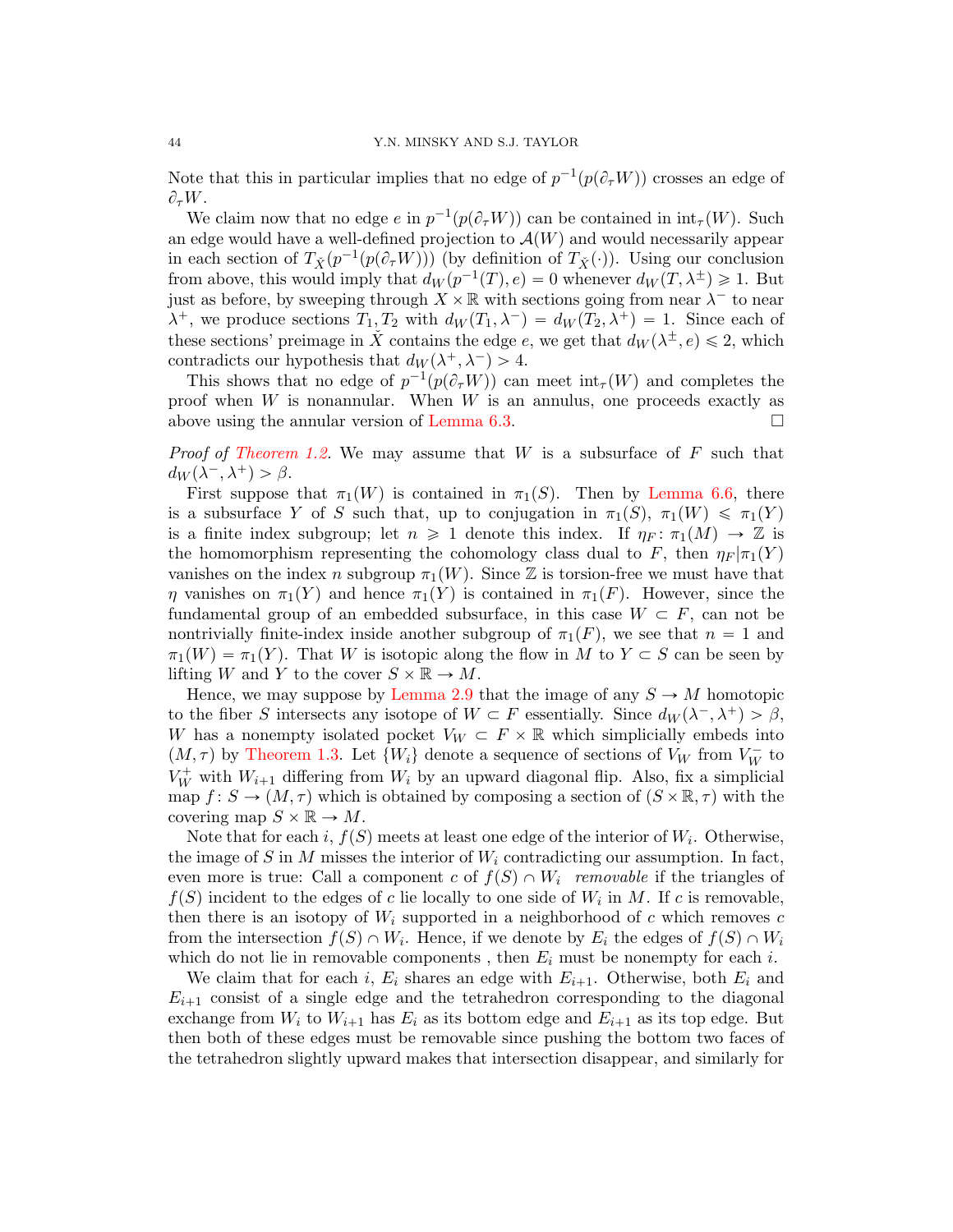Note that this in particular implies that no edge of $p^{-1}(p(\partial_\tau W))$ crosses an edge of $\partial_\tau W$.

We claim now that no edge $e$ in $p^{-1}(p(\partial_\tau W))$ can be contained in $\mathrm{int}_\tau(W)$. Such an edge would have a well-defined projection to $\mathcal{A}(W)$ and would necessarily appear in each section of $T_{\check{X}}(p^{-1}(p(\partial_\tau W)))$ (by definition of $T_{\check{X}}(\cdot)$). Using our conclusion from above, this would imply that $d_W(p^{-1}(T), e) = 0$ whenever $d_W(T, \lambda^\pm) \geqslant 1$. But just as before, by sweeping through $X \times \mathbb{R}$ with sections going from near $\lambda^-$ to near $\lambda^+$, we produce sections $T_1, T_2$ with $d_W(T_1, \lambda^-) = d_W(T_2, \lambda^+) = 1$. Since each of these sections' preimage in $\check{X}$ contains the edge $e$, we get that $d_W(\lambda^\pm, e) \leqslant 2$, which contradicts our hypothesis that $d_W(\lambda^+, \lambda^-) > 4$.

This shows that no edge of $p^{-1}(p(\partial_\tau W))$ can meet $\mathrm{int}_\tau(W)$ and completes the proof when $W$ is nonannular. When $W$ is an annulus, one proceeds exactly as above using the annular version of Lemma 6.3. ☐

*Proof of Theorem 1.2.* We may assume that $W$ is a subsurface of $F$ such that $d_W(\lambda^-, \lambda^+) > \beta$.

First suppose that $\pi_1(W)$ is contained in $\pi_1(S)$. Then by Lemma 6.6, there is a subsurface $Y$ of $S$ such that, up to conjugation in $\pi_1(S)$, $\pi_1(W) \leqslant \pi_1(Y)$ is a finite index subgroup; let $n \geqslant 1$ denote this index. If $\eta_F \colon \pi_1(M) \to \mathbb{Z}$ is the homomorphism representing the cohomology class dual to $F$, then $\eta_F|\pi_1(Y)$ vanishes on the index $n$ subgroup $\pi_1(W)$. Since $\mathbb{Z}$ is torsion-free we must have that $\eta$ vanishes on $\pi_1(Y)$ and hence $\pi_1(Y)$ is contained in $\pi_1(F)$. However, since the fundamental group of an embedded subsurface, in this case $W \subset F$, can not be nontrivially finite-index inside another subgroup of $\pi_1(F)$, we see that $n = 1$ and $\pi_1(W) = \pi_1(Y)$. That $W$ is isotopic along the flow in $M$ to $Y \subset S$ can be seen by lifting $W$ and $Y$ to the cover $S \times \mathbb{R} \to M$.

Hence, we may suppose by Lemma 2.9 that the image of any $S \to M$ homotopic to the fiber $S$ intersects any isotope of $W \subset F$ essentially. Since $d_W(\lambda^-, \lambda^+) > \beta$, $W$ has a nonempty isolated pocket $V_W \subset F \times \mathbb{R}$ which simplicially embeds into $(M, \tau)$ by Theorem 1.3. Let $\{W_i\}$ denote a sequence of sections of $V_W$ from $V_W^-$ to $V_W^+$ with $W_{i+1}$ differing from $W_i$ by an upward diagonal flip. Also, fix a simplicial map $f \colon S \to (M, \tau)$ which is obtained by composing a section of $(S \times \mathbb{R}, \tau)$ with the covering map $S \times \mathbb{R} \to M$.

Note that for each $i$, $f(S)$ meets at least one edge of the interior of $W_i$. Otherwise, the image of $S$ in $M$ misses the interior of $W_i$ contradicting our assumption. In fact, even more is true: Call a component $c$ of $f(S) \cap W_i$ *removable* if the triangles of $f(S)$ incident to the edges of $c$ lie locally to one side of $W_i$ in $M$. If $c$ is removable, then there is an isotopy of $W_i$ supported in a neighborhood of $c$ which removes $c$ from the intersection $f(S) \cap W_i$. Hence, if we denote by $E_i$ the edges of $f(S) \cap W_i$ which do not lie in removable components , then $E_i$ must be nonempty for each $i$.

We claim that for each $i$, $E_i$ shares an edge with $E_{i+1}$. Otherwise, both $E_i$ and $E_{i+1}$ consist of a single edge and the tetrahedron corresponding to the diagonal exchange from $W_i$ to $W_{i+1}$ has $E_i$ as its bottom edge and $E_{i+1}$ as its top edge. But then both of these edges must be removable since pushing the bottom two faces of the tetrahedron slightly upward makes that intersection disappear, and similarly for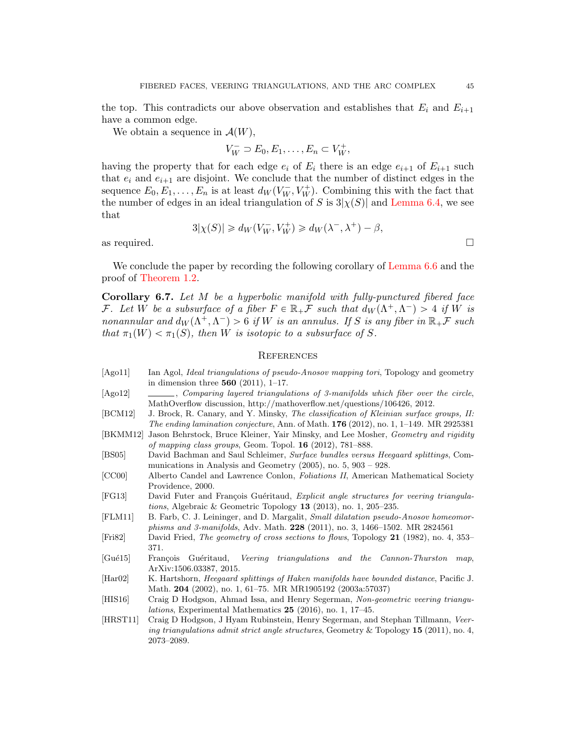the top. This contradicts our above observation and establishes that $E_i$ and $E_{i+1}$ have a common edge.

We obtain a sequence in $\mathcal{A}(W)$,

$$V_W^- \supset E_0, E_1, \ldots, E_n \subset V_W^+,$$

having the property that for each edge $e_i$ of $E_i$ there is an edge $e_{i+1}$ of $E_{i+1}$ such that $e_i$ and $e_{i+1}$ are disjoint. We conclude that the number of distinct edges in the sequence $E_0, E_1, \ldots, E_n$ is at least $d_W(V_W^-, V_W^+)$. Combining this with the fact that the number of edges in an ideal triangulation of $S$ is $3|\chi(S)|$ and Lemma 6.4, we see that

$$3|\chi(S)| \geqslant d_W(V_W^-, V_W^+) \geqslant d_W(\lambda^-, \lambda^+) - \beta,$$

as required. $\square$

We conclude the paper by recording the following corollary of Lemma 6.6 and the proof of Theorem 1.2.

**Corollary 6.7.** *Let $M$ be a hyperbolic manifold with fully-punctured fibered face $\mathcal{F}$. Let $W$ be a subsurface of a fiber $F \in \mathbb{R}_+\mathcal{F}$ such that $d_W(\Lambda^+, \Lambda^-) > 4$ if $W$ is nonannular and $d_W(\Lambda^+, \Lambda^-) > 6$ if $W$ is an annulus. If $S$ is any fiber in $\mathbb{R}_+\mathcal{F}$ such that $\pi_1(W) < \pi_1(S)$, then $W$ is isotopic to a subsurface of $S$.*

## References

- [Ago11] Ian Agol, *Ideal triangulations of pseudo-Anosov mapping tori*, Topology and geometry in dimension three **560** (2011), 1–17.
- [Ago12] ———, *Comparing layered triangulations of 3-manifolds which fiber over the circle*, MathOverflow discussion, http://mathoverflow.net/questions/106426, 2012.
- [BCM12] J. Brock, R. Canary, and Y. Minsky, *The classification of Kleinian surface groups, II: The ending lamination conjecture*, Ann. of Math. **176** (2012), no. 1, 1–149. MR 2925381
- [BKMM12] Jason Behrstock, Bruce Kleiner, Yair Minsky, and Lee Mosher, *Geometry and rigidity of mapping class groups*, Geom. Topol. **16** (2012), 781–888.
- [BS05] David Bachman and Saul Schleimer, *Surface bundles versus Heegaard splittings*, Communications in Analysis and Geometry (2005), no. 5, 903 – 928.
- [CC00] Alberto Candel and Lawrence Conlon, *Foliations II*, American Mathematical Society Providence, 2000.
- [FG13] David Futer and François Guéritaud, *Explicit angle structures for veering triangulations*, Algebraic & Geometric Topology **13** (2013), no. 1, 205–235.
- [FLM11] B. Farb, C. J. Leininger, and D. Margalit, *Small dilatation pseudo-Anosov homeomorphisms and 3-manifolds*, Adv. Math. **228** (2011), no. 3, 1466–1502. MR 2824561
- [Fri82] David Fried, *The geometry of cross sections to flows*, Topology **21** (1982), no. 4, 353–371.
- [Gué15] François Guéritaud, *Veering triangulations and the Cannon-Thurston map*, ArXiv:1506.03387, 2015.
- [Har02] K. Hartshorn, *Heegaard splittings of Haken manifolds have bounded distance*, Pacific J. Math. **204** (2002), no. 1, 61–75. MR MR1905192 (2003a:57037)
- [HIS16] Craig D Hodgson, Ahmad Issa, and Henry Segerman, *Non-geometric veering triangulations*, Experimental Mathematics **25** (2016), no. 1, 17–45.
- [HRST11] Craig D Hodgson, J Hyam Rubinstein, Henry Segerman, and Stephan Tillmann, *Veering triangulations admit strict angle structures*, Geometry & Topology **15** (2011), no. 4, 2073–2089.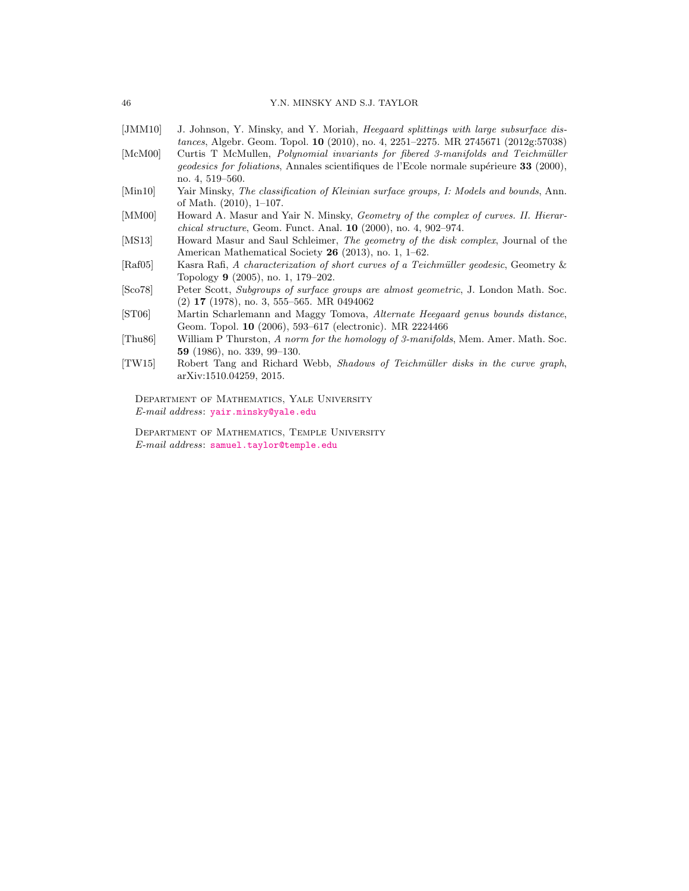- [JMM10] J. Johnson, Y. Minsky, and Y. Moriah, *Heegaard splittings with large subsurface distances*, Algebr. Geom. Topol. **10** (2010), no. 4, 2251–2275. MR 2745671 (2012g:57038)
- [McM00] Curtis T McMullen, *Polynomial invariants for fibered 3-manifolds and Teichmüller geodesics for foliations*, Annales scientifiques de l'Ecole normale supérieure **33** (2000), no. 4, 519–560.
- [Min10] Yair Minsky, *The classification of Kleinian surface groups, I: Models and bounds*, Ann. of Math. (2010), 1–107.
- [MM00] Howard A. Masur and Yair N. Minsky, *Geometry of the complex of curves. II. Hierarchical structure*, Geom. Funct. Anal. **10** (2000), no. 4, 902–974.
- [MS13] Howard Masur and Saul Schleimer, *The geometry of the disk complex*, Journal of the American Mathematical Society **26** (2013), no. 1, 1–62.
- [Raf05] Kasra Rafi, *A characterization of short curves of a Teichmüller geodesic*, Geometry & Topology **9** (2005), no. 1, 179–202.
- [Sco78] Peter Scott, *Subgroups of surface groups are almost geometric*, J. London Math. Soc. (2) **17** (1978), no. 3, 555–565. MR 0494062
- [ST06] Martin Scharlemann and Maggy Tomova, *Alternate Heegaard genus bounds distance*, Geom. Topol. **10** (2006), 593–617 (electronic). MR 2224466
- [Thu86] William P Thurston, *A norm for the homology of 3-manifolds*, Mem. Amer. Math. Soc. **59** (1986), no. 339, 99–130.
- [TW15] Robert Tang and Richard Webb, *Shadows of Teichmüller disks in the curve graph*, arXiv:1510.04259, 2015.

Department of Mathematics, Yale University
*E-mail address*: yair.minsky@yale.edu

Department of Mathematics, Temple University
*E-mail address*: samuel.taylor@temple.edu